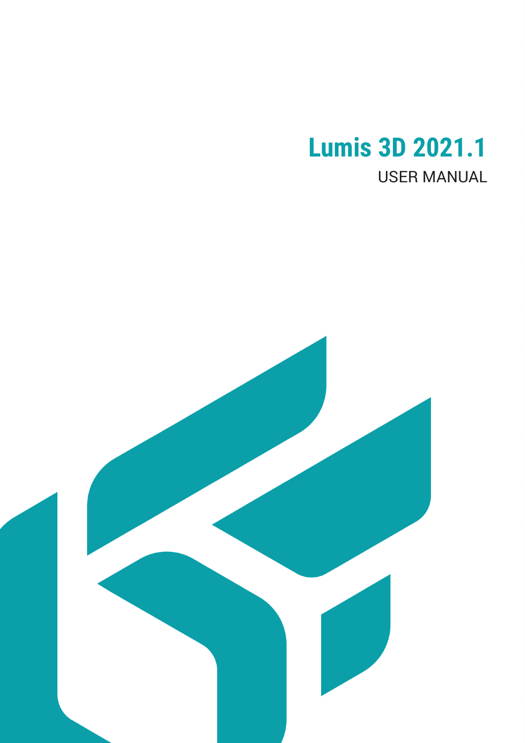# Lumis 3D 2021.1

USER MANUAL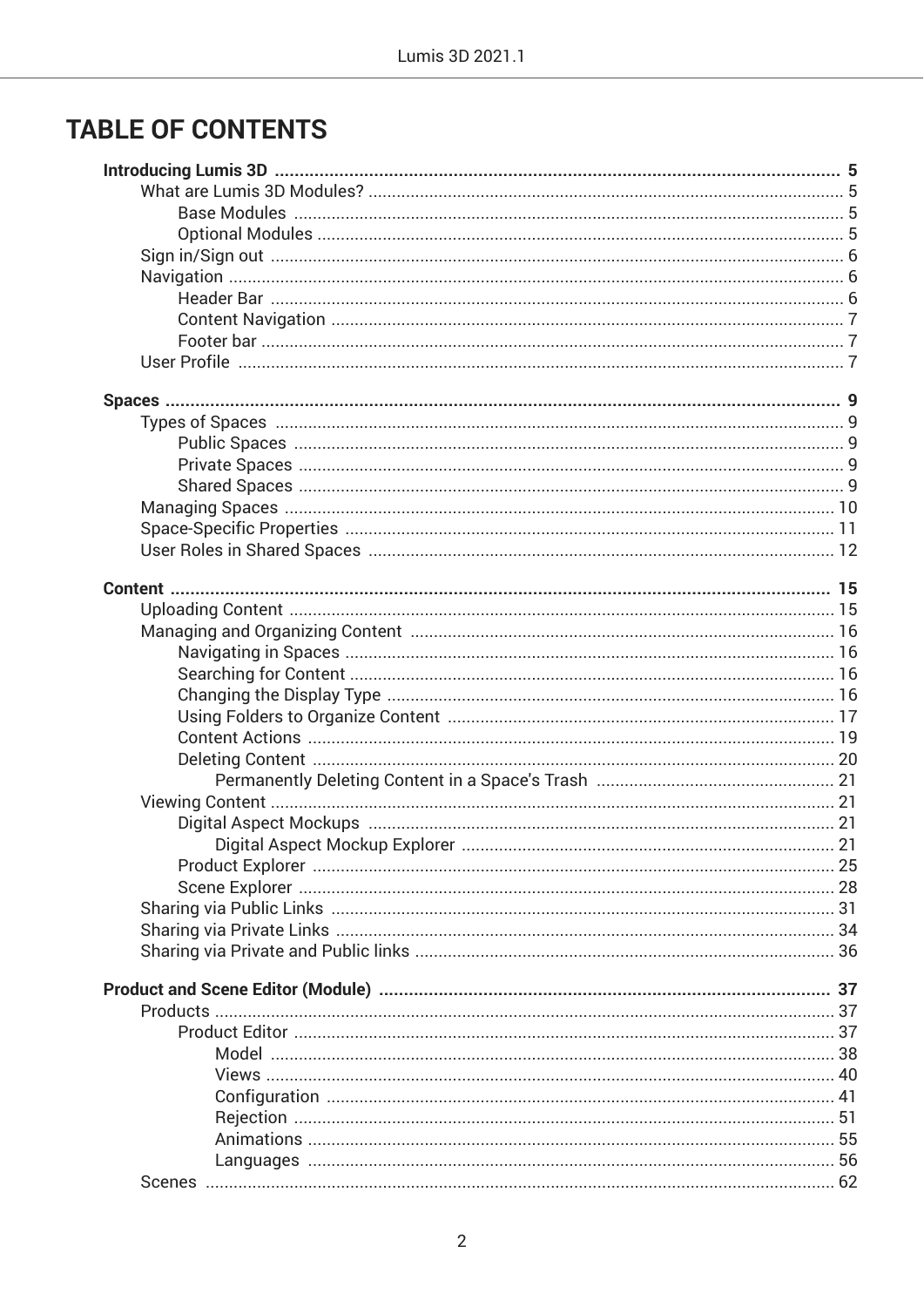# TABLE OF CONTENTS

- **Introducing Lumis 3D** ..... **5**
  - What are Lumis 3D Modules? ..... 5
    - Base Modules ..... 5
    - Optional Modules ..... 5
  - Sign in/Sign out ..... 6
  - Navigation ..... 6
    - Header Bar ..... 6
    - Content Navigation ..... 7
    - Footer bar ..... 7
  - User Profile ..... 7

- **Spaces** ..... **9**
  - Types of Spaces ..... 9
    - Public Spaces ..... 9
    - Private Spaces ..... 9
    - Shared Spaces ..... 9
  - Managing Spaces ..... 10
  - Space-Specific Properties ..... 11
  - User Roles in Shared Spaces ..... 12

- **Content** ..... **15**
  - Uploading Content ..... 15
  - Managing and Organizing Content ..... 16
    - Navigating in Spaces ..... 16
    - Searching for Content ..... 16
    - Changing the Display Type ..... 16
    - Using Folders to Organize Content ..... 17
    - Content Actions ..... 19
    - Deleting Content ..... 20
      - Permanently Deleting Content in a Space's Trash ..... 21
  - Viewing Content ..... 21
    - Digital Aspect Mockups ..... 21
      - Digital Aspect Mockup Explorer ..... 21
    - Product Explorer ..... 25
    - Scene Explorer ..... 28
  - Sharing via Public Links ..... 31
  - Sharing via Private Links ..... 34
  - Sharing via Private and Public links ..... 36

- **Product and Scene Editor (Module)** ..... **37**
  - Products ..... 37
    - Product Editor ..... 37
      - Model ..... 38
      - Views ..... 40
      - Configuration ..... 41
      - Rejection ..... 51
      - Animations ..... 55
      - Languages ..... 56
  - Scenes ..... 62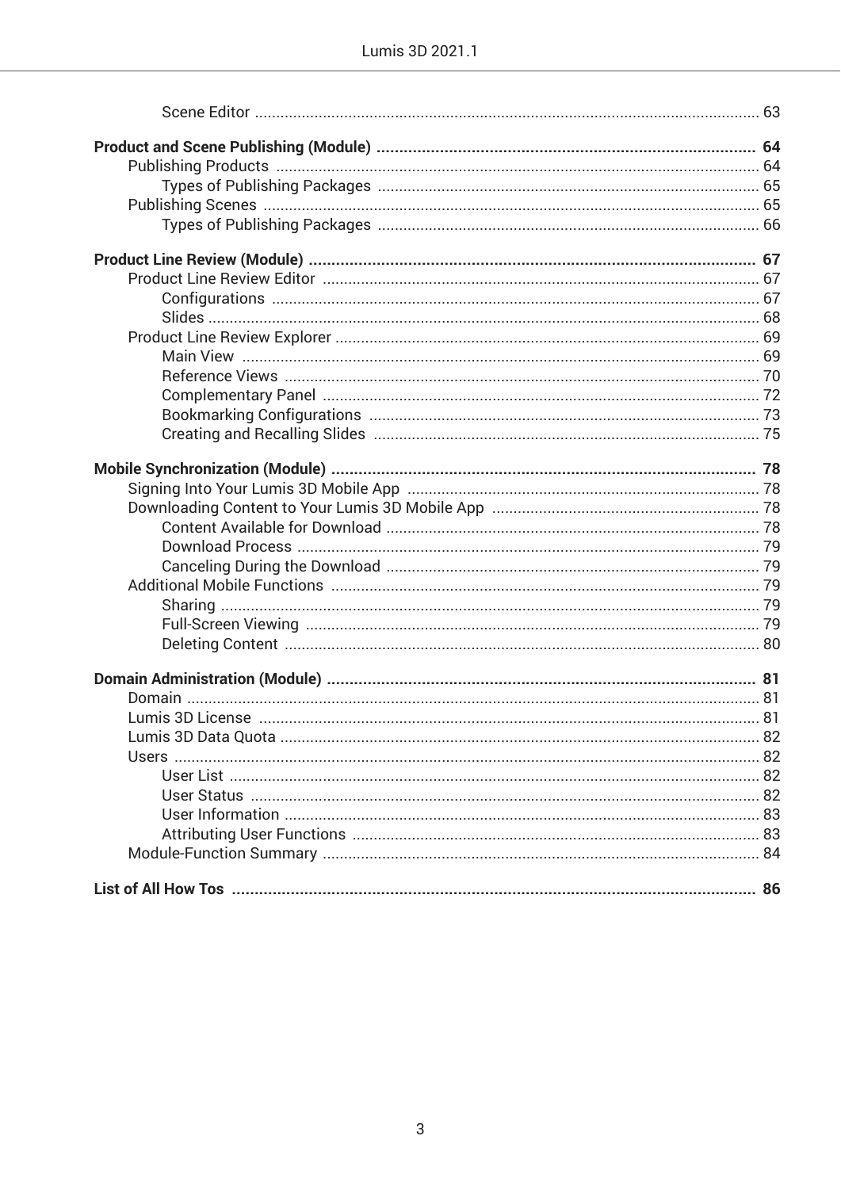Scene Editor ..................................................................................................................... 63

**Product and Scene Publishing (Module) .................................................................................. 64**

Publishing Products ................................................................................................................. 64

Types of Publishing Packages ......................................................................................... 65

Publishing Scenes .................................................................................................................... 65

Types of Publishing Packages ......................................................................................... 66

**Product Line Review (Module) .................................................................................................. 67**

Product Line Review Editor ..................................................................................................... 67

Configurations ................................................................................................................. 67

Slides ................................................................................................................................ 68

Product Line Review Explorer ................................................................................................. 69

Main View ......................................................................................................................... 69

Reference Views .............................................................................................................. 70

Complementary Panel ...................................................................................................... 72

Bookmarking Configurations ........................................................................................... 73

Creating and Recalling Slides .......................................................................................... 75

**Mobile Synchronization (Module) ............................................................................................. 78**

Signing Into Your Lumis 3D Mobile App .................................................................................. 78

Downloading Content to Your Lumis 3D Mobile App .............................................................. 78

Content Available for Download ....................................................................................... 78

Download Process ............................................................................................................ 79

Canceling During the Download ....................................................................................... 79

Additional Mobile Functions .................................................................................................... 79

Sharing .............................................................................................................................. 79

Full-Screen Viewing .......................................................................................................... 79

Deleting Content .............................................................................................................. 80

**Domain Administration (Module) .............................................................................................. 81**

Domain ...................................................................................................................................... 81

Lumis 3D License ..................................................................................................................... 81

Lumis 3D Data Quota ................................................................................................................ 82

Users ......................................................................................................................................... 82

User List ............................................................................................................................ 82

User Status ....................................................................................................................... 82

User Information ............................................................................................................... 83

Attributing User Functions ............................................................................................... 83

Module-Function Summary ...................................................................................................... 84

**List of All How Tos .................................................................................................................... 86**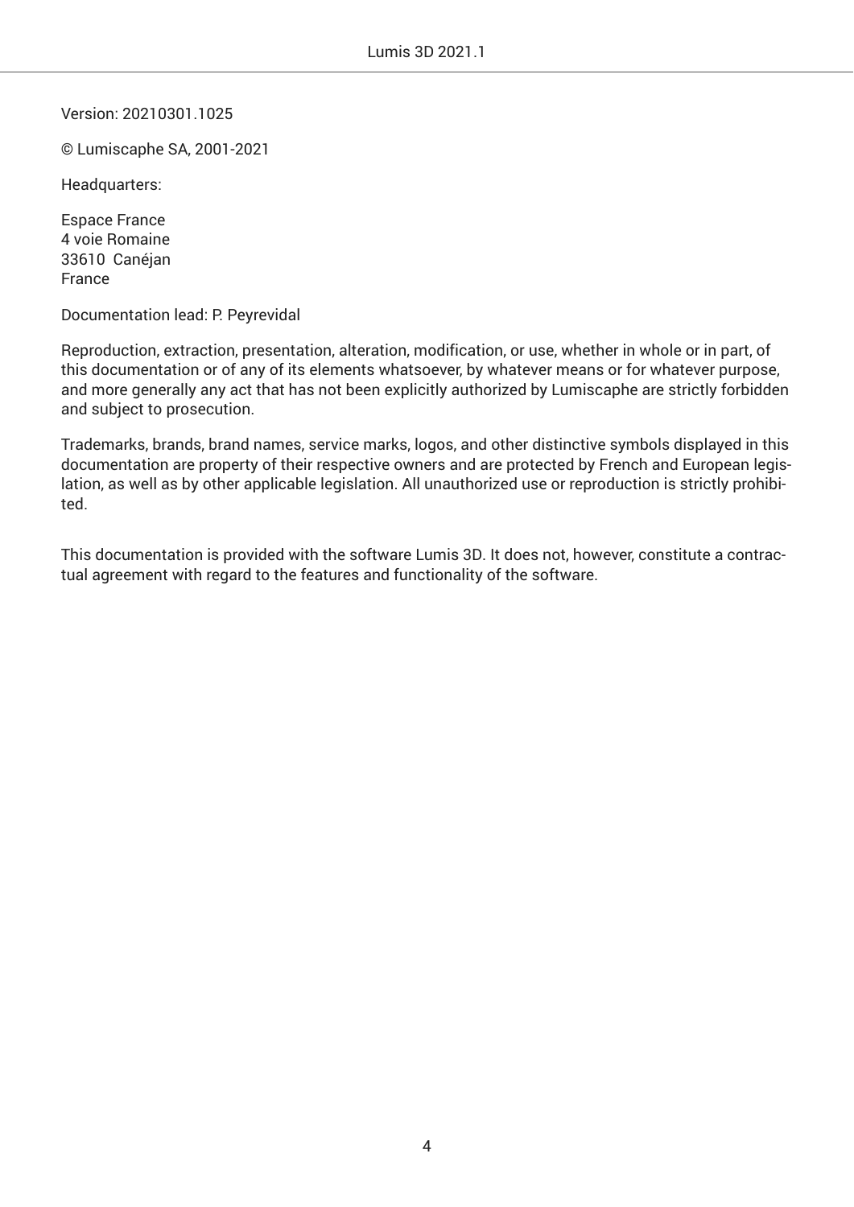Version: 20210301.1025

© Lumiscaphe SA, 2001-2021

Headquarters:

Espace France
4 voie Romaine
33610 Canéjan
France

Documentation lead: P. Peyrevidal

Reproduction, extraction, presentation, alteration, modification, or use, whether in whole or in part, of this documentation or of any of its elements whatsoever, by whatever means or for whatever purpose, and more generally any act that has not been explicitly authorized by Lumiscaphe are strictly forbidden and subject to prosecution.

Trademarks, brands, brand names, service marks, logos, and other distinctive symbols displayed in this documentation are property of their respective owners and are protected by French and European legislation, as well as by other applicable legislation. All unauthorized use or reproduction is strictly prohibited.

This documentation is provided with the software Lumis 3D. It does not, however, constitute a contractual agreement with regard to the features and functionality of the software.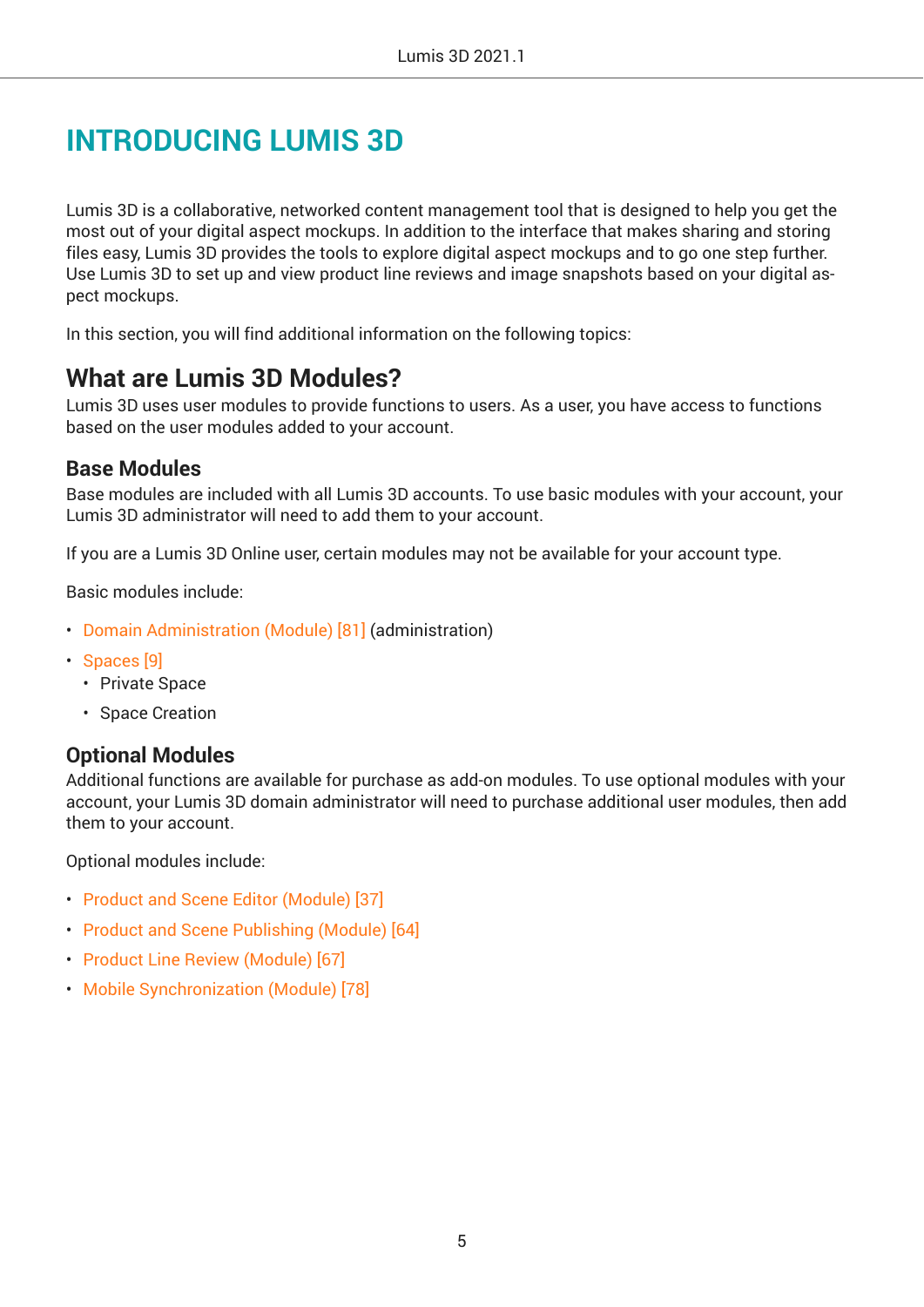# INTRODUCING LUMIS 3D

Lumis 3D is a collaborative, networked content management tool that is designed to help you get the most out of your digital aspect mockups. In addition to the interface that makes sharing and storing files easy, Lumis 3D provides the tools to explore digital aspect mockups and to go one step further. Use Lumis 3D to set up and view product line reviews and image snapshots based on your digital aspect mockups.

In this section, you will find additional information on the following topics:

## What are Lumis 3D Modules?

Lumis 3D uses user modules to provide functions to users. As a user, you have access to functions based on the user modules added to your account.

### Base Modules

Base modules are included with all Lumis 3D accounts. To use basic modules with your account, your Lumis 3D administrator will need to add them to your account.

If you are a Lumis 3D Online user, certain modules may not be available for your account type.

Basic modules include:

- Domain Administration (Module) [81] (administration)
- Spaces [9]
  - Private Space
  - Space Creation

### Optional Modules

Additional functions are available for purchase as add-on modules. To use optional modules with your account, your Lumis 3D domain administrator will need to purchase additional user modules, then add them to your account.

Optional modules include:

- Product and Scene Editor (Module) [37]
- Product and Scene Publishing (Module) [64]
- Product Line Review (Module) [67]
- Mobile Synchronization (Module) [78]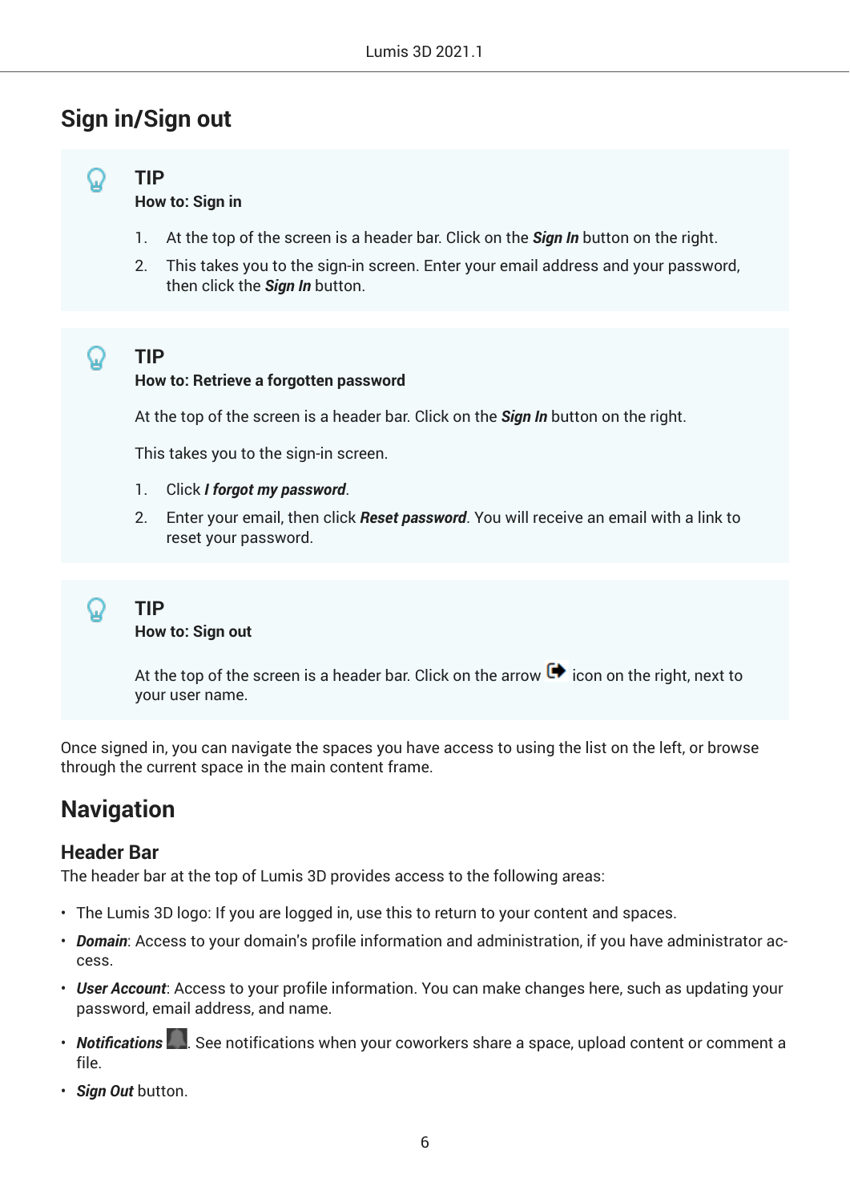## Sign in/Sign out

> **TIP**
>
> **How to: Sign in**
>
> 1. At the top of the screen is a header bar. Click on the ***Sign In*** button on the right.
> 2. This takes you to the sign-in screen. Enter your email address and your password, then click the ***Sign In*** button.

> **TIP**
>
> **How to: Retrieve a forgotten password**
>
> At the top of the screen is a header bar. Click on the ***Sign In*** button on the right.
>
> This takes you to the sign-in screen.
>
> 1. Click ***I forgot my password***.
> 2. Enter your email, then click ***Reset password***. You will receive an email with a link to reset your password.

> **TIP**
>
> **How to: Sign out**
>
> At the top of the screen is a header bar. Click on the arrow icon on the right, next to your user name.

Once signed in, you can navigate the spaces you have access to using the list on the left, or browse through the current space in the main content frame.

## Navigation

### Header Bar

The header bar at the top of Lumis 3D provides access to the following areas:

- The Lumis 3D logo: If you are logged in, use this to return to your content and spaces.
- ***Domain***: Access to your domain's profile information and administration, if you have administrator access.
- ***User Account***: Access to your profile information. You can make changes here, such as updating your password, email address, and name.
- ***Notifications***. See notifications when your coworkers share a space, upload content or comment a file.
- ***Sign Out*** button.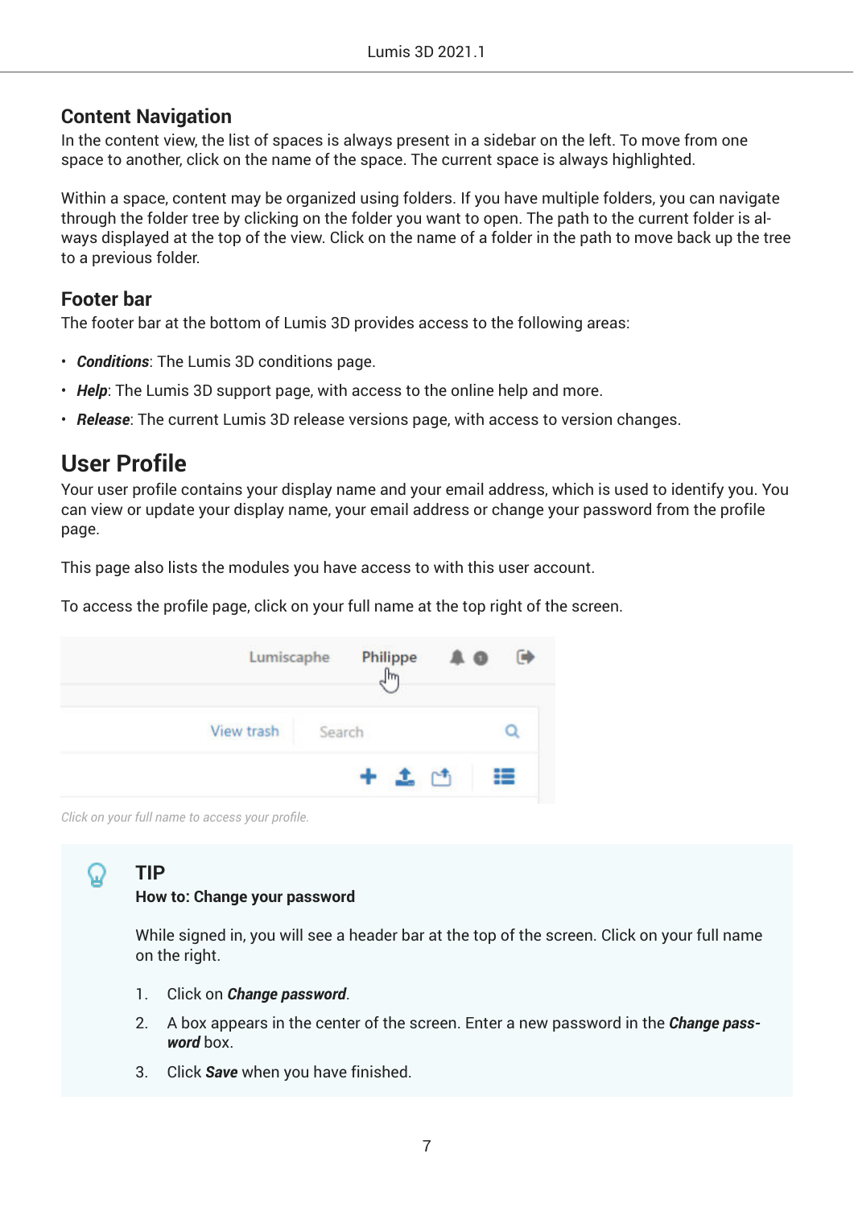### Content Navigation

In the content view, the list of spaces is always present in a sidebar on the left. To move from one space to another, click on the name of the space. The current space is always highlighted.

Within a space, content may be organized using folders. If you have multiple folders, you can navigate through the folder tree by clicking on the folder you want to open. The path to the current folder is always displayed at the top of the view. Click on the name of a folder in the path to move back up the tree to a previous folder.

### Footer bar

The footer bar at the bottom of Lumis 3D provides access to the following areas:

- ***Conditions***: The Lumis 3D conditions page.
- ***Help***: The Lumis 3D support page, with access to the online help and more.
- ***Release***: The current Lumis 3D release versions page, with access to version changes.

## User Profile

Your user profile contains your display name and your email address, which is used to identify you. You can view or update your display name, your email address or change your password from the profile page.

This page also lists the modules you have access to with this user account.

To access the profile page, click on your full name at the top right of the screen.

*Click on your full name to access your profile.*

> **TIP**
>
> **How to: Change your password**
>
> While signed in, you will see a header bar at the top of the screen. Click on your full name on the right.
>
> 1. Click on ***Change password***.
> 2. A box appears in the center of the screen. Enter a new password in the ***Change password*** box.
> 3. Click ***Save*** when you have finished.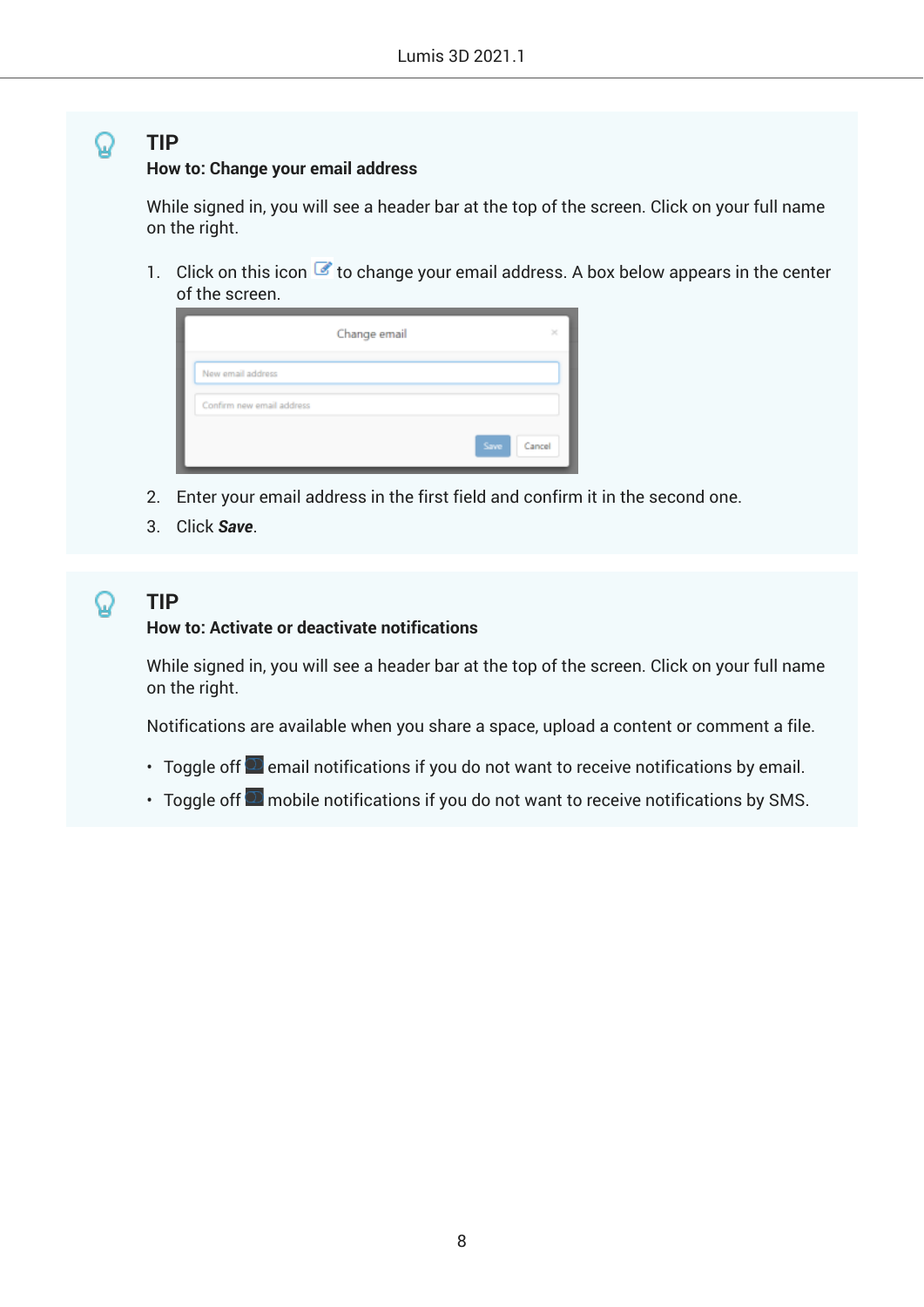### TIP

**How to: Change your email address**

While signed in, you will see a header bar at the top of the screen. Click on your full name on the right.

1. Click on this icon to change your email address. A box below appears in the center of the screen.
2. Enter your email address in the first field and confirm it in the second one.
3. Click ***Save***.

### TIP

**How to: Activate or deactivate notifications**

While signed in, you will see a header bar at the top of the screen. Click on your full name on the right.

Notifications are available when you share a space, upload a content or comment a file.

- Toggle off email notifications if you do not want to receive notifications by email.
- Toggle off mobile notifications if you do not want to receive notifications by SMS.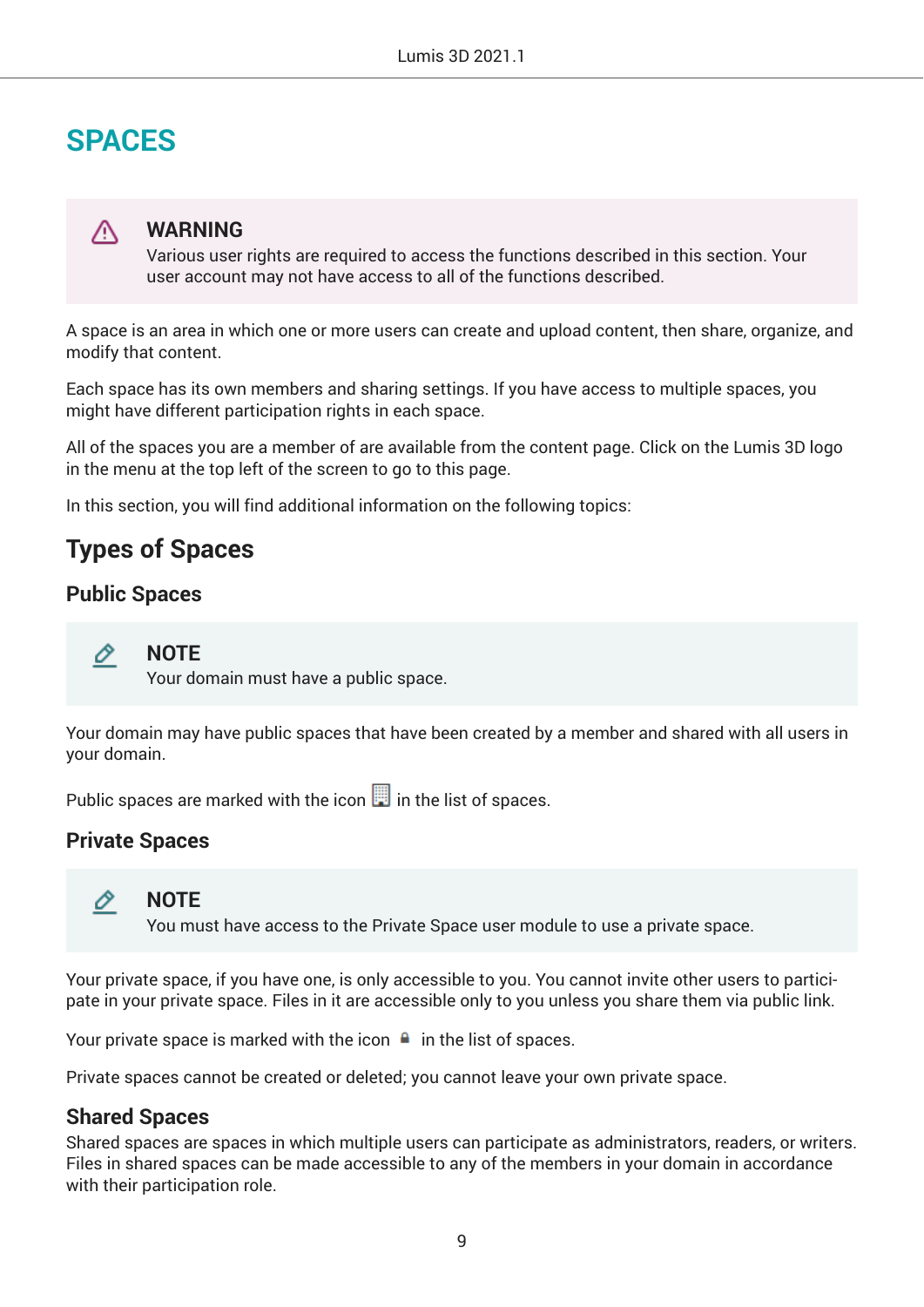# SPACES

> ⚠ **WARNING**
> Various user rights are required to access the functions described in this section. Your user account may not have access to all of the functions described.

A space is an area in which one or more users can create and upload content, then share, organize, and modify that content.

Each space has its own members and sharing settings. If you have access to multiple spaces, you might have different participation rights in each space.

All of the spaces you are a member of are available from the content page. Click on the Lumis 3D logo in the menu at the top left of the screen to go to this page.

In this section, you will find additional information on the following topics:

## Types of Spaces

### Public Spaces

> **NOTE**
> Your domain must have a public space.

Your domain may have public spaces that have been created by a member and shared with all users in your domain.

Public spaces are marked with the icon in the list of spaces.

### Private Spaces

> **NOTE**
> You must have access to the Private Space user module to use a private space.

Your private space, if you have one, is only accessible to you. You cannot invite other users to participate in your private space. Files in it are accessible only to you unless you share them via public link.

Your private space is marked with the icon in the list of spaces.

Private spaces cannot be created or deleted; you cannot leave your own private space.

### Shared Spaces

Shared spaces are spaces in which multiple users can participate as administrators, readers, or writers. Files in shared spaces can be made accessible to any of the members in your domain in accordance with their participation role.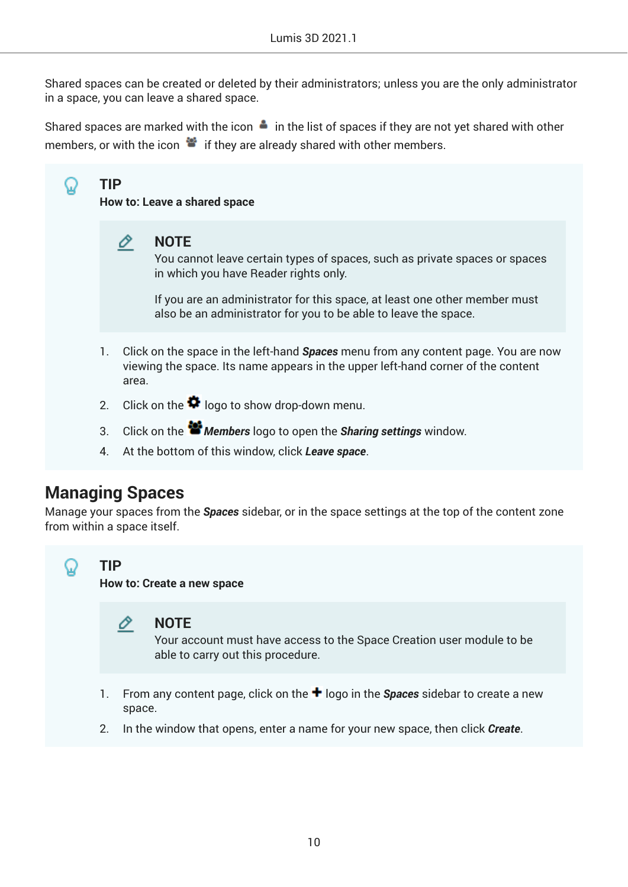Shared spaces can be created or deleted by their administrators; unless you are the only administrator in a space, you can leave a shared space.

Shared spaces are marked with the icon in the list of spaces if they are not yet shared with other members, or with the icon if they are already shared with other members.

> **TIP**
>
> **How to: Leave a shared space**
>
> > **NOTE**
> >
> > You cannot leave certain types of spaces, such as private spaces or spaces in which you have Reader rights only.
> >
> > If you are an administrator for this space, at least one other member must also be an administrator for you to be able to leave the space.
>
> 1. Click on the space in the left-hand ***Spaces*** menu from any content page. You are now viewing the space. Its name appears in the upper left-hand corner of the content area.
> 2. Click on the logo to show drop-down menu.
> 3. Click on the ***Members*** logo to open the ***Sharing settings*** window.
> 4. At the bottom of this window, click ***Leave space***.

## Managing Spaces

Manage your spaces from the ***Spaces*** sidebar, or in the space settings at the top of the content zone from within a space itself.

> **TIP**
>
> **How to: Create a new space**
>
> > **NOTE**
> >
> > Your account must have access to the Space Creation user module to be able to carry out this procedure.
>
> 1. From any content page, click on the + logo in the ***Spaces*** sidebar to create a new space.
> 2. In the window that opens, enter a name for your new space, then click ***Create***.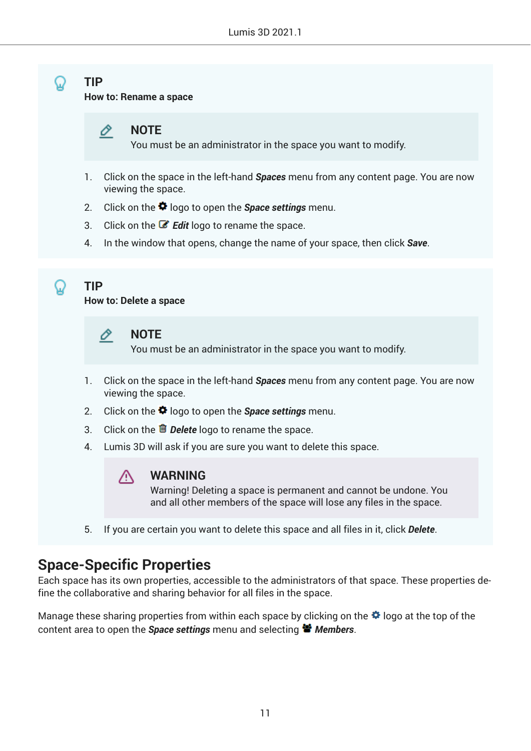> **TIP**
> **How to: Rename a space**
>
> > **NOTE**
> > You must be an administrator in the space you want to modify.
>
> 1. Click on the space in the left-hand ***Spaces*** menu from any content page. You are now viewing the space.
> 2. Click on the logo to open the ***Space settings*** menu.
> 3. Click on the ***Edit*** logo to rename the space.
> 4. In the window that opens, change the name of your space, then click ***Save***.

> **TIP**
> **How to: Delete a space**
>
> > **NOTE**
> > You must be an administrator in the space you want to modify.
>
> 1. Click on the space in the left-hand ***Spaces*** menu from any content page. You are now viewing the space.
> 2. Click on the logo to open the ***Space settings*** menu.
> 3. Click on the ***Delete*** logo to rename the space.
> 4. Lumis 3D will ask if you are sure you want to delete this space.
>
> > **WARNING**
> > Warning! Deleting a space is permanent and cannot be undone. You and all other members of the space will lose any files in the space.
>
> 5. If you are certain you want to delete this space and all files in it, click ***Delete***.

## Space-Specific Properties

Each space has its own properties, accessible to the administrators of that space. These properties define the collaborative and sharing behavior for all files in the space.

Manage these sharing properties from within each space by clicking on the logo at the top of the content area to open the ***Space settings*** menu and selecting ***Members***.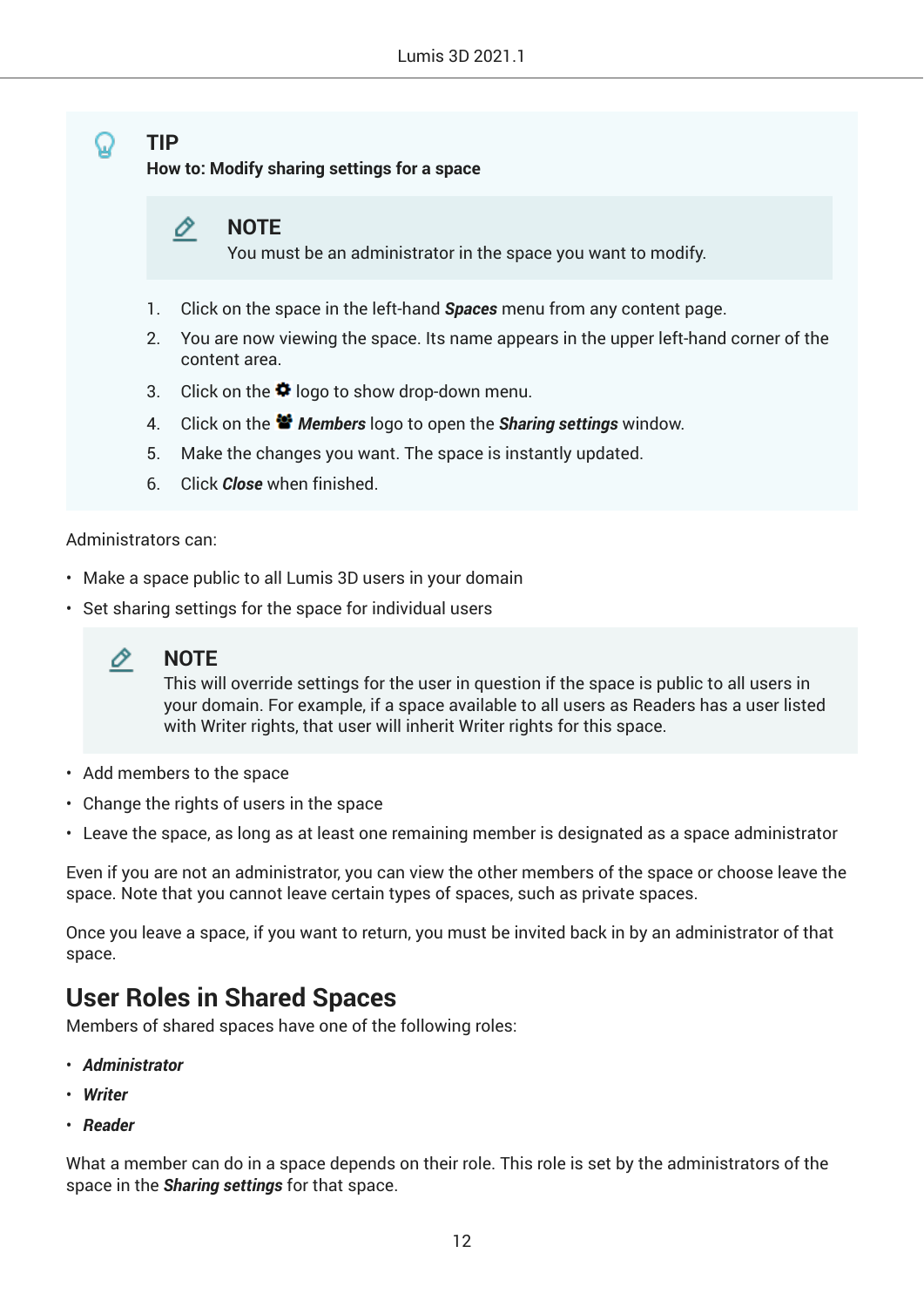> **TIP**
>
> **How to: Modify sharing settings for a space**
>
> > **NOTE**
> >
> > You must be an administrator in the space you want to modify.
>
> 1. Click on the space in the left-hand ***Spaces*** menu from any content page.
> 2. You are now viewing the space. Its name appears in the upper left-hand corner of the content area.
> 3. Click on the ⚙ logo to show drop-down menu.
> 4. Click on the ***Members*** logo to open the ***Sharing settings*** window.
> 5. Make the changes you want. The space is instantly updated.
> 6. Click ***Close*** when finished.

Administrators can:

- Make a space public to all Lumis 3D users in your domain
- Set sharing settings for the space for individual users

> **NOTE**
>
> This will override settings for the user in question if the space is public to all users in your domain. For example, if a space available to all users as Readers has a user listed with Writer rights, that user will inherit Writer rights for this space.

- Add members to the space
- Change the rights of users in the space
- Leave the space, as long as at least one remaining member is designated as a space administrator

Even if you are not an administrator, you can view the other members of the space or choose leave the space. Note that you cannot leave certain types of spaces, such as private spaces.

Once you leave a space, if you want to return, you must be invited back in by an administrator of that space.

## User Roles in Shared Spaces

Members of shared spaces have one of the following roles:

- ***Administrator***
- ***Writer***
- ***Reader***

What a member can do in a space depends on their role. This role is set by the administrators of the space in the ***Sharing settings*** for that space.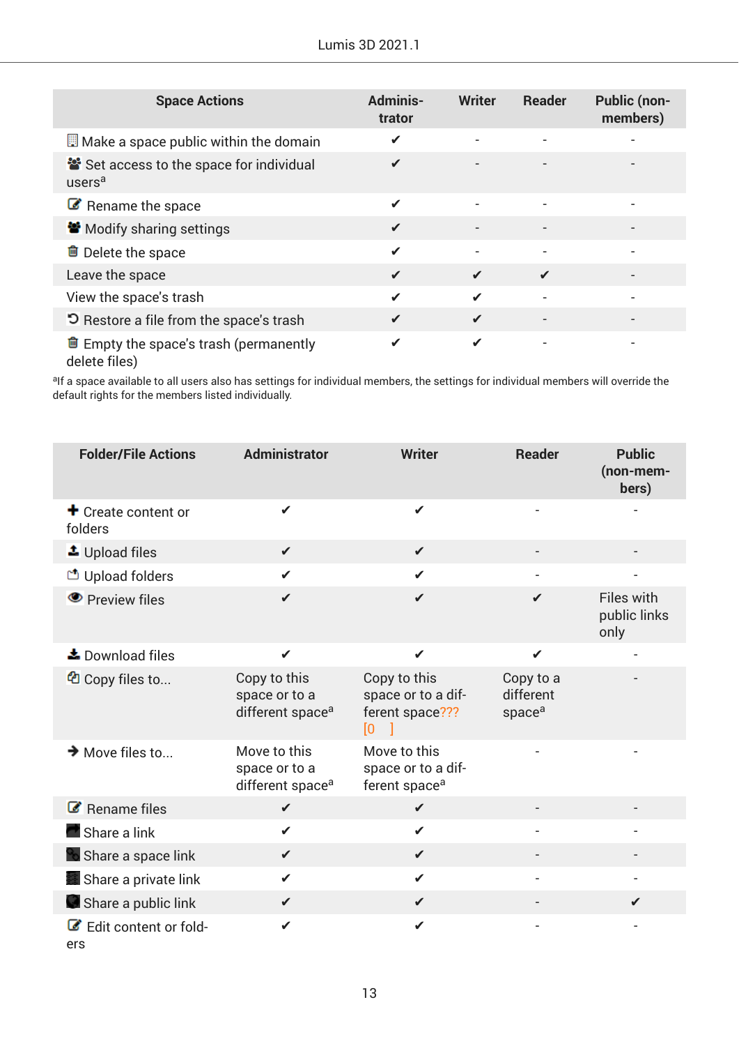| Space Actions | Adminis-trator | Writer | Reader | Public (non-members) |
|---|---|---|---|---|
| Make a space public within the domain | ✔ | - | - | - |
| Set access to the space for individual users[a] | ✔ | - | - | - |
| Rename the space | ✔ | - | - | - |
| Modify sharing settings | ✔ | - | - | - |
| Delete the space | ✔ | - | - | - |
| Leave the space | ✔ | ✔ | ✔ | - |
| View the space's trash | ✔ | ✔ | - | - |
| Restore a file from the space's trash | ✔ | ✔ | - | - |
| Empty the space's trash (permanently delete files) | ✔ | ✔ | - | - |

[a]If a space available to all users also has settings for individual members, the settings for individual members will override the default rights for the members listed individually.

| Folder/File Actions | Administrator | Writer | Reader | Public (non-members) |
|---|---|---|---|---|
| Create content or folders | ✔ | ✔ | - | - |
| Upload files | ✔ | ✔ | - | - |
| Upload folders | ✔ | ✔ | - | - |
| Preview files | ✔ | ✔ | ✔ | Files with public links only |
| Download files | ✔ | ✔ | ✔ | - |
| Copy files to... | Copy to this space or to a different space[a] | Copy to this space or to a different space??? [0 ] | Copy to a different space[a] | - |
| Move files to... | Move to this space or to a different space[a] | Move to this space or to a different space[a] | - | - |
| Rename files | ✔ | ✔ | - | - |
| Share a link | ✔ | ✔ | - | - |
| Share a space link | ✔ | ✔ | - | - |
| Share a private link | ✔ | ✔ | - | - |
| Share a public link | ✔ | ✔ | - | ✔ |
| Edit content or folders | ✔ | ✔ | - | - |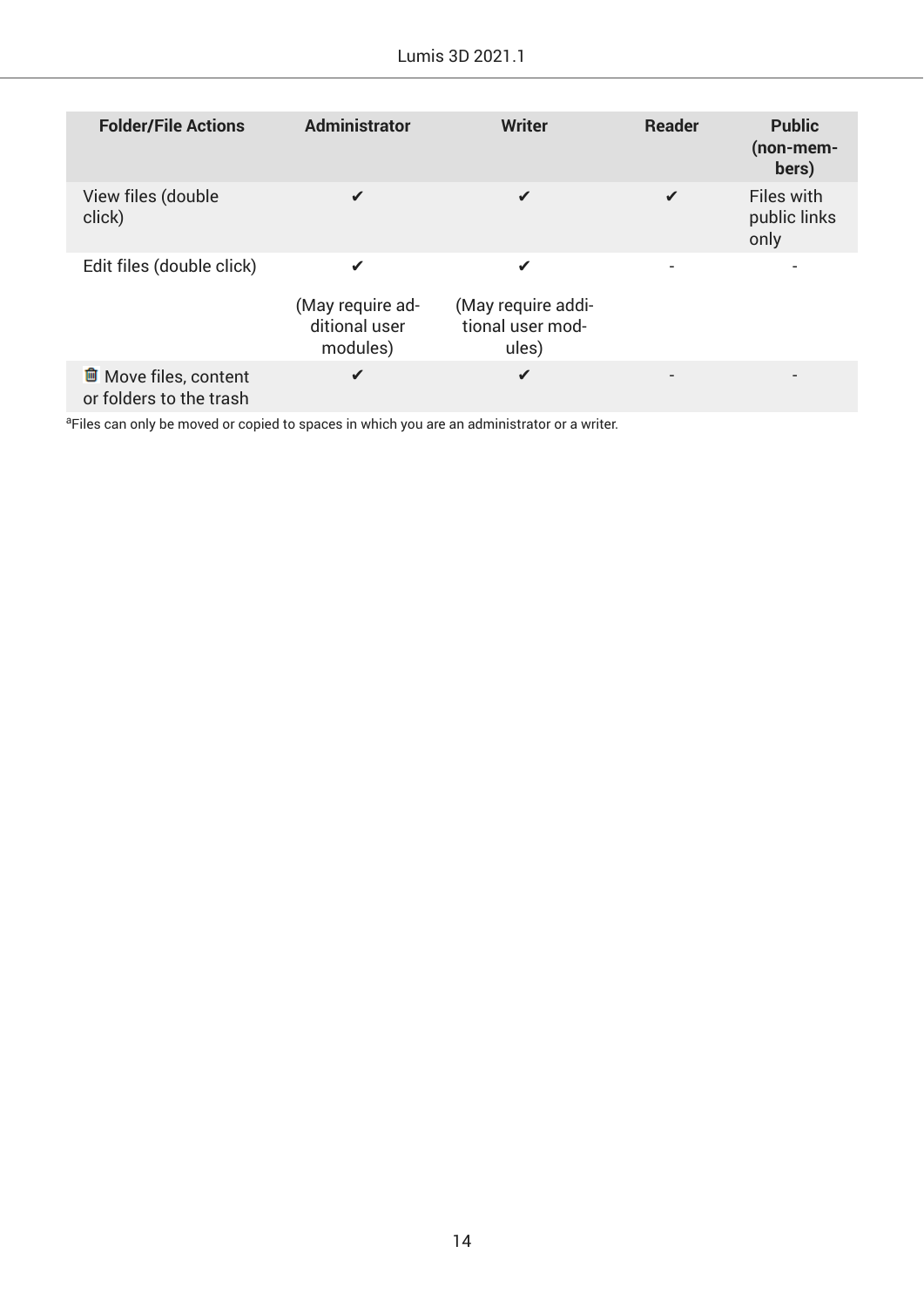| Folder/File Actions | Administrator | Writer | Reader | Public (non-members) |
|---|---|---|---|---|
| View files (double click) | ✔ | ✔ | ✔ | Files with public links only |
| Edit files (double click) | ✔ (May require additional user modules) | ✔ (May require additional user modules) | - | - |
| Move files, content or folders to the trash | ✔ | ✔ | - | - |

[a]Files can only be moved or copied to spaces in which you are an administrator or a writer.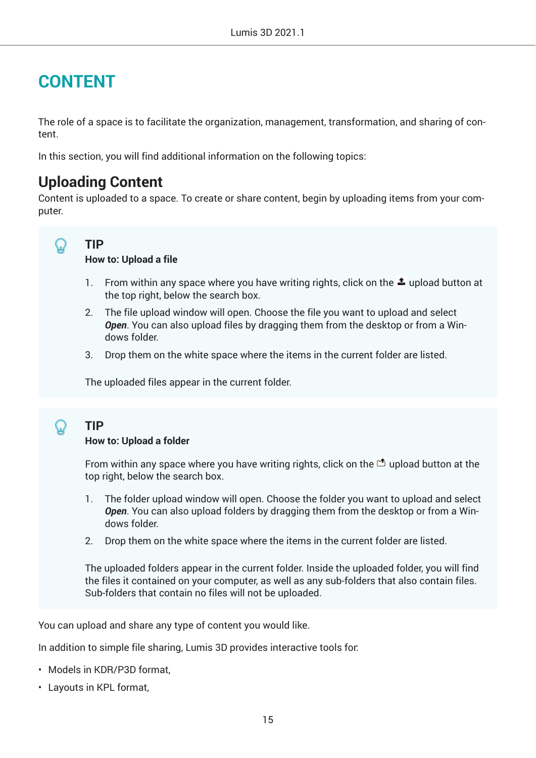# CONTENT

The role of a space is to facilitate the organization, management, transformation, and sharing of content.

In this section, you will find additional information on the following topics:

## Uploading Content

Content is uploaded to a space. To create or share content, begin by uploading items from your computer.

> **TIP**
>
> **How to: Upload a file**
>
> 1. From within any space where you have writing rights, click on the upload button at the top right, below the search box.
> 2. The file upload window will open. Choose the file you want to upload and select ***Open***. You can also upload files by dragging them from the desktop or from a Windows folder.
> 3. Drop them on the white space where the items in the current folder are listed.
>
> The uploaded files appear in the current folder.

> **TIP**
>
> **How to: Upload a folder**
>
> From within any space where you have writing rights, click on the upload button at the top right, below the search box.
>
> 1. The folder upload window will open. Choose the folder you want to upload and select ***Open***. You can also upload folders by dragging them from the desktop or from a Windows folder.
> 2. Drop them on the white space where the items in the current folder are listed.
>
> The uploaded folders appear in the current folder. Inside the uploaded folder, you will find the files it contained on your computer, as well as any sub-folders that also contain files. Sub-folders that contain no files will not be uploaded.

You can upload and share any type of content you would like.

In addition to simple file sharing, Lumis 3D provides interactive tools for:

- Models in KDR/P3D format,
- Layouts in KPL format,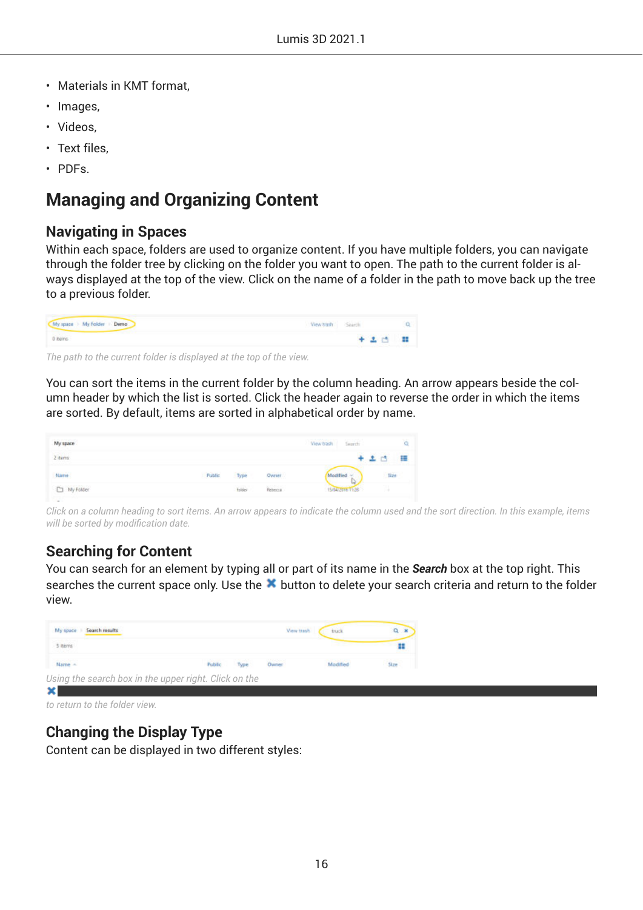- Materials in KMT format,
- Images,
- Videos,
- Text files,
- PDFs.

## Managing and Organizing Content

### Navigating in Spaces

Within each space, folders are used to organize content. If you have multiple folders, you can navigate through the folder tree by clicking on the folder you want to open. The path to the current folder is always displayed at the top of the view. Click on the name of a folder in the path to move back up the tree to a previous folder.

*The path to the current folder is displayed at the top of the view.*

You can sort the items in the current folder by the column heading. An arrow appears beside the column header by which the list is sorted. Click the header again to reverse the order in which the items are sorted. By default, items are sorted in alphabetical order by name.

*Click on a column heading to sort items. An arrow appears to indicate the column used and the sort direction. In this example, items will be sorted by modification date.*

### Searching for Content

You can search for an element by typing all or part of its name in the ***Search*** box at the top right. This searches the current space only. Use the ✖ button to delete your search criteria and return to the folder view.

*Using the search box in the upper right. Click on the*
✖
*to return to the folder view.*

### Changing the Display Type

Content can be displayed in two different styles: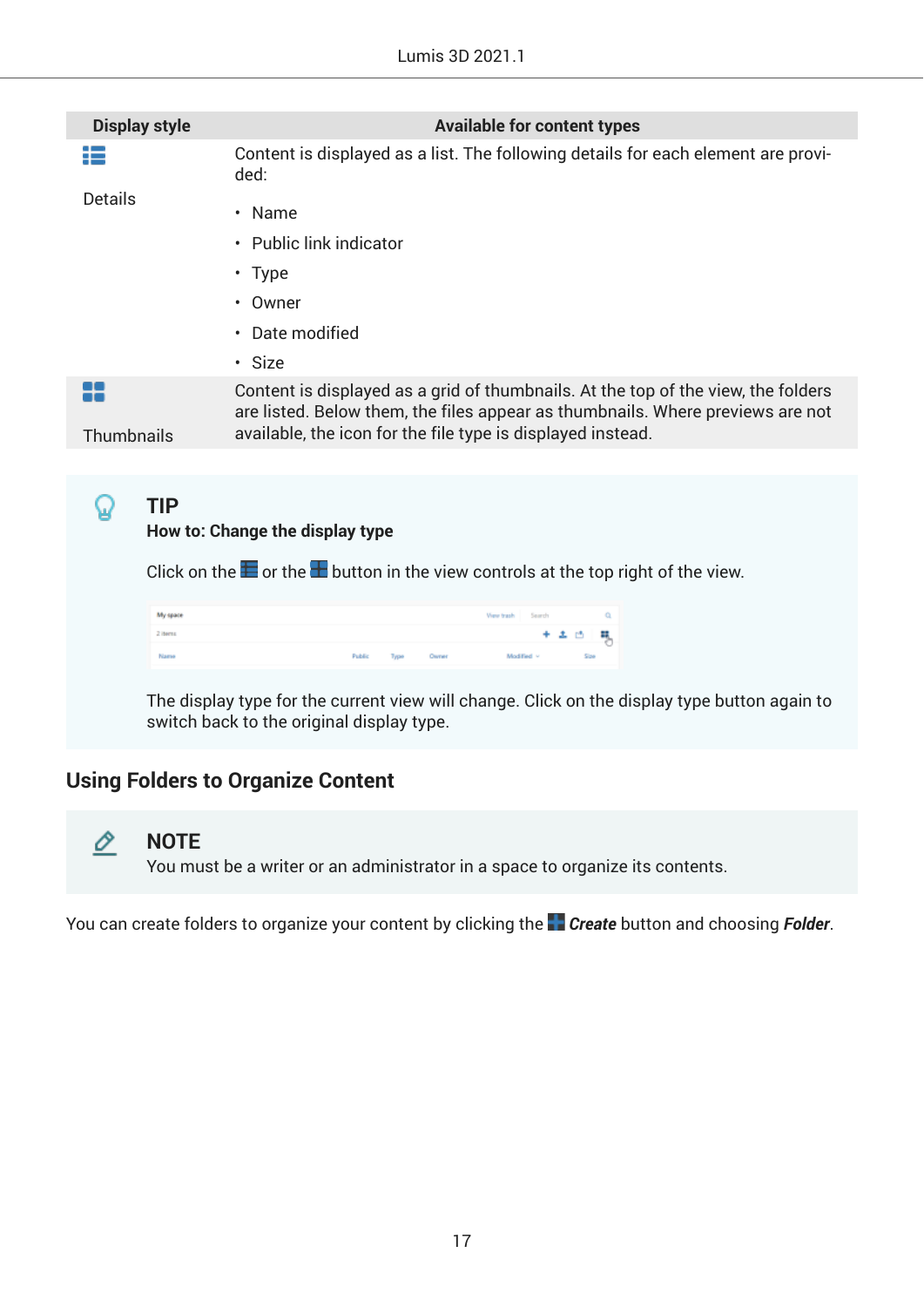| Display style | Available for content types |
| --- | --- |
| Details | Content is displayed as a list. The following details for each element are provided:<br>• Name<br>• Public link indicator<br>• Type<br>• Owner<br>• Date modified<br>• Size |
| Thumbnails | Content is displayed as a grid of thumbnails. At the top of the view, the folders are listed. Below them, the files appear as thumbnails. Where previews are not available, the icon for the file type is displayed instead. |

> **TIP**
>
> **How to: Change the display type**
>
> Click on the or the button in the view controls at the top right of the view.
>
> The display type for the current view will change. Click on the display type button again to switch back to the original display type.

## Using Folders to Organize Content

> **NOTE**
>
> You must be a writer or an administrator in a space to organize its contents.

You can create folders to organize your content by clicking the ***Create*** button and choosing ***Folder***.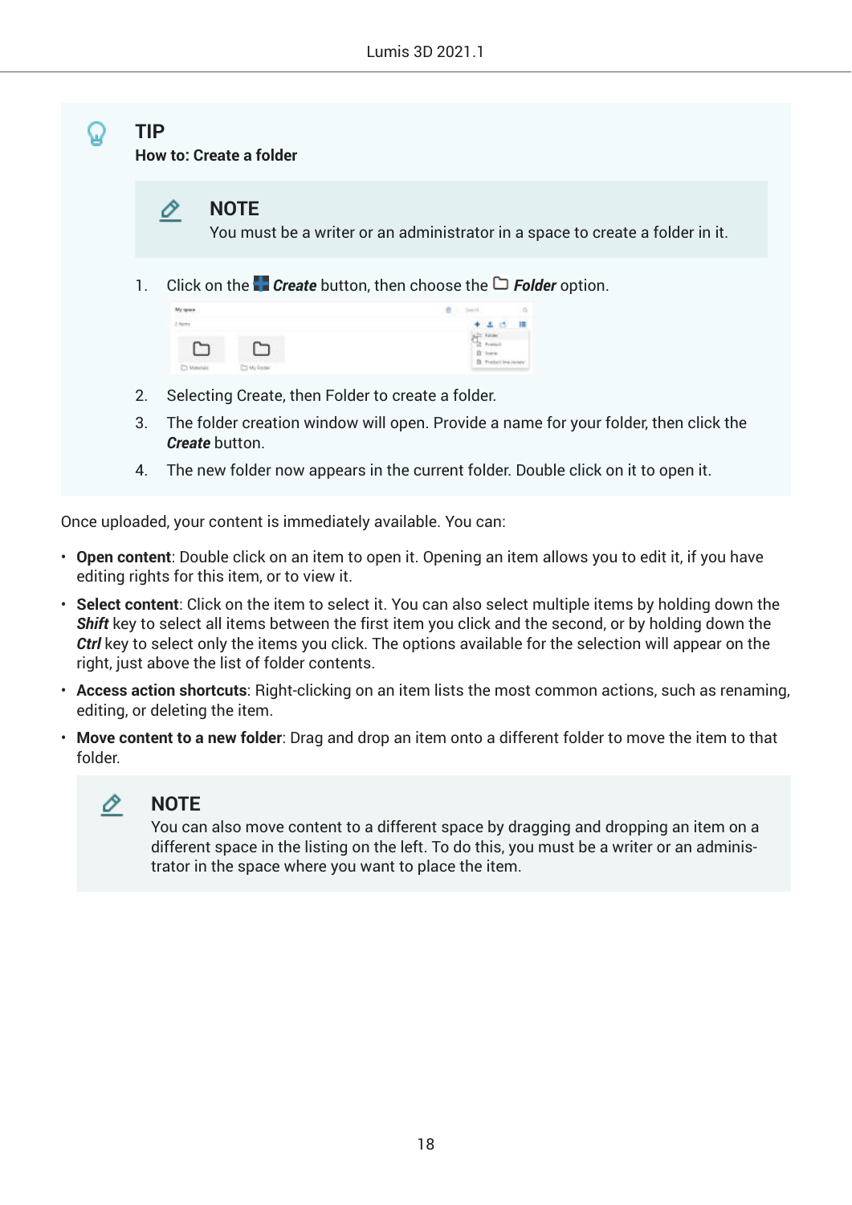**TIP**

**How to: Create a folder**

> **NOTE**
>
> You must be a writer or an administrator in a space to create a folder in it.

1. Click on the ***Create*** button, then choose the ***Folder*** option.
2. Selecting Create, then Folder to create a folder.
3. The folder creation window will open. Provide a name for your folder, then click the ***Create*** button.
4. The new folder now appears in the current folder. Double click on it to open it.

Once uploaded, your content is immediately available. You can:

- **Open content**: Double click on an item to open it. Opening an item allows you to edit it, if you have editing rights for this item, or to view it.
- **Select content**: Click on the item to select it. You can also select multiple items by holding down the ***Shift*** key to select all items between the first item you click and the second, or by holding down the ***Ctrl*** key to select only the items you click. The options available for the selection will appear on the right, just above the list of folder contents.
- **Access action shortcuts**: Right-clicking on an item lists the most common actions, such as renaming, editing, or deleting the item.
- **Move content to a new folder**: Drag and drop an item onto a different folder to move the item to that folder.

> **NOTE**
>
> You can also move content to a different space by dragging and dropping an item on a different space in the listing on the left. To do this, you must be a writer or an administrator in the space where you want to place the item.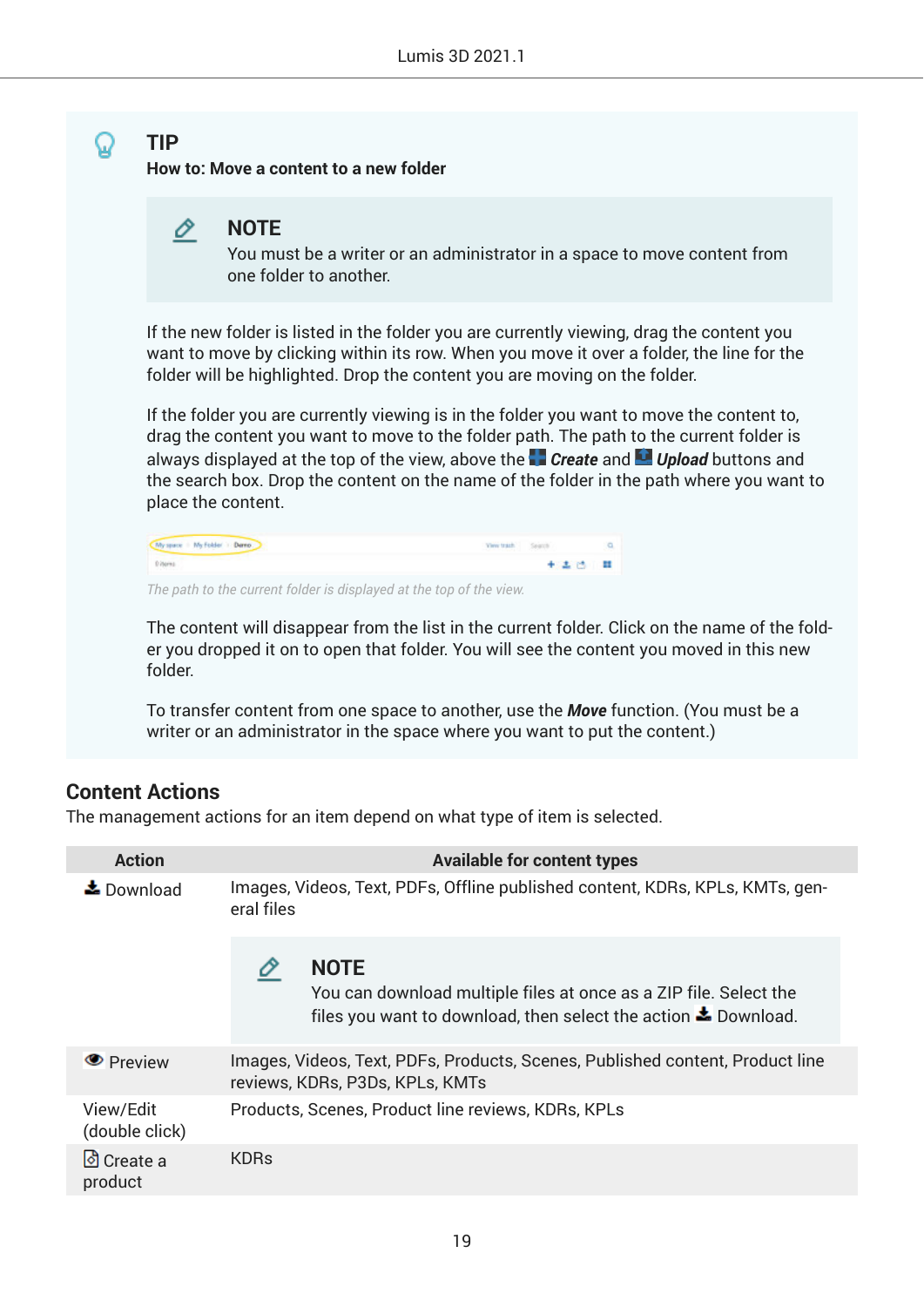**TIP**

**How to: Move a content to a new folder**

> **NOTE**
>
> You must be a writer or an administrator in a space to move content from one folder to another.

If the new folder is listed in the folder you are currently viewing, drag the content you want to move by clicking within its row. When you move it over a folder, the line for the folder will be highlighted. Drop the content you are moving on the folder.

If the folder you are currently viewing is in the folder you want to move the content to, drag the content you want to move to the folder path. The path to the current folder is always displayed at the top of the view, above the ***Create*** and ***Upload*** buttons and the search box. Drop the content on the name of the folder in the path where you want to place the content.

*The path to the current folder is displayed at the top of the view.*

The content will disappear from the list in the current folder. Click on the name of the folder you dropped it on to open that folder. You will see the content you moved in this new folder.

To transfer content from one space to another, use the ***Move*** function. (You must be a writer or an administrator in the space where you want to put the content.)

## Content Actions

The management actions for an item depend on what type of item is selected.

| Action | Available for content types |
|---|---|
| Download | Images, Videos, Text, PDFs, Offline published content, KDRs, KPLs, KMTs, general files<br><br>**NOTE**<br>You can download multiple files at once as a ZIP file. Select the files you want to download, then select the action Download. |
| Preview | Images, Videos, Text, PDFs, Products, Scenes, Published content, Product line reviews, KDRs, P3Ds, KPLs, KMTs |
| View/Edit (double click) | Products, Scenes, Product line reviews, KDRs, KPLs |
| Create a product | KDRs |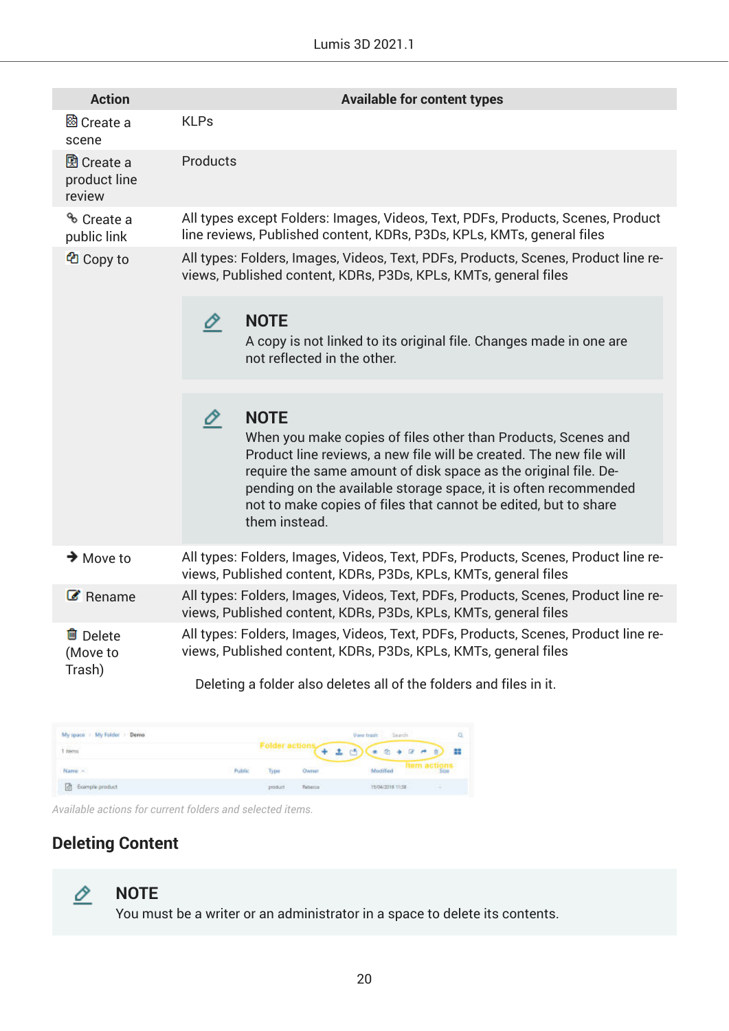| Action | Available for content types |
| --- | --- |
| Create a scene | KLPs |
| Create a product line review | Products |
| Create a public link | All types except Folders: Images, Videos, Text, PDFs, Products, Scenes, Product line reviews, Published content, KDRs, P3Ds, KPLs, KMTs, general files |
| Copy to | All types: Folders, Images, Videos, Text, PDFs, Products, Scenes, Product line reviews, Published content, KDRs, P3Ds, KPLs, KMTs, general files<br><br>**NOTE**<br>A copy is not linked to its original file. Changes made in one are not reflected in the other.<br><br>**NOTE**<br>When you make copies of files other than Products, Scenes and Product line reviews, a new file will be created. The new file will require the same amount of disk space as the original file. Depending on the available storage space, it is often recommended not to make copies of files that cannot be edited, but to share them instead. |
| Move to | All types: Folders, Images, Videos, Text, PDFs, Products, Scenes, Product line reviews, Published content, KDRs, P3Ds, KPLs, KMTs, general files |
| Rename | All types: Folders, Images, Videos, Text, PDFs, Products, Scenes, Product line reviews, Published content, KDRs, P3Ds, KPLs, KMTs, general files |
| Delete (Move to Trash) | All types: Folders, Images, Videos, Text, PDFs, Products, Scenes, Product line reviews, Published content, KDRs, P3Ds, KPLs, KMTs, general files<br><br>Deleting a folder also deletes all of the folders and files in it. |

*Available actions for current folders and selected items.*

## Deleting Content

> **NOTE**
> You must be a writer or an administrator in a space to delete its contents.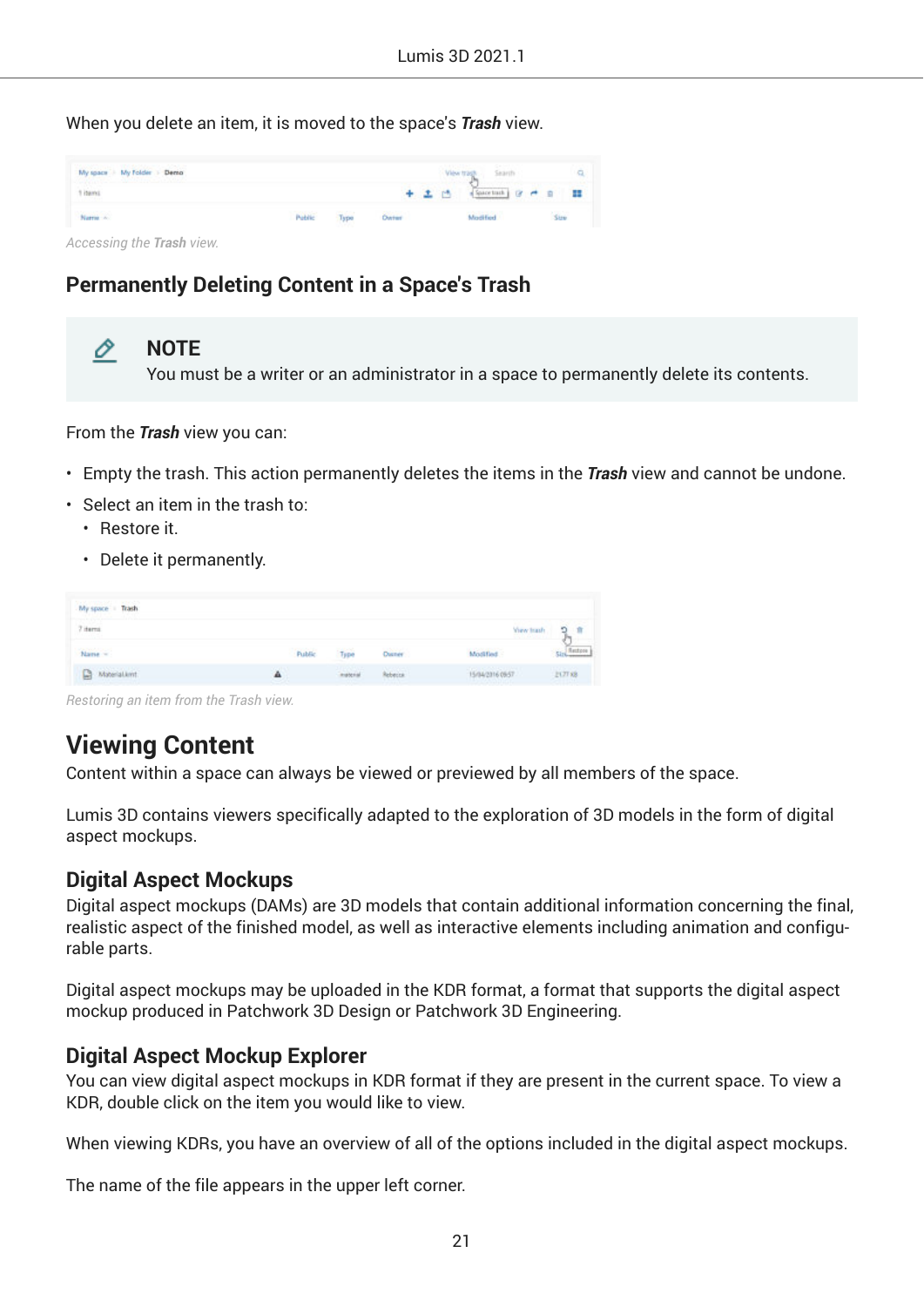When you delete an item, it is moved to the space's ***Trash*** view.

*Accessing the **Trash** view.*

## Permanently Deleting Content in a Space's Trash

> **NOTE**
> You must be a writer or an administrator in a space to permanently delete its contents.

From the ***Trash*** view you can:

- Empty the trash. This action permanently deletes the items in the ***Trash*** view and cannot be undone.
- Select an item in the trash to:
  - Restore it.
  - Delete it permanently.

*Restoring an item from the Trash view.*

# Viewing Content

Content within a space can always be viewed or previewed by all members of the space.

Lumis 3D contains viewers specifically adapted to the exploration of 3D models in the form of digital aspect mockups.

## Digital Aspect Mockups

Digital aspect mockups (DAMs) are 3D models that contain additional information concerning the final, realistic aspect of the finished model, as well as interactive elements including animation and configurable parts.

Digital aspect mockups may be uploaded in the KDR format, a format that supports the digital aspect mockup produced in Patchwork 3D Design or Patchwork 3D Engineering.

## Digital Aspect Mockup Explorer

You can view digital aspect mockups in KDR format if they are present in the current space. To view a KDR, double click on the item you would like to view.

When viewing KDRs, you have an overview of all of the options included in the digital aspect mockups.

The name of the file appears in the upper left corner.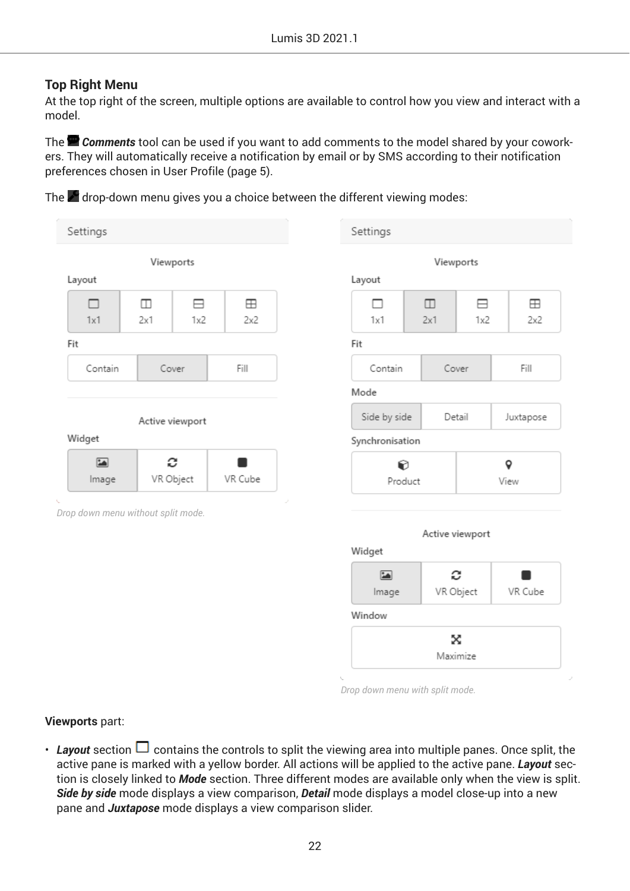### Top Right Menu

At the top right of the screen, multiple options are available to control how you view and interact with a model.

The ***Comments*** tool can be used if you want to add comments to the model shared by your coworkers. They will automatically receive a notification by email or by SMS according to their notification preferences chosen in User Profile (page 5).

The drop-down menu gives you a choice between the different viewing modes:

Settings

Viewports

Layout

1x1 | 2x1 | 1x2 | 2x2

Fit

Contain | Cover | Fill

Active viewport

Widget

Image | VR Object | VR Cube

*Drop down menu without split mode.*

Settings

Viewports

Layout

1x1 | 2x1 | 1x2 | 2x2

Fit

Contain | Cover | Fill

Mode

Side by side | Detail | Juxtapose

Synchronisation

Product | View

Active viewport

Widget

Image | VR Object | VR Cube

Window

Maximize

*Drop down menu with split mode.*

**Viewports** part:

- ***Layout*** section contains the controls to split the viewing area into multiple panes. Once split, the active pane is marked with a yellow border. All actions will be applied to the active pane. ***Layout*** section is closely linked to ***Mode*** section. Three different modes are available only when the view is split. ***Side by side*** mode displays a view comparison, ***Detail*** mode displays a model close-up into a new pane and ***Juxtapose*** mode displays a view comparison slider.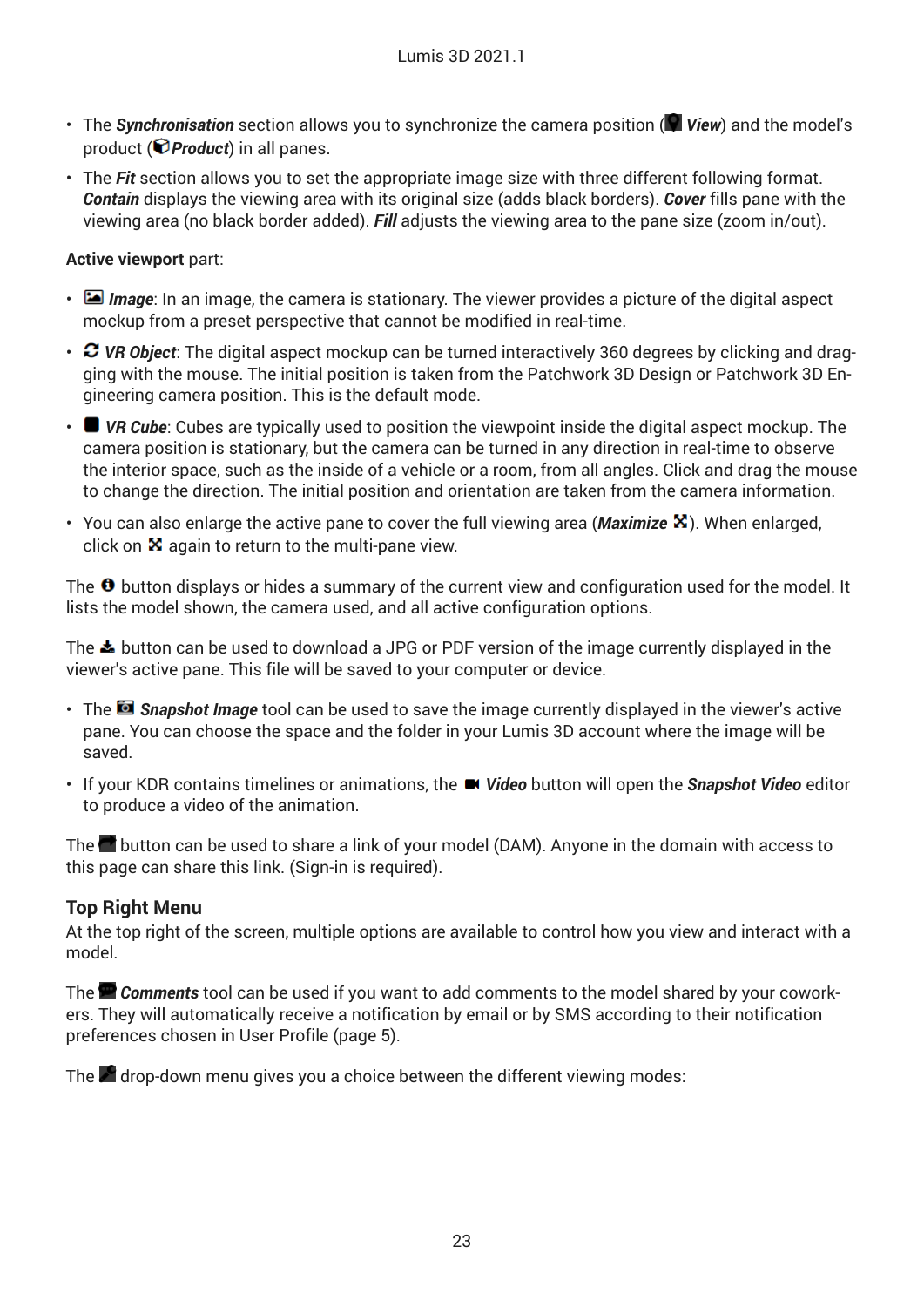- The ***Synchronisation*** section allows you to synchronize the camera position ( ***View***) and the model's product ( ***Product***) in all panes.
- The ***Fit*** section allows you to set the appropriate image size with three different following format. ***Contain*** displays the viewing area with its original size (adds black borders). ***Cover*** fills pane with the viewing area (no black border added). ***Fill*** adjusts the viewing area to the pane size (zoom in/out).

**Active viewport** part:

- ***Image***: In an image, the camera is stationary. The viewer provides a picture of the digital aspect mockup from a preset perspective that cannot be modified in real-time.
- ***VR Object***: The digital aspect mockup can be turned interactively 360 degrees by clicking and dragging with the mouse. The initial position is taken from the Patchwork 3D Design or Patchwork 3D Engineering camera position. This is the default mode.
- ***VR Cube***: Cubes are typically used to position the viewpoint inside the digital aspect mockup. The camera position is stationary, but the camera can be turned in any direction in real-time to observe the interior space, such as the inside of a vehicle or a room, from all angles. Click and drag the mouse to change the direction. The initial position and orientation are taken from the camera information.
- You can also enlarge the active pane to cover the full viewing area (***Maximize*** ). When enlarged, click on again to return to the multi-pane view.

The button displays or hides a summary of the current view and configuration used for the model. It lists the model shown, the camera used, and all active configuration options.

The button can be used to download a JPG or PDF version of the image currently displayed in the viewer's active pane. This file will be saved to your computer or device.

- The ***Snapshot Image*** tool can be used to save the image currently displayed in the viewer's active pane. You can choose the space and the folder in your Lumis 3D account where the image will be saved.
- If your KDR contains timelines or animations, the ***Video*** button will open the ***Snapshot Video*** editor to produce a video of the animation.

The button can be used to share a link of your model (DAM). Anyone in the domain with access to this page can share this link. (Sign-in is required).

### Top Right Menu

At the top right of the screen, multiple options are available to control how you view and interact with a model.

The ***Comments*** tool can be used if you want to add comments to the model shared by your coworkers. They will automatically receive a notification by email or by SMS according to their notification preferences chosen in User Profile (page 5).

The drop-down menu gives you a choice between the different viewing modes: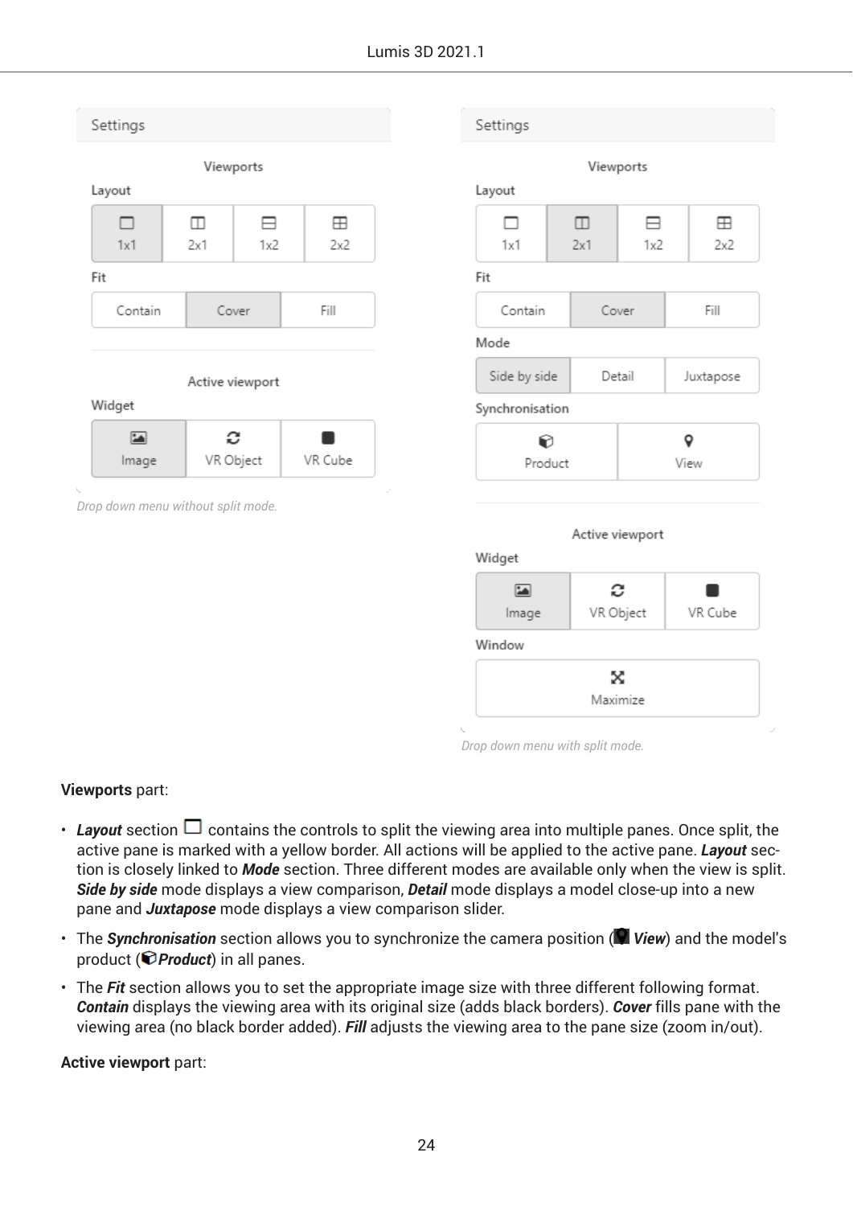Drop down menu without split mode.

Drop down menu with split mode.

**Viewports** part:

- ***Layout*** section contains the controls to split the viewing area into multiple panes. Once split, the active pane is marked with a yellow border. All actions will be applied to the active pane. ***Layout*** section is closely linked to ***Mode*** section. Three different modes are available only when the view is split. ***Side by side*** mode displays a view comparison, ***Detail*** mode displays a model close-up into a new pane and ***Juxtapose*** mode displays a view comparison slider.
- The ***Synchronisation*** section allows you to synchronize the camera position (***View***) and the model's product (***Product***) in all panes.
- The ***Fit*** section allows you to set the appropriate image size with three different following format. ***Contain*** displays the viewing area with its original size (adds black borders). ***Cover*** fills pane with the viewing area (no black border added). ***Fill*** adjusts the viewing area to the pane size (zoom in/out).

**Active viewport** part: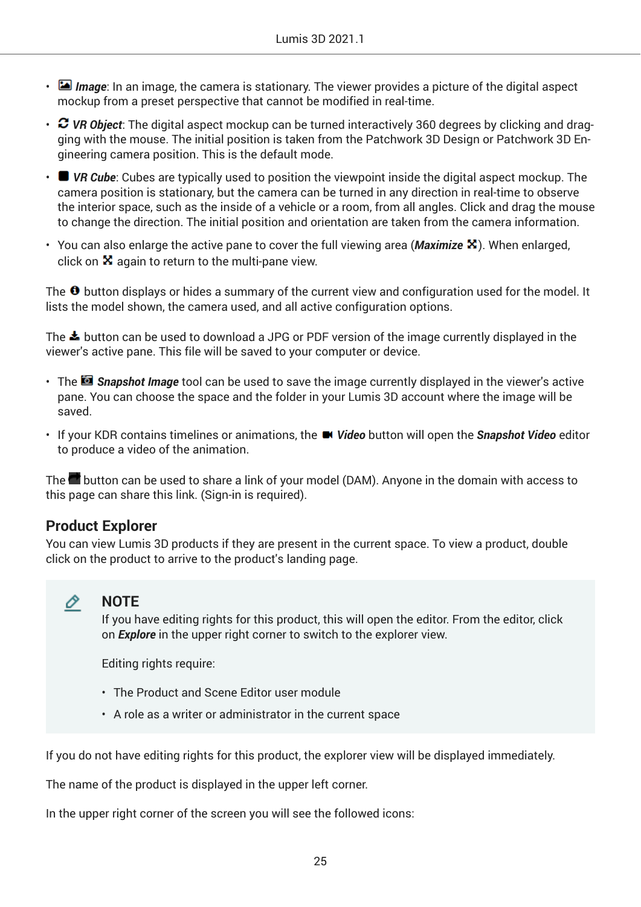- **Image**: In an image, the camera is stationary. The viewer provides a picture of the digital aspect mockup from a preset perspective that cannot be modified in real-time.
- **VR Object**: The digital aspect mockup can be turned interactively 360 degrees by clicking and dragging with the mouse. The initial position is taken from the Patchwork 3D Design or Patchwork 3D Engineering camera position. This is the default mode.
- **VR Cube**: Cubes are typically used to position the viewpoint inside the digital aspect mockup. The camera position is stationary, but the camera can be turned in any direction in real-time to observe the interior space, such as the inside of a vehicle or a room, from all angles. Click and drag the mouse to change the direction. The initial position and orientation are taken from the camera information.
- You can also enlarge the active pane to cover the full viewing area (***Maximize***). When enlarged, click on again to return to the multi-pane view.

The button displays or hides a summary of the current view and configuration used for the model. It lists the model shown, the camera used, and all active configuration options.

The button can be used to download a JPG or PDF version of the image currently displayed in the viewer's active pane. This file will be saved to your computer or device.

- The ***Snapshot Image*** tool can be used to save the image currently displayed in the viewer's active pane. You can choose the space and the folder in your Lumis 3D account where the image will be saved.
- If your KDR contains timelines or animations, the ***Video*** button will open the ***Snapshot Video*** editor to produce a video of the animation.

The button can be used to share a link of your model (DAM). Anyone in the domain with access to this page can share this link. (Sign-in is required).

## Product Explorer

You can view Lumis 3D products if they are present in the current space. To view a product, double click on the product to arrive to the product's landing page.

> **NOTE**
>
> If you have editing rights for this product, this will open the editor. From the editor, click on ***Explore*** in the upper right corner to switch to the explorer view.
>
> Editing rights require:
>
> - The Product and Scene Editor user module
> - A role as a writer or administrator in the current space

If you do not have editing rights for this product, the explorer view will be displayed immediately.

The name of the product is displayed in the upper left corner.

In the upper right corner of the screen you will see the followed icons: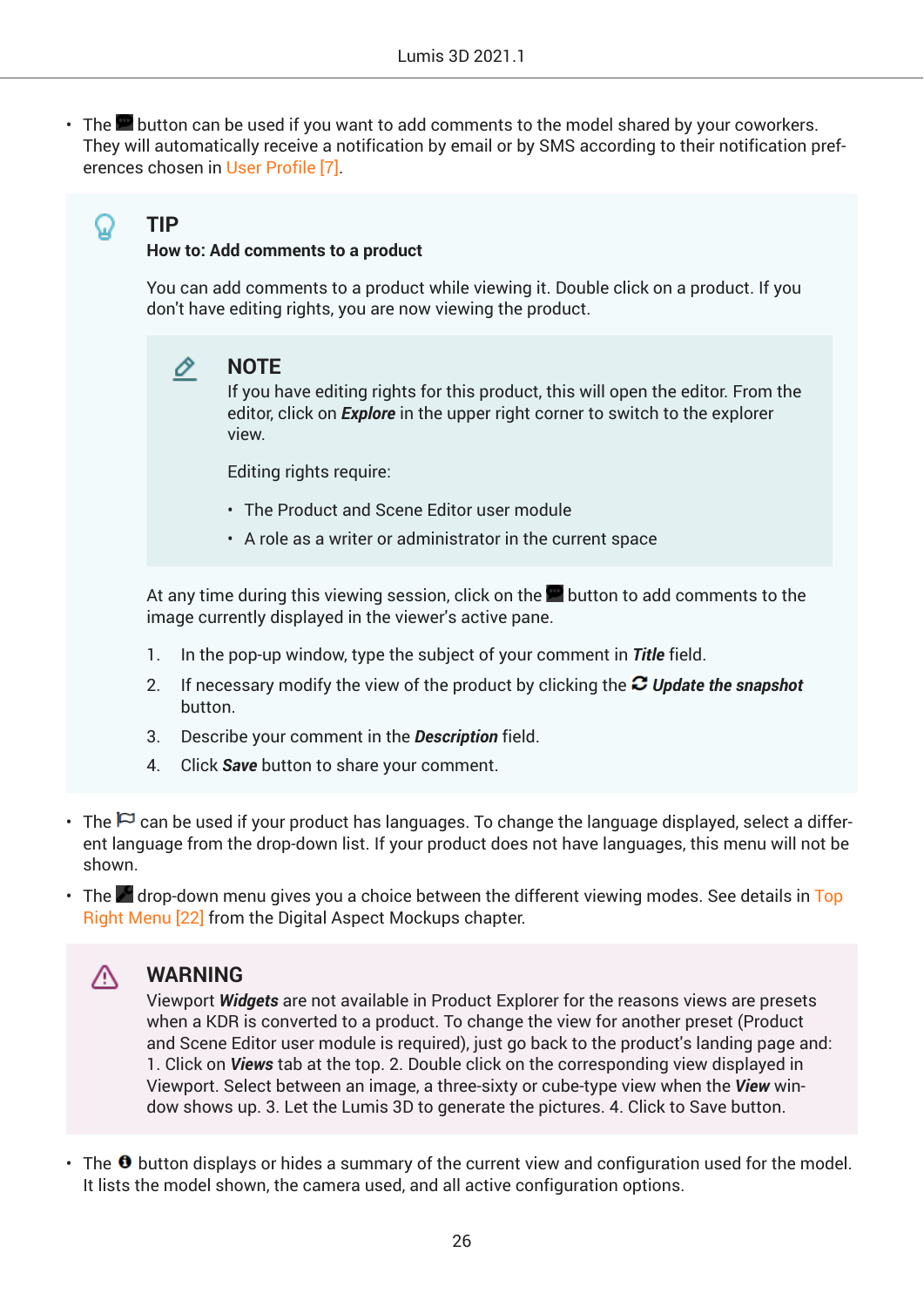- The button can be used if you want to add comments to the model shared by your coworkers. They will automatically receive a notification by email or by SMS according to their notification preferences chosen in User Profile [7].

> **TIP**
>
> **How to: Add comments to a product**
>
> You can add comments to a product while viewing it. Double click on a product. If you don't have editing rights, you are now viewing the product.
>
> > **NOTE**
> >
> > If you have editing rights for this product, this will open the editor. From the editor, click on ***Explore*** in the upper right corner to switch to the explorer view.
> >
> > Editing rights require:
> >
> > - The Product and Scene Editor user module
> > - A role as a writer or administrator in the current space
>
> At any time during this viewing session, click on the button to add comments to the image currently displayed in the viewer's active pane.
>
> 1. In the pop-up window, type the subject of your comment in ***Title*** field.
> 2. If necessary modify the view of the product by clicking the ***Update the snapshot*** button.
> 3. Describe your comment in the ***Description*** field.
> 4. Click ***Save*** button to share your comment.

- The can be used if your product has languages. To change the language displayed, select a different language from the drop-down list. If your product does not have languages, this menu will not be shown.
- The drop-down menu gives you a choice between the different viewing modes. See details in Top Right Menu [22] from the Digital Aspect Mockups chapter.

> **WARNING**
>
> Viewport ***Widgets*** are not available in Product Explorer for the reasons views are presets when a KDR is converted to a product. To change the view for another preset (Product and Scene Editor user module is required), just go back to the product's landing page and: 1. Click on ***Views*** tab at the top. 2. Double click on the corresponding view displayed in Viewport. Select between an image, a three-sixty or cube-type view when the ***View*** window shows up. 3. Let the Lumis 3D to generate the pictures. 4. Click to Save button.

- The button displays or hides a summary of the current view and configuration used for the model. It lists the model shown, the camera used, and all active configuration options.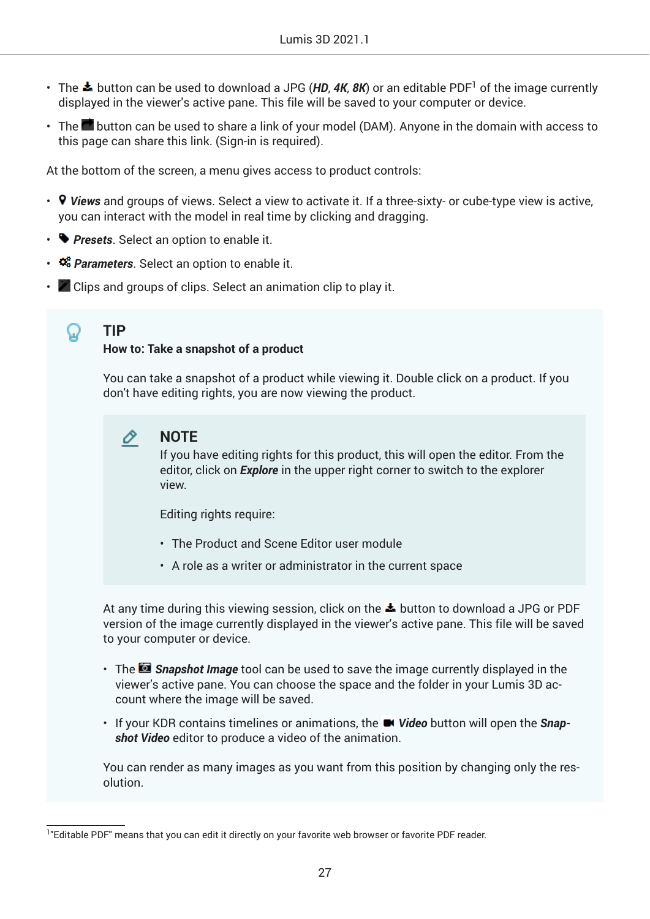- The button can be used to download a JPG (***HD***, ***4K***, ***8K***) or an editable PDF[1] of the image currently displayed in the viewer's active pane. This file will be saved to your computer or device.
- The button can be used to share a link of your model (DAM). Anyone in the domain with access to this page can share this link. (Sign-in is required).

At the bottom of the screen, a menu gives access to product controls:

- ***Views*** and groups of views. Select a view to activate it. If a three-sixty- or cube-type view is active, you can interact with the model in real time by clicking and dragging.
- ***Presets***. Select an option to enable it.
- ***Parameters***. Select an option to enable it.
- Clips and groups of clips. Select an animation clip to play it.

> **TIP**
>
> **How to: Take a snapshot of a product**
>
> You can take a snapshot of a product while viewing it. Double click on a product. If you don't have editing rights, you are now viewing the product.
>
> > **NOTE**
> >
> > If you have editing rights for this product, this will open the editor. From the editor, click on ***Explore*** in the upper right corner to switch to the explorer view.
> >
> > Editing rights require:
> >
> > - The Product and Scene Editor user module
> > - A role as a writer or administrator in the current space
>
> At any time during this viewing session, click on the button to download a JPG or PDF version of the image currently displayed in the viewer's active pane. This file will be saved to your computer or device.
>
> - The ***Snapshot Image*** tool can be used to save the image currently displayed in the viewer's active pane. You can choose the space and the folder in your Lumis 3D account where the image will be saved.
> - If your KDR contains timelines or animations, the ***Video*** button will open the ***Snapshot Video*** editor to produce a video of the animation.
>
> You can render as many images as you want from this position by changing only the resolution.

[1] "Editable PDF" means that you can edit it directly on your favorite web browser or favorite PDF reader.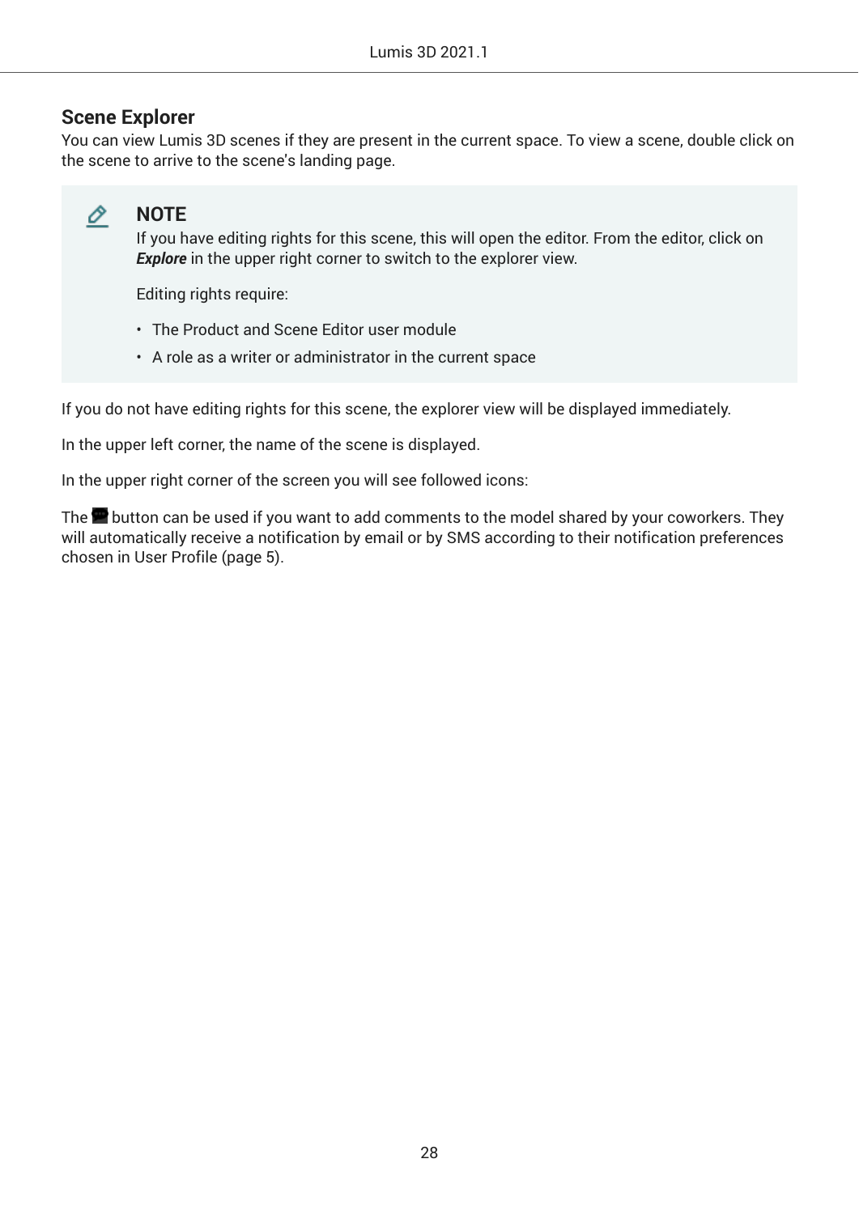## Scene Explorer

You can view Lumis 3D scenes if they are present in the current space. To view a scene, double click on the scene to arrive to the scene's landing page.

> **NOTE**
>
> If you have editing rights for this scene, this will open the editor. From the editor, click on ***Explore*** in the upper right corner to switch to the explorer view.
>
> Editing rights require:
>
> - The Product and Scene Editor user module
> - A role as a writer or administrator in the current space

If you do not have editing rights for this scene, the explorer view will be displayed immediately.

In the upper left corner, the name of the scene is displayed.

In the upper right corner of the screen you will see followed icons:

The button can be used if you want to add comments to the model shared by your coworkers. They will automatically receive a notification by email or by SMS according to their notification preferences chosen in User Profile (page 5).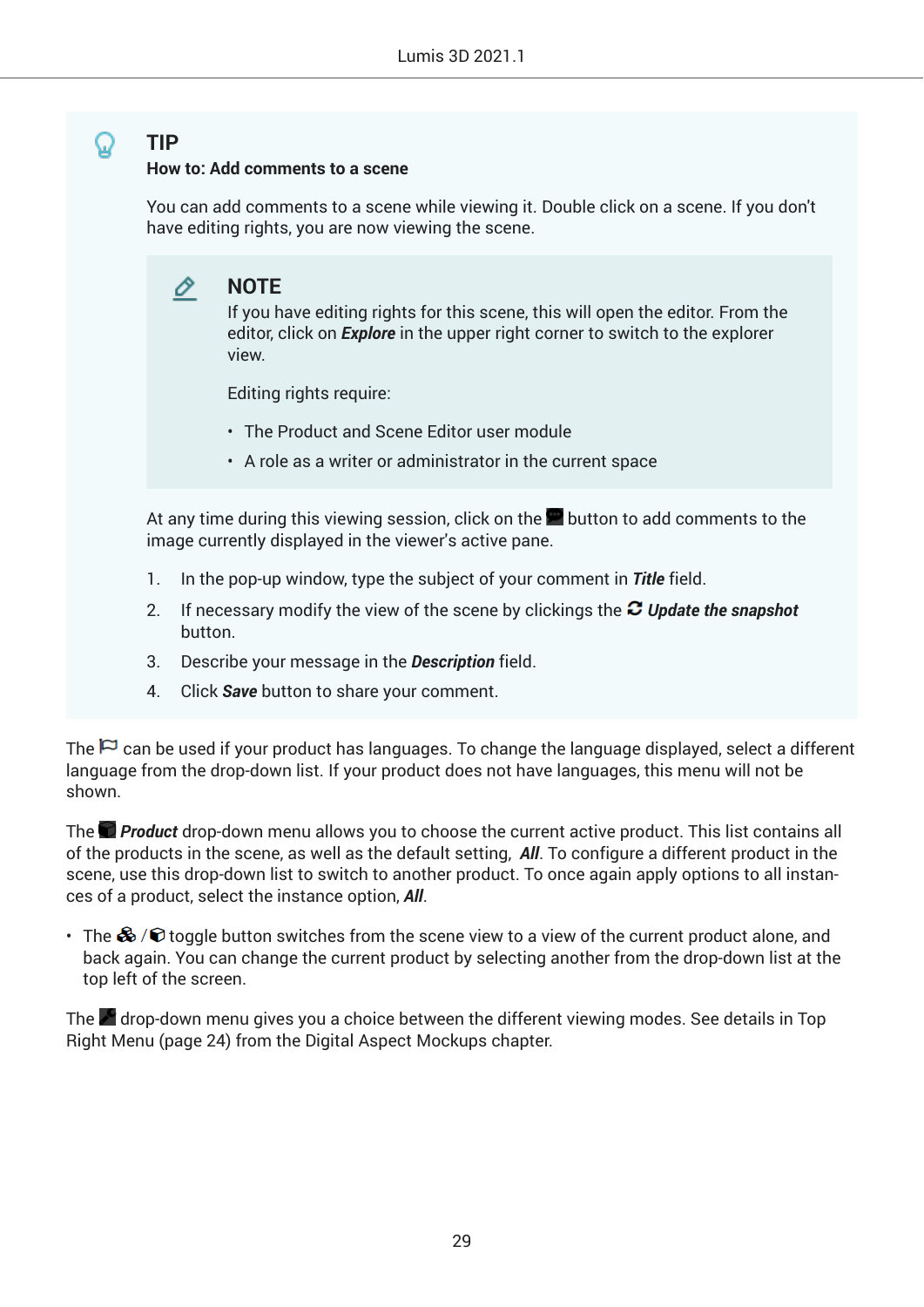> **TIP**
>
> **How to: Add comments to a scene**
>
> You can add comments to a scene while viewing it. Double click on a scene. If you don't have editing rights, you are now viewing the scene.
>
> > **NOTE**
> >
> > If you have editing rights for this scene, this will open the editor. From the editor, click on ***Explore*** in the upper right corner to switch to the explorer view.
> >
> > Editing rights require:
> >
> > - The Product and Scene Editor user module
> > - A role as a writer or administrator in the current space
>
> At any time during this viewing session, click on the button to add comments to the image currently displayed in the viewer's active pane.
>
> 1. In the pop-up window, type the subject of your comment in ***Title*** field.
> 2. If necessary modify the view of the scene by clickings the ***Update the snapshot*** button.
> 3. Describe your message in the ***Description*** field.
> 4. Click ***Save*** button to share your comment.

The can be used if your product has languages. To change the language displayed, select a different language from the drop-down list. If your product does not have languages, this menu will not be shown.

The ***Product*** drop-down menu allows you to choose the current active product. This list contains all of the products in the scene, as well as the default setting, ***All***. To configure a different product in the scene, use this drop-down list to switch to another product. To once again apply options to all instances of a product, select the instance option, ***All***.

- The / toggle button switches from the scene view to a view of the current product alone, and back again. You can change the current product by selecting another from the drop-down list at the top left of the screen.

The drop-down menu gives you a choice between the different viewing modes. See details in Top Right Menu (page 24) from the Digital Aspect Mockups chapter.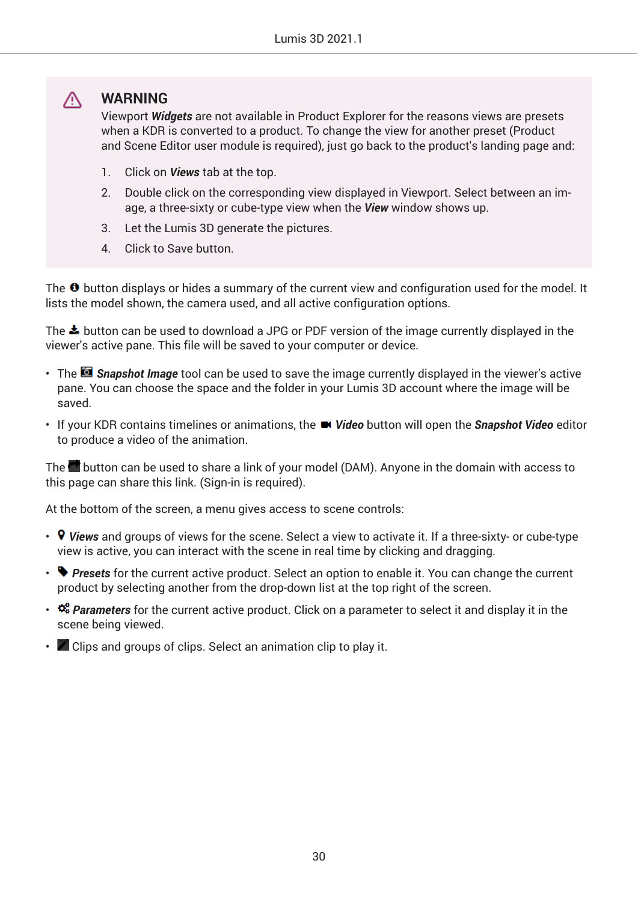> **WARNING**
>
> Viewport ***Widgets*** are not available in Product Explorer for the reasons views are presets when a KDR is converted to a product. To change the view for another preset (Product and Scene Editor user module is required), just go back to the product's landing page and:
>
> 1. Click on ***Views*** tab at the top.
> 2. Double click on the corresponding view displayed in Viewport. Select between an image, a three-sixty or cube-type view when the ***View*** window shows up.
> 3. Let the Lumis 3D generate the pictures.
> 4. Click to Save button.

The button displays or hides a summary of the current view and configuration used for the model. It lists the model shown, the camera used, and all active configuration options.

The button can be used to download a JPG or PDF version of the image currently displayed in the viewer's active pane. This file will be saved to your computer or device.

- The ***Snapshot Image*** tool can be used to save the image currently displayed in the viewer's active pane. You can choose the space and the folder in your Lumis 3D account where the image will be saved.
- If your KDR contains timelines or animations, the ***Video*** button will open the ***Snapshot Video*** editor to produce a video of the animation.

The button can be used to share a link of your model (DAM). Anyone in the domain with access to this page can share this link. (Sign-in is required).

At the bottom of the screen, a menu gives access to scene controls:

- ***Views*** and groups of views for the scene. Select a view to activate it. If a three-sixty- or cube-type view is active, you can interact with the scene in real time by clicking and dragging.
- ***Presets*** for the current active product. Select an option to enable it. You can change the current product by selecting another from the drop-down list at the top right of the screen.
- ***Parameters*** for the current active product. Click on a parameter to select it and display it in the scene being viewed.
- Clips and groups of clips. Select an animation clip to play it.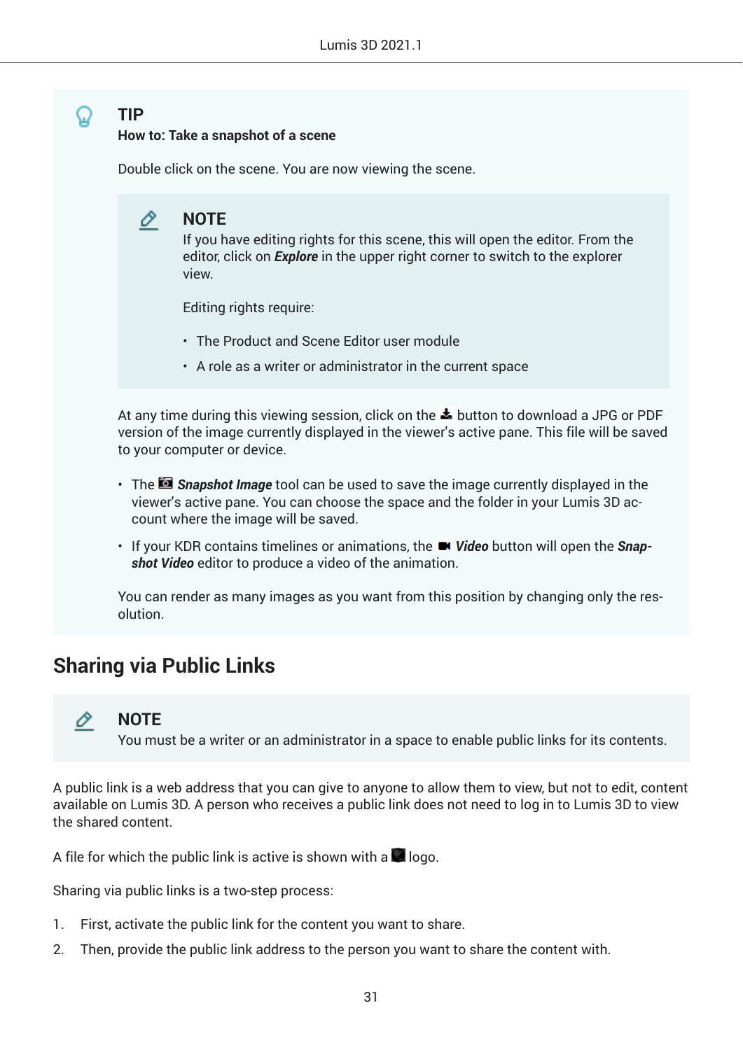> **TIP**
>
> **How to: Take a snapshot of a scene**
>
> Double click on the scene. You are now viewing the scene.
>
> > **NOTE**
> >
> > If you have editing rights for this scene, this will open the editor. From the editor, click on ***Explore*** in the upper right corner to switch to the explorer view.
> >
> > Editing rights require:
> >
> > - The Product and Scene Editor user module
> > - A role as a writer or administrator in the current space
>
> At any time during this viewing session, click on the button to download a JPG or PDF version of the image currently displayed in the viewer's active pane. This file will be saved to your computer or device.
>
> - The ***Snapshot Image*** tool can be used to save the image currently displayed in the viewer's active pane. You can choose the space and the folder in your Lumis 3D account where the image will be saved.
> - If your KDR contains timelines or animations, the ***Video*** button will open the ***Snapshot Video*** editor to produce a video of the animation.
>
> You can render as many images as you want from this position by changing only the resolution.

## Sharing via Public Links

> **NOTE**
>
> You must be a writer or an administrator in a space to enable public links for its contents.

A public link is a web address that you can give to anyone to allow them to view, but not to edit, content available on Lumis 3D. A person who receives a public link does not need to log in to Lumis 3D to view the shared content.

A file for which the public link is active is shown with a logo.

Sharing via public links is a two-step process:

1. First, activate the public link for the content you want to share.
2. Then, provide the public link address to the person you want to share the content with.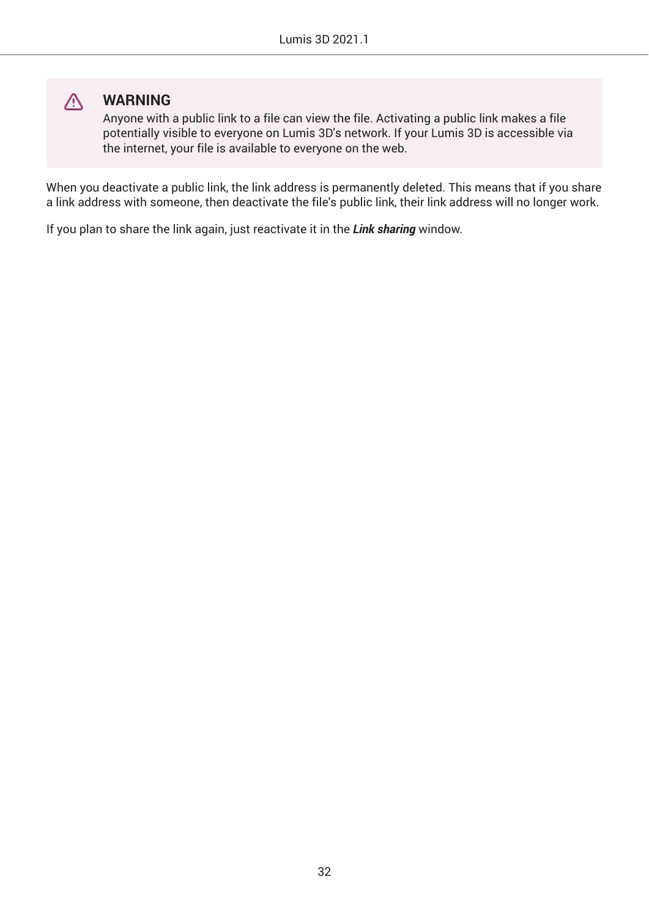> ⚠ **WARNING**
>
> Anyone with a public link to a file can view the file. Activating a public link makes a file potentially visible to everyone on Lumis 3D's network. If your Lumis 3D is accessible via the internet, your file is available to everyone on the web.

When you deactivate a public link, the link address is permanently deleted. This means that if you share a link address with someone, then deactivate the file's public link, their link address will no longer work.

If you plan to share the link again, just reactivate it in the ***Link sharing*** window.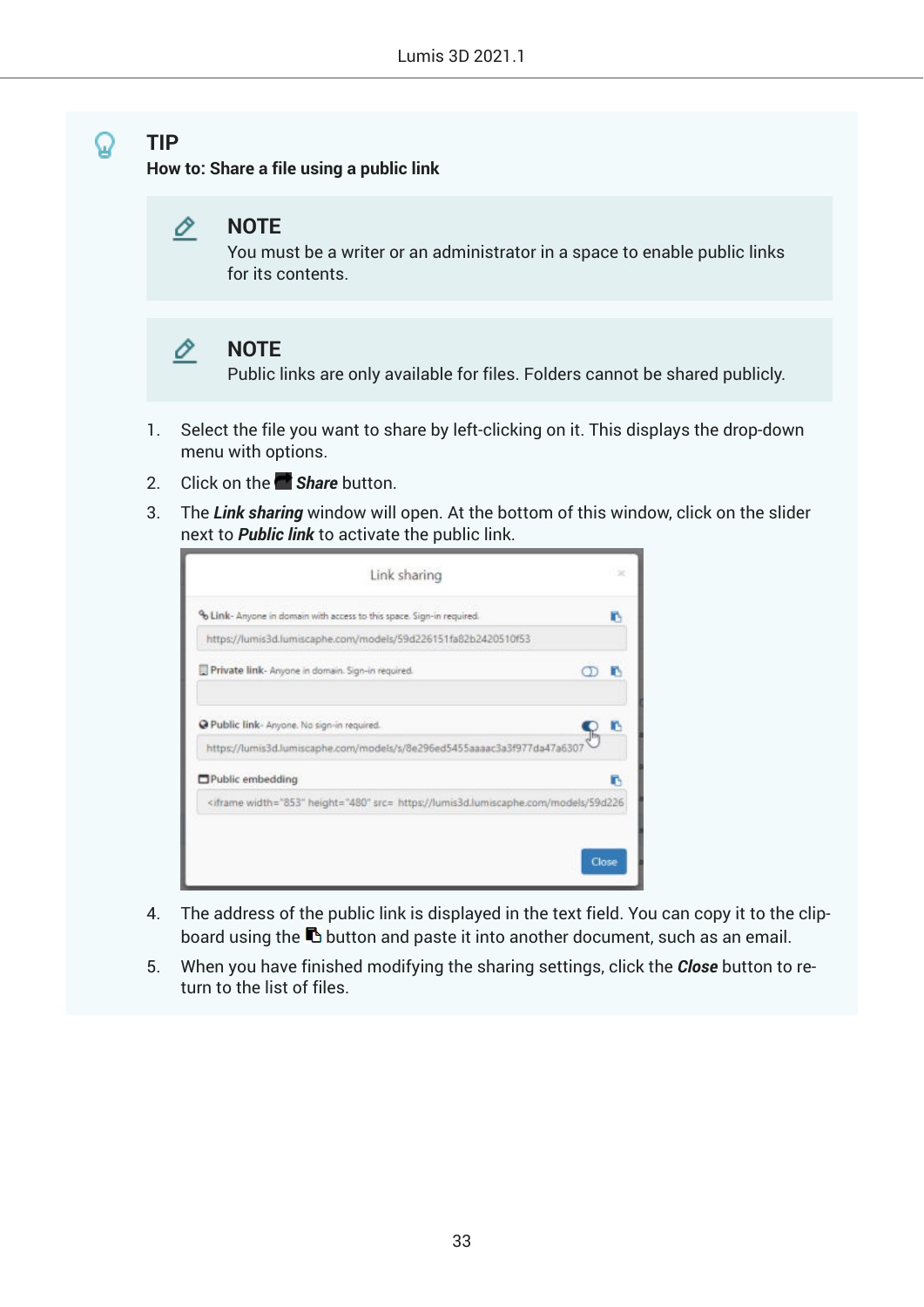**TIP**

**How to: Share a file using a public link**

> **NOTE**
> You must be a writer or an administrator in a space to enable public links for its contents.

> **NOTE**
> Public links are only available for files. Folders cannot be shared publicly.

1. Select the file you want to share by left-clicking on it. This displays the drop-down menu with options.
2. Click on the ***Share*** button.
3. The ***Link sharing*** window will open. At the bottom of this window, click on the slider next to ***Public link*** to activate the public link.
4. The address of the public link is displayed in the text field. You can copy it to the clipboard using the button and paste it into another document, such as an email.
5. When you have finished modifying the sharing settings, click the ***Close*** button to return to the list of files.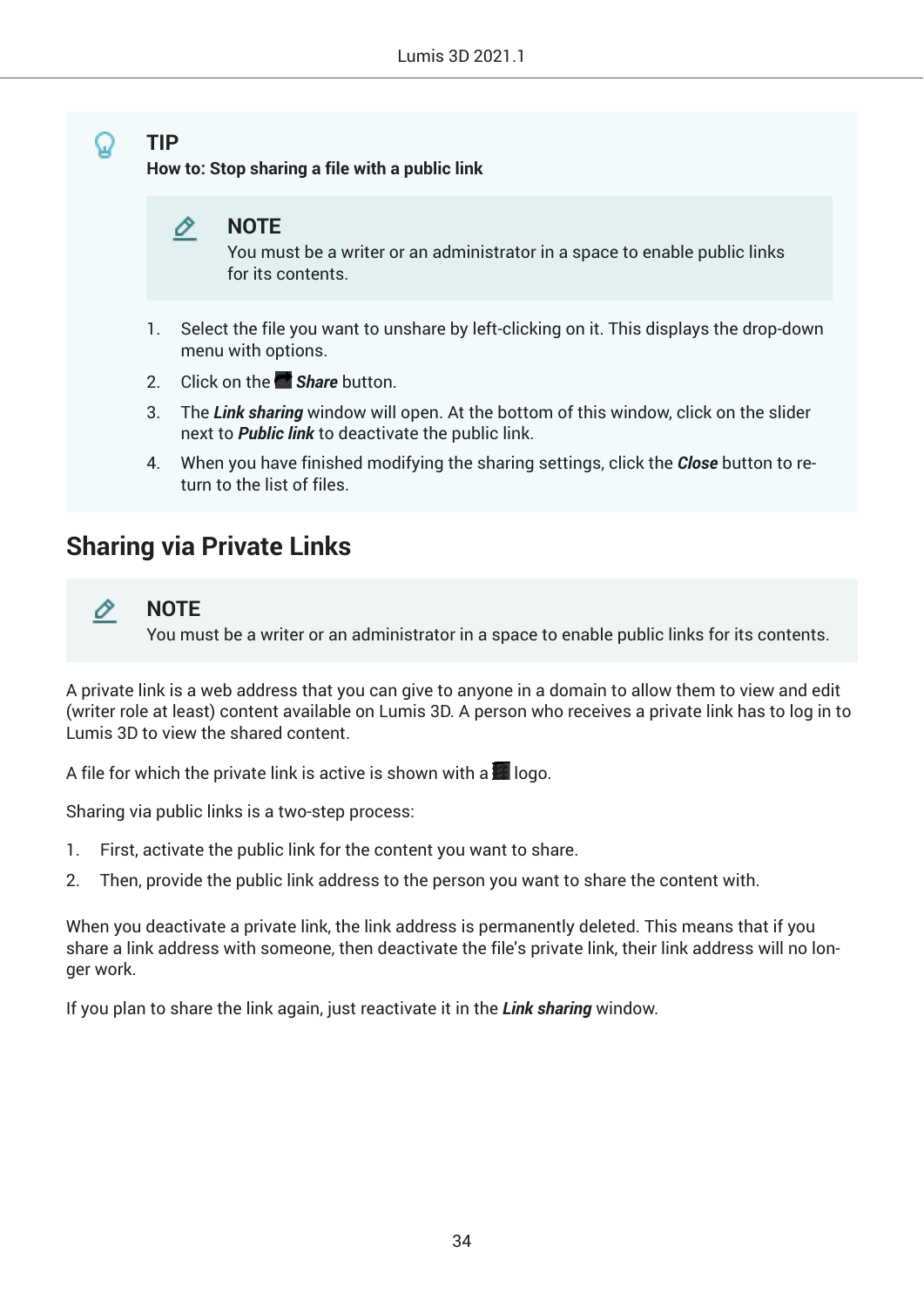> **TIP**
>
> **How to: Stop sharing a file with a public link**
>
> > **NOTE**
> >
> > You must be a writer or an administrator in a space to enable public links for its contents.
>
> 1. Select the file you want to unshare by left-clicking on it. This displays the drop-down menu with options.
> 2. Click on the ***Share*** button.
> 3. The ***Link sharing*** window will open. At the bottom of this window, click on the slider next to ***Public link*** to deactivate the public link.
> 4. When you have finished modifying the sharing settings, click the ***Close*** button to return to the list of files.

## Sharing via Private Links

> **NOTE**
>
> You must be a writer or an administrator in a space to enable public links for its contents.

A private link is a web address that you can give to anyone in a domain to allow them to view and edit (writer role at least) content available on Lumis 3D. A person who receives a private link has to log in to Lumis 3D to view the shared content.

A file for which the private link is active is shown with a logo.

Sharing via public links is a two-step process:

1. First, activate the public link for the content you want to share.
2. Then, provide the public link address to the person you want to share the content with.

When you deactivate a private link, the link address is permanently deleted. This means that if you share a link address with someone, then deactivate the file's private link, their link address will no longer work.

If you plan to share the link again, just reactivate it in the ***Link sharing*** window.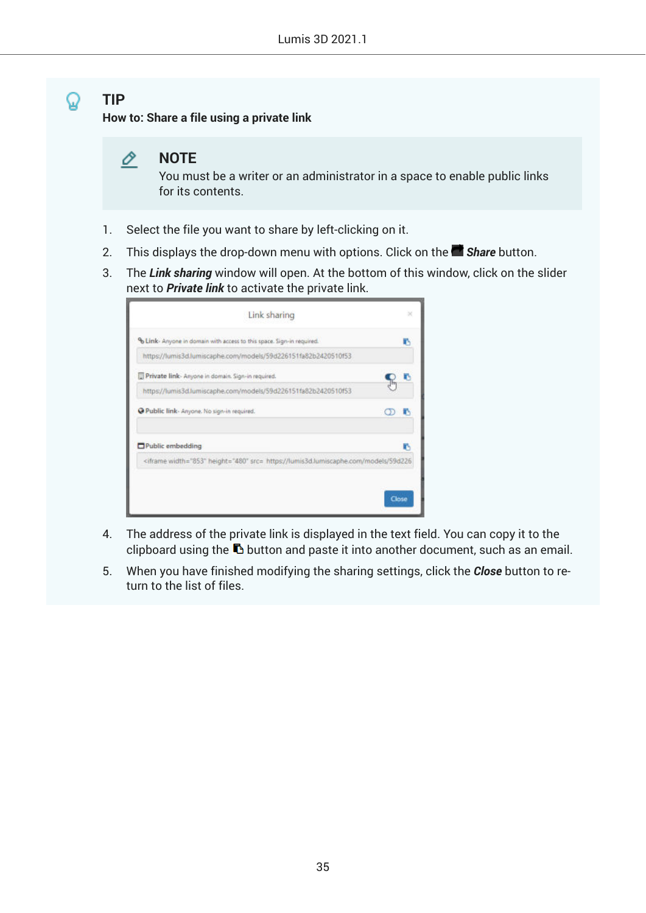**TIP**

**How to: Share a file using a private link**

> **NOTE**
>
> You must be a writer or an administrator in a space to enable public links for its contents.

1. Select the file you want to share by left-clicking on it.
2. This displays the drop-down menu with options. Click on the ***Share*** button.
3. The ***Link sharing*** window will open. At the bottom of this window, click on the slider next to ***Private link*** to activate the private link.
4. The address of the private link is displayed in the text field. You can copy it to the clipboard using the button and paste it into another document, such as an email.
5. When you have finished modifying the sharing settings, click the ***Close*** button to return to the list of files.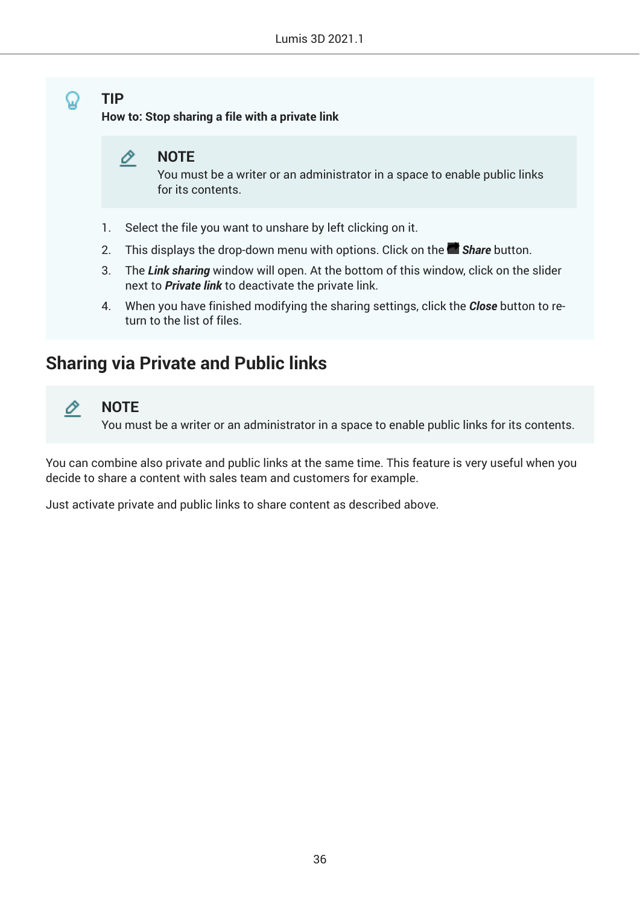> **TIP**
>
> **How to: Stop sharing a file with a private link**
>
> > **NOTE**
> >
> > You must be a writer or an administrator in a space to enable public links for its contents.
>
> 1. Select the file you want to unshare by left clicking on it.
> 2. This displays the drop-down menu with options. Click on the ***Share*** button.
> 3. The ***Link sharing*** window will open. At the bottom of this window, click on the slider next to ***Private link*** to deactivate the private link.
> 4. When you have finished modifying the sharing settings, click the ***Close*** button to return to the list of files.

## Sharing via Private and Public links

> **NOTE**
>
> You must be a writer or an administrator in a space to enable public links for its contents.

You can combine also private and public links at the same time. This feature is very useful when you decide to share a content with sales team and customers for example.

Just activate private and public links to share content as described above.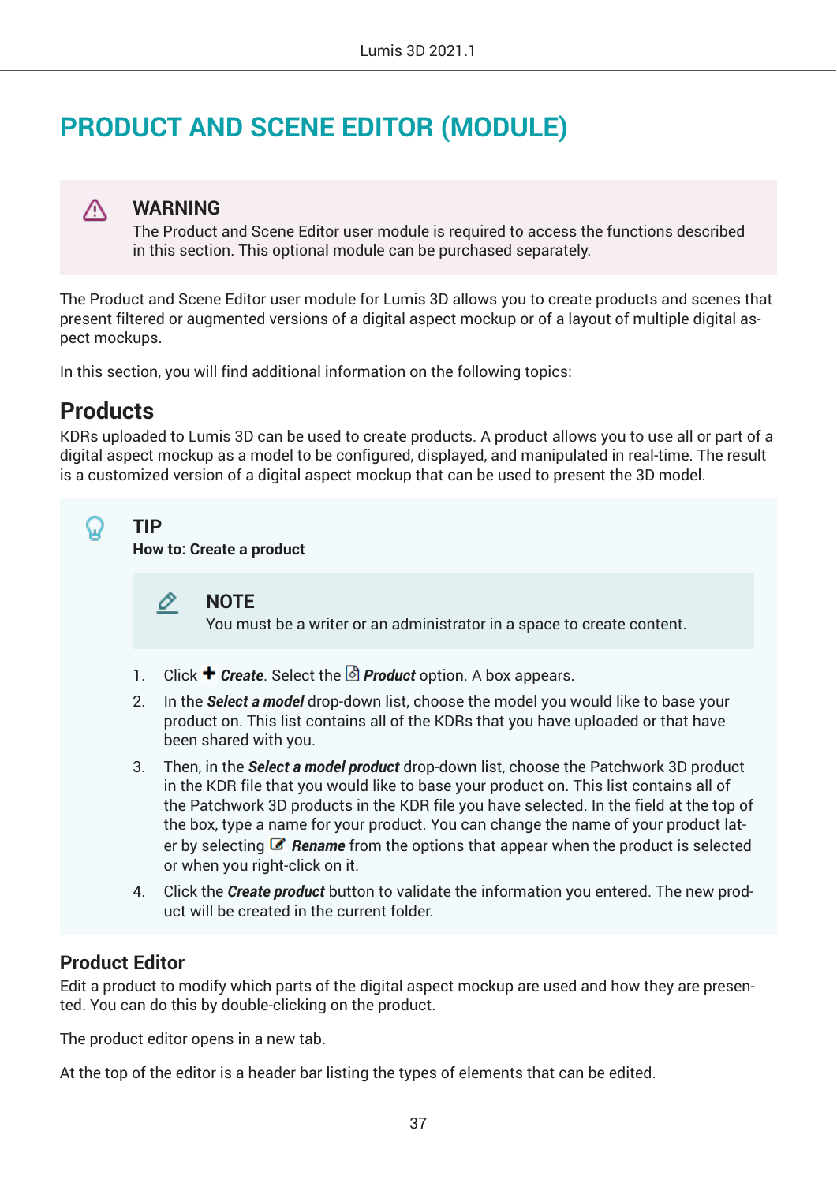# PRODUCT AND SCENE EDITOR (MODULE)

> **WARNING**
> The Product and Scene Editor user module is required to access the functions described in this section. This optional module can be purchased separately.

The Product and Scene Editor user module for Lumis 3D allows you to create products and scenes that present filtered or augmented versions of a digital aspect mockup or of a layout of multiple digital aspect mockups.

In this section, you will find additional information on the following topics:

## Products

KDRs uploaded to Lumis 3D can be used to create products. A product allows you to use all or part of a digital aspect mockup as a model to be configured, displayed, and manipulated in real-time. The result is a customized version of a digital aspect mockup that can be used to present the 3D model.

> **TIP**
> **How to: Create a product**
>
> > **NOTE**
> > You must be a writer or an administrator in a space to create content.
>
> 1. Click ✚ ***Create***. Select the ***Product*** option. A box appears.
> 2. In the ***Select a model*** drop-down list, choose the model you would like to base your product on. This list contains all of the KDRs that you have uploaded or that have been shared with you.
> 3. Then, in the ***Select a model product*** drop-down list, choose the Patchwork 3D product in the KDR file that you would like to base your product on. This list contains all of the Patchwork 3D products in the KDR file you have selected. In the field at the top of the box, type a name for your product. You can change the name of your product later by selecting ***Rename*** from the options that appear when the product is selected or when you right-click on it.
> 4. Click the ***Create product*** button to validate the information you entered. The new product will be created in the current folder.

### Product Editor

Edit a product to modify which parts of the digital aspect mockup are used and how they are presented. You can do this by double-clicking on the product.

The product editor opens in a new tab.

At the top of the editor is a header bar listing the types of elements that can be edited.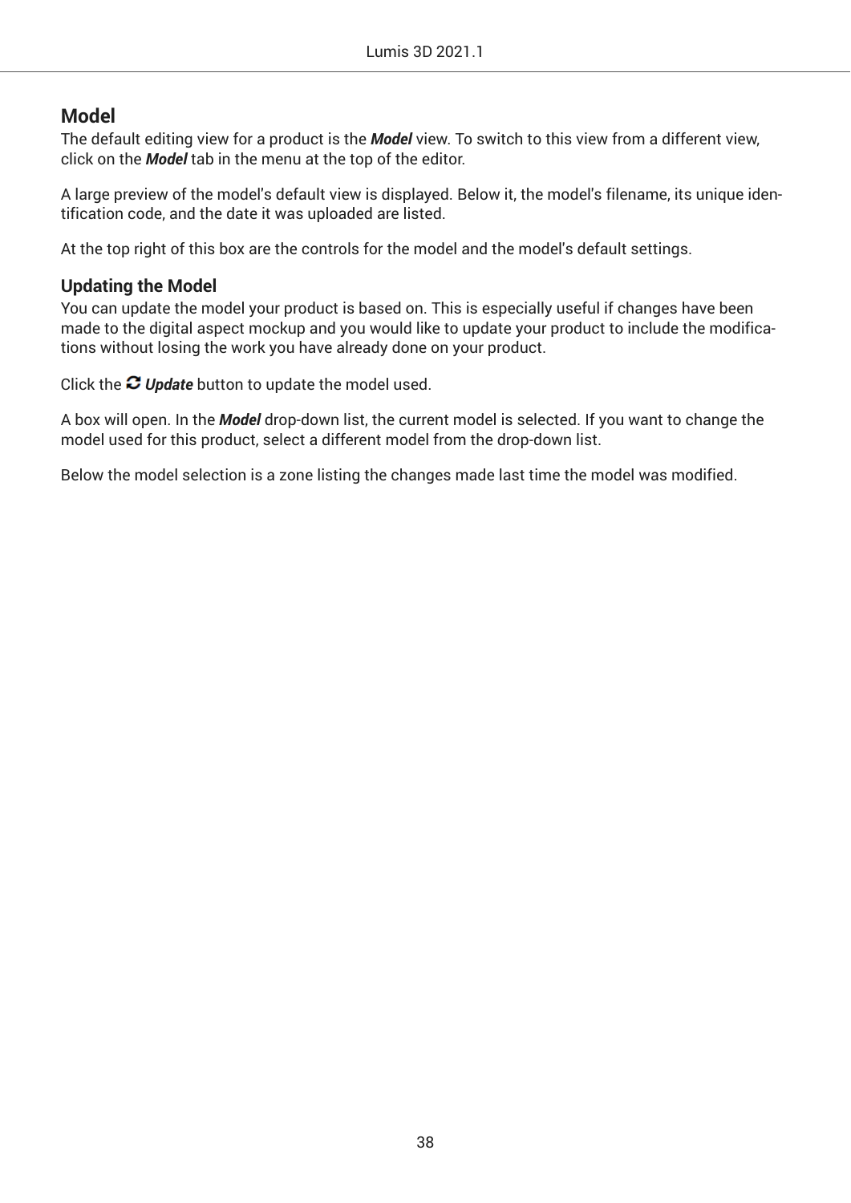## Model

The default editing view for a product is the ***Model*** view. To switch to this view from a different view, click on the ***Model*** tab in the menu at the top of the editor.

A large preview of the model's default view is displayed. Below it, the model's filename, its unique identification code, and the date it was uploaded are listed.

At the top right of this box are the controls for the model and the model's default settings.

### Updating the Model

You can update the model your product is based on. This is especially useful if changes have been made to the digital aspect mockup and you would like to update your product to include the modifications without losing the work you have already done on your product.

Click the ***Update*** button to update the model used.

A box will open. In the ***Model*** drop-down list, the current model is selected. If you want to change the model used for this product, select a different model from the drop-down list.

Below the model selection is a zone listing the changes made last time the model was modified.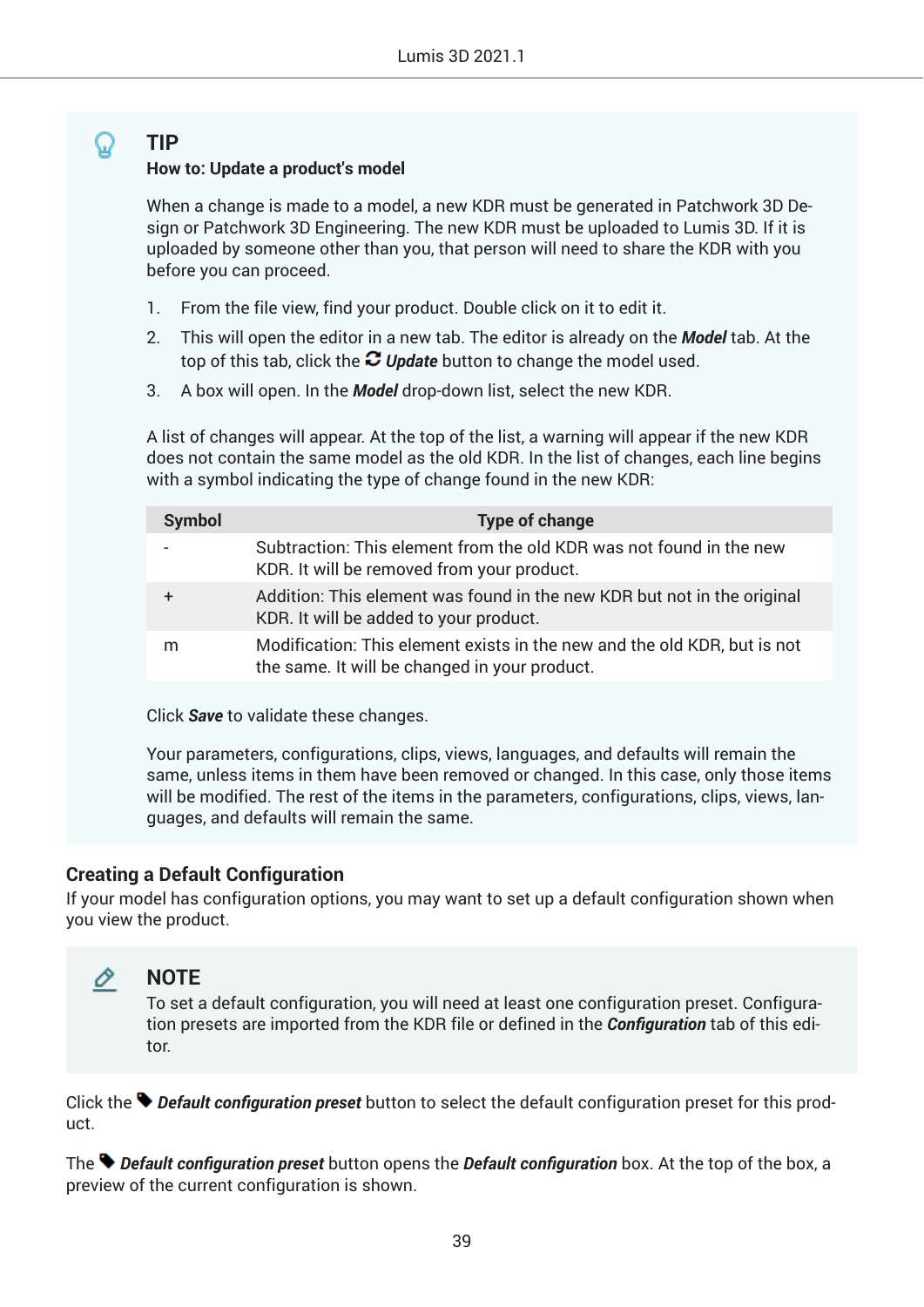**TIP**

**How to: Update a product's model**

When a change is made to a model, a new KDR must be generated in Patchwork 3D Design or Patchwork 3D Engineering. The new KDR must be uploaded to Lumis 3D. If it is uploaded by someone other than you, that person will need to share the KDR with you before you can proceed.

1. From the file view, find your product. Double click on it to edit it.
2. This will open the editor in a new tab. The editor is already on the ***Model*** tab. At the top of this tab, click the ***Update*** button to change the model used.
3. A box will open. In the ***Model*** drop-down list, select the new KDR.

A list of changes will appear. At the top of the list, a warning will appear if the new KDR does not contain the same model as the old KDR. In the list of changes, each line begins with a symbol indicating the type of change found in the new KDR:

| Symbol | Type of change |
|---|---|
| - | Subtraction: This element from the old KDR was not found in the new KDR. It will be removed from your product. |
| + | Addition: This element was found in the new KDR but not in the original KDR. It will be added to your product. |
| m | Modification: This element exists in the new and the old KDR, but is not the same. It will be changed in your product. |

Click ***Save*** to validate these changes.

Your parameters, configurations, clips, views, languages, and defaults will remain the same, unless items in them have been removed or changed. In this case, only those items will be modified. The rest of the items in the parameters, configurations, clips, views, languages, and defaults will remain the same.

### Creating a Default Configuration

If your model has configuration options, you may want to set up a default configuration shown when you view the product.

**NOTE**

To set a default configuration, you will need at least one configuration preset. Configuration presets are imported from the KDR file or defined in the ***Configuration*** tab of this editor.

Click the ***Default configuration preset*** button to select the default configuration preset for this product.

The ***Default configuration preset*** button opens the ***Default configuration*** box. At the top of the box, a preview of the current configuration is shown.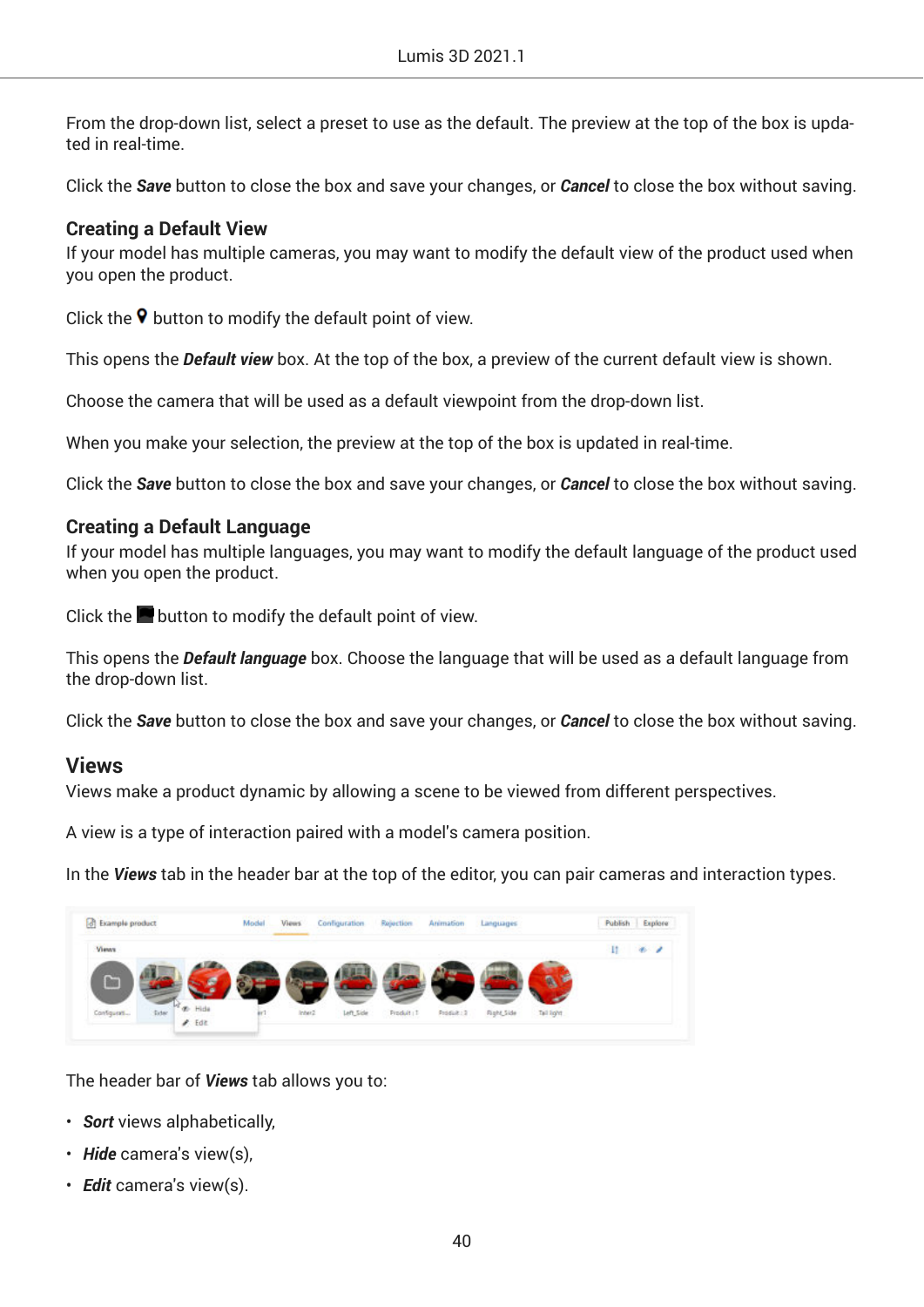From the drop-down list, select a preset to use as the default. The preview at the top of the box is updated in real-time.

Click the ***Save*** button to close the box and save your changes, or ***Cancel*** to close the box without saving.

### Creating a Default View

If your model has multiple cameras, you may want to modify the default view of the product used when you open the product.

Click the button to modify the default point of view.

This opens the ***Default view*** box. At the top of the box, a preview of the current default view is shown.

Choose the camera that will be used as a default viewpoint from the drop-down list.

When you make your selection, the preview at the top of the box is updated in real-time.

Click the ***Save*** button to close the box and save your changes, or ***Cancel*** to close the box without saving.

### Creating a Default Language

If your model has multiple languages, you may want to modify the default language of the product used when you open the product.

Click the button to modify the default point of view.

This opens the ***Default language*** box. Choose the language that will be used as a default language from the drop-down list.

Click the ***Save*** button to close the box and save your changes, or ***Cancel*** to close the box without saving.

## Views

Views make a product dynamic by allowing a scene to be viewed from different perspectives.

A view is a type of interaction paired with a model's camera position.

In the ***Views*** tab in the header bar at the top of the editor, you can pair cameras and interaction types.

The header bar of ***Views*** tab allows you to:

- ***Sort*** views alphabetically,
- ***Hide*** camera's view(s),
- ***Edit*** camera's view(s).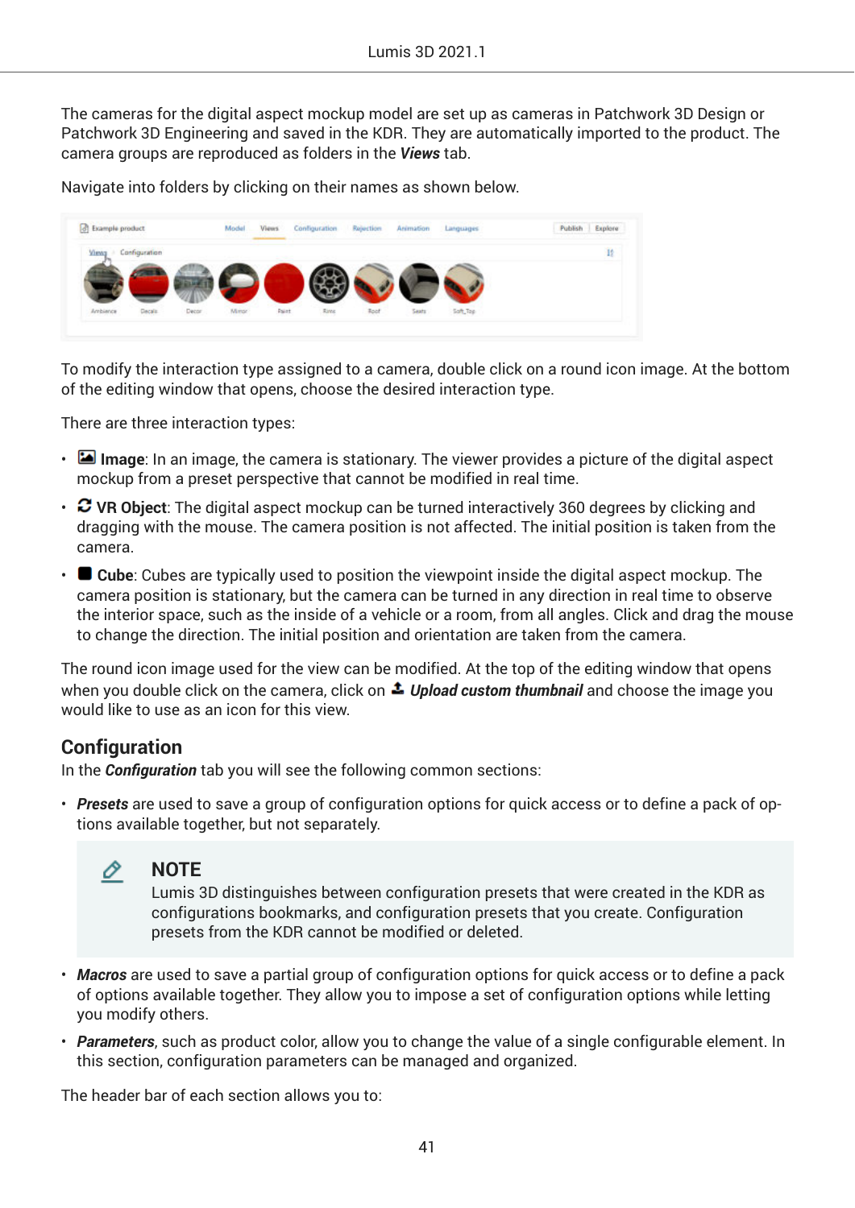The cameras for the digital aspect mockup model are set up as cameras in Patchwork 3D Design or Patchwork 3D Engineering and saved in the KDR. They are automatically imported to the product. The camera groups are reproduced as folders in the ***Views*** tab.

Navigate into folders by clicking on their names as shown below.

To modify the interaction type assigned to a camera, double click on a round icon image. At the bottom of the editing window that opens, choose the desired interaction type.

There are three interaction types:

- **Image**: In an image, the camera is stationary. The viewer provides a picture of the digital aspect mockup from a preset perspective that cannot be modified in real time.
- **VR Object**: The digital aspect mockup can be turned interactively 360 degrees by clicking and dragging with the mouse. The camera position is not affected. The initial position is taken from the camera.
- **Cube**: Cubes are typically used to position the viewpoint inside the digital aspect mockup. The camera position is stationary, but the camera can be turned in any direction in real time to observe the interior space, such as the inside of a vehicle or a room, from all angles. Click and drag the mouse to change the direction. The initial position and orientation are taken from the camera.

The round icon image used for the view can be modified. At the top of the editing window that opens when you double click on the camera, click on ***Upload custom thumbnail*** and choose the image you would like to use as an icon for this view.

## Configuration

In the ***Configuration*** tab you will see the following common sections:

- ***Presets*** are used to save a group of configuration options for quick access or to define a pack of options available together, but not separately.

> **NOTE**
>
> Lumis 3D distinguishes between configuration presets that were created in the KDR as configurations bookmarks, and configuration presets that you create. Configuration presets from the KDR cannot be modified or deleted.

- ***Macros*** are used to save a partial group of configuration options for quick access or to define a pack of options available together. They allow you to impose a set of configuration options while letting you modify others.
- ***Parameters***, such as product color, allow you to change the value of a single configurable element. In this section, configuration parameters can be managed and organized.

The header bar of each section allows you to: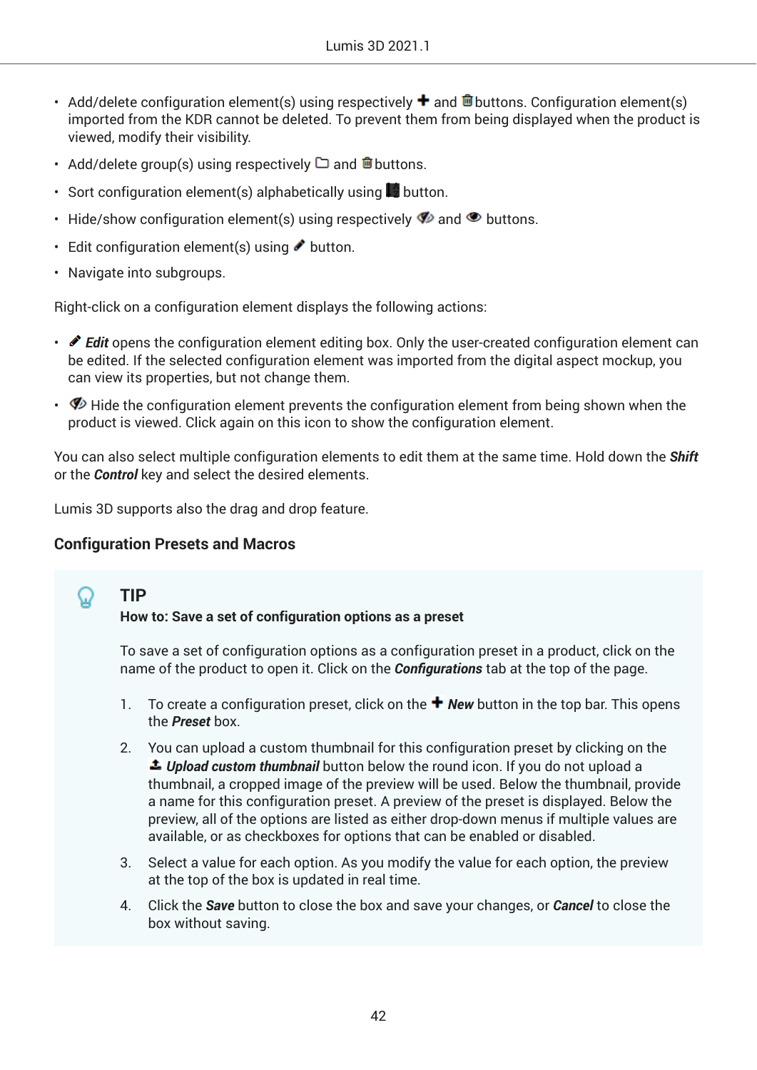- Add/delete configuration element(s) using respectively ✚ and 🗑 buttons. Configuration element(s) imported from the KDR cannot be deleted. To prevent them from being displayed when the product is viewed, modify their visibility.
- Add/delete group(s) using respectively 🗀 and 🗑 buttons.
- Sort configuration element(s) alphabetically using 📚 button.
- Hide/show configuration element(s) using respectively and 👁 buttons.
- Edit configuration element(s) using ✎ button.
- Navigate into subgroups.

Right-click on a configuration element displays the following actions:

- ✎ ***Edit*** opens the configuration element editing box. Only the user-created configuration element can be edited. If the selected configuration element was imported from the digital aspect mockup, you can view its properties, but not change them.
- Hide the configuration element prevents the configuration element from being shown when the product is viewed. Click again on this icon to show the configuration element.

You can also select multiple configuration elements to edit them at the same time. Hold down the ***Shift*** or the ***Control*** key and select the desired elements.

Lumis 3D supports also the drag and drop feature.

### Configuration Presets and Macros

> **TIP**
>
> **How to: Save a set of configuration options as a preset**
>
> To save a set of configuration options as a configuration preset in a product, click on the name of the product to open it. Click on the ***Configurations*** tab at the top of the page.
>
> 1. To create a configuration preset, click on the ✚ ***New*** button in the top bar. This opens the ***Preset*** box.
> 2. You can upload a custom thumbnail for this configuration preset by clicking on the ***Upload custom thumbnail*** button below the round icon. If you do not upload a thumbnail, a cropped image of the preview will be used. Below the thumbnail, provide a name for this configuration preset. A preview of the preset is displayed. Below the preview, all of the options are listed as either drop-down menus if multiple values are available, or as checkboxes for options that can be enabled or disabled.
> 3. Select a value for each option. As you modify the value for each option, the preview at the top of the box is updated in real time.
> 4. Click the ***Save*** button to close the box and save your changes, or ***Cancel*** to close the box without saving.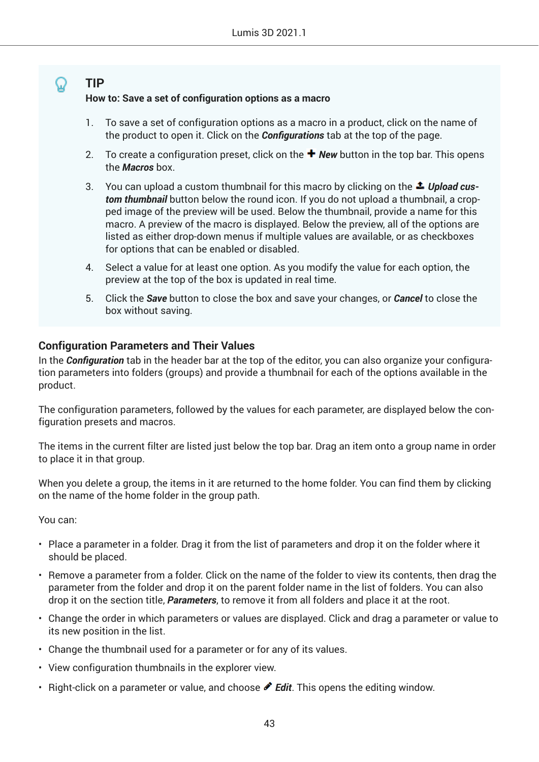> **TIP**
>
> **How to: Save a set of configuration options as a macro**
>
> 1. To save a set of configuration options as a macro in a product, click on the name of the product to open it. Click on the ***Configurations*** tab at the top of the page.
> 2. To create a configuration preset, click on the ✚ ***New*** button in the top bar. This opens the ***Macros*** box.
> 3. You can upload a custom thumbnail for this macro by clicking on the ***Upload custom thumbnail*** button below the round icon. If you do not upload a thumbnail, a cropped image of the preview will be used. Below the thumbnail, provide a name for this macro. A preview of the macro is displayed. Below the preview, all of the options are listed as either drop-down menus if multiple values are available, or as checkboxes for options that can be enabled or disabled.
> 4. Select a value for at least one option. As you modify the value for each option, the preview at the top of the box is updated in real time.
> 5. Click the ***Save*** button to close the box and save your changes, or ***Cancel*** to close the box without saving.

### Configuration Parameters and Their Values

In the ***Configuration*** tab in the header bar at the top of the editor, you can also organize your configuration parameters into folders (groups) and provide a thumbnail for each of the options available in the product.

The configuration parameters, followed by the values for each parameter, are displayed below the configuration presets and macros.

The items in the current filter are listed just below the top bar. Drag an item onto a group name in order to place it in that group.

When you delete a group, the items in it are returned to the home folder. You can find them by clicking on the name of the home folder in the group path.

You can:

- Place a parameter in a folder. Drag it from the list of parameters and drop it on the folder where it should be placed.
- Remove a parameter from a folder. Click on the name of the folder to view its contents, then drag the parameter from the folder and drop it on the parent folder name in the list of folders. You can also drop it on the section title, ***Parameters***, to remove it from all folders and place it at the root.
- Change the order in which parameters or values are displayed. Click and drag a parameter or value to its new position in the list.
- Change the thumbnail used for a parameter or for any of its values.
- View configuration thumbnails in the explorer view.
- Right-click on a parameter or value, and choose ✎ ***Edit***. This opens the editing window.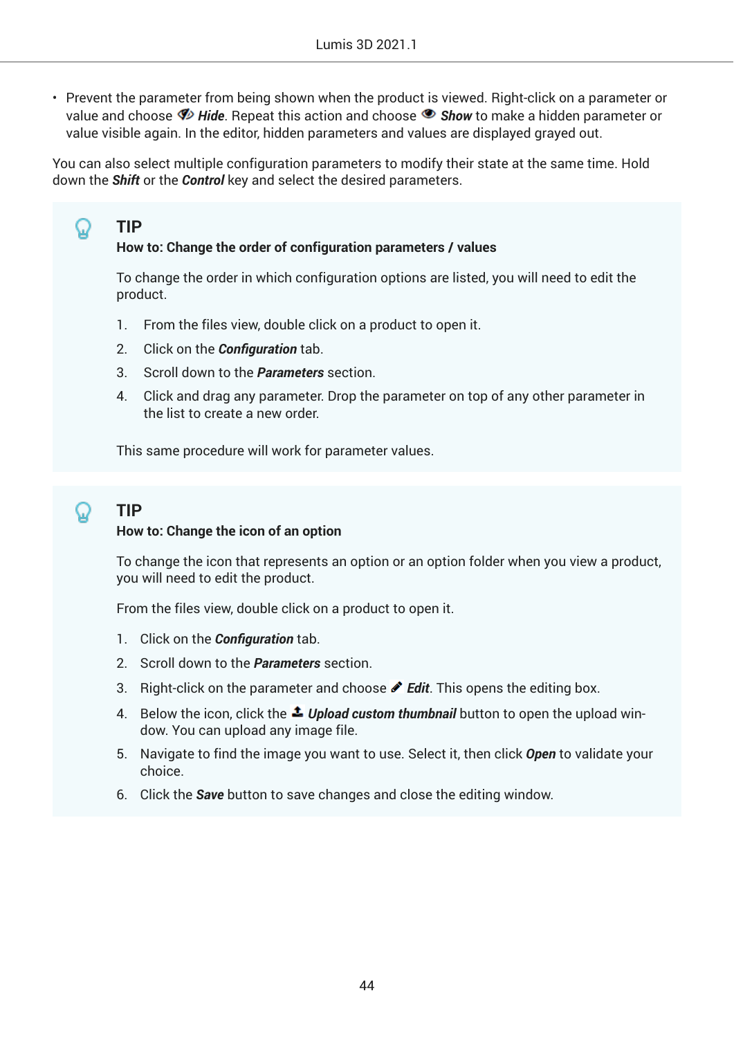- Prevent the parameter from being shown when the product is viewed. Right-click on a parameter or value and choose ***Hide***. Repeat this action and choose ***Show*** to make a hidden parameter or value visible again. In the editor, hidden parameters and values are displayed grayed out.

You can also select multiple configuration parameters to modify their state at the same time. Hold down the ***Shift*** or the ***Control*** key and select the desired parameters.

> **TIP**
>
> **How to: Change the order of configuration parameters / values**
>
> To change the order in which configuration options are listed, you will need to edit the product.
>
> 1. From the files view, double click on a product to open it.
> 2. Click on the ***Configuration*** tab.
> 3. Scroll down to the ***Parameters*** section.
> 4. Click and drag any parameter. Drop the parameter on top of any other parameter in the list to create a new order.
>
> This same procedure will work for parameter values.

> **TIP**
>
> **How to: Change the icon of an option**
>
> To change the icon that represents an option or an option folder when you view a product, you will need to edit the product.
>
> From the files view, double click on a product to open it.
>
> 1. Click on the ***Configuration*** tab.
> 2. Scroll down to the ***Parameters*** section.
> 3. Right-click on the parameter and choose ***Edit***. This opens the editing box.
> 4. Below the icon, click the ***Upload custom thumbnail*** button to open the upload window. You can upload any image file.
> 5. Navigate to find the image you want to use. Select it, then click ***Open*** to validate your choice.
> 6. Click the ***Save*** button to save changes and close the editing window.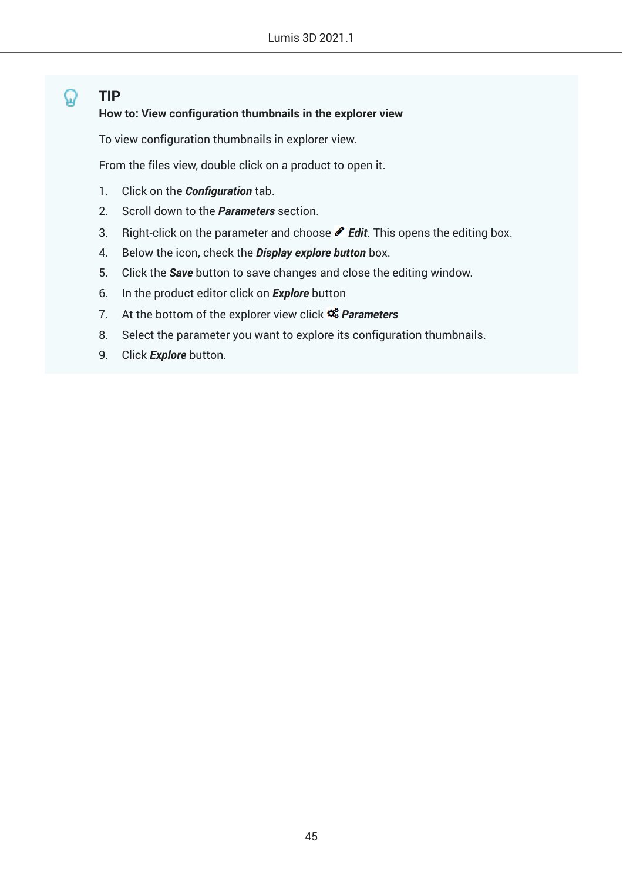**TIP**

**How to: View configuration thumbnails in the explorer view**

To view configuration thumbnails in explorer view.

From the files view, double click on a product to open it.

1. Click on the ***Configuration*** tab.
2. Scroll down to the ***Parameters*** section.
3. Right-click on the parameter and choose ***Edit***. This opens the editing box.
4. Below the icon, check the ***Display explore button*** box.
5. Click the ***Save*** button to save changes and close the editing window.
6. In the product editor click on ***Explore*** button
7. At the bottom of the explorer view click ***Parameters***
8. Select the parameter you want to explore its configuration thumbnails.
9. Click ***Explore*** button.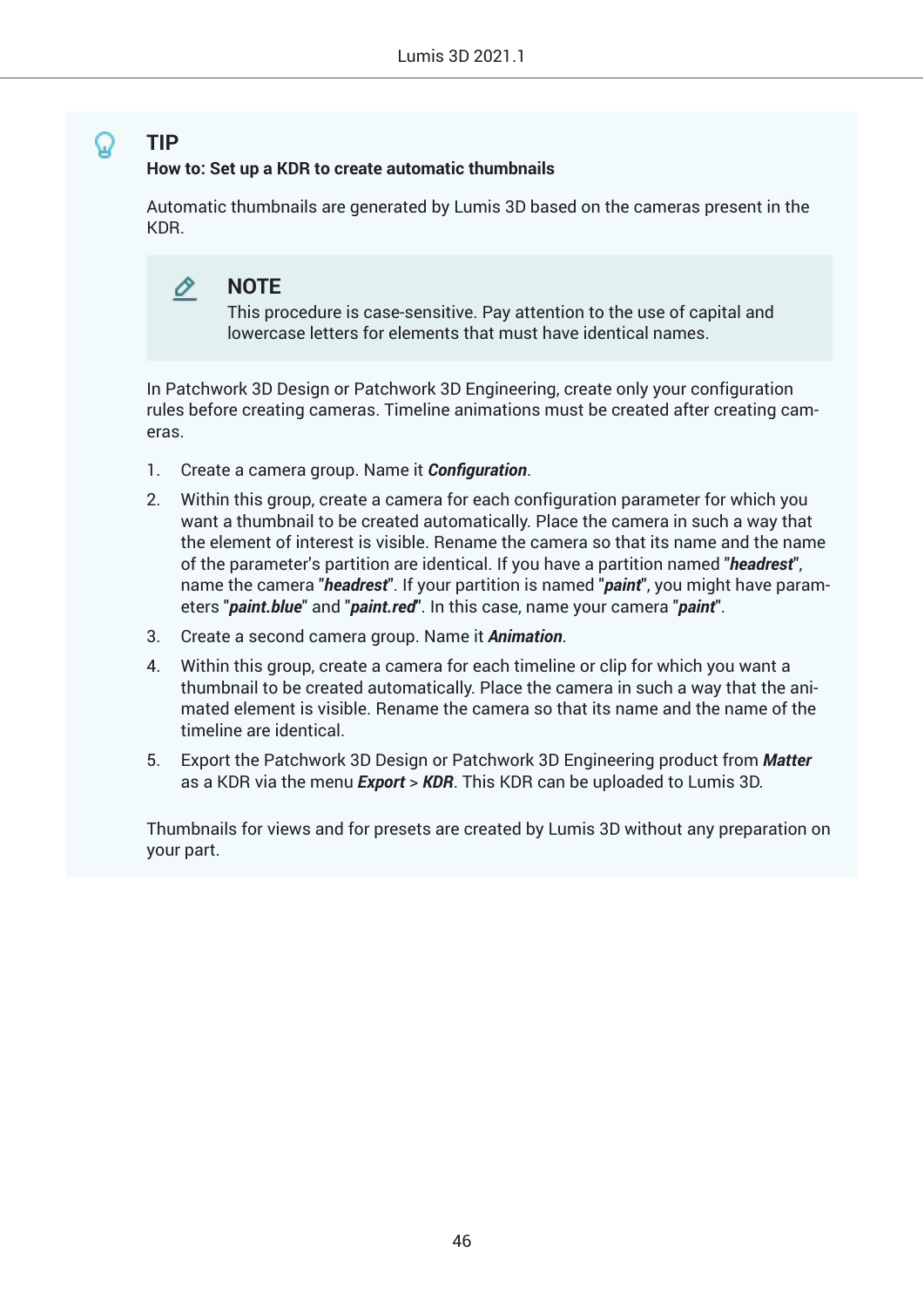**TIP**

**How to: Set up a KDR to create automatic thumbnails**

Automatic thumbnails are generated by Lumis 3D based on the cameras present in the KDR.

> **NOTE**
>
> This procedure is case-sensitive. Pay attention to the use of capital and lowercase letters for elements that must have identical names.

In Patchwork 3D Design or Patchwork 3D Engineering, create only your configuration rules before creating cameras. Timeline animations must be created after creating cameras.

1. Create a camera group. Name it ***Configuration***.
2. Within this group, create a camera for each configuration parameter for which you want a thumbnail to be created automatically. Place the camera in such a way that the element of interest is visible. Rename the camera so that its name and the name of the parameter's partition are identical. If you have a partition named "***headrest***", name the camera "***headrest***". If your partition is named "***paint***", you might have parameters "***paint.blue***" and "***paint.red***". In this case, name your camera "***paint***".
3. Create a second camera group. Name it ***Animation***.
4. Within this group, create a camera for each timeline or clip for which you want a thumbnail to be created automatically. Place the camera in such a way that the animated element is visible. Rename the camera so that its name and the name of the timeline are identical.
5. Export the Patchwork 3D Design or Patchwork 3D Engineering product from ***Matter*** as a KDR via the menu ***Export*** > ***KDR***. This KDR can be uploaded to Lumis 3D.

Thumbnails for views and for presets are created by Lumis 3D without any preparation on your part.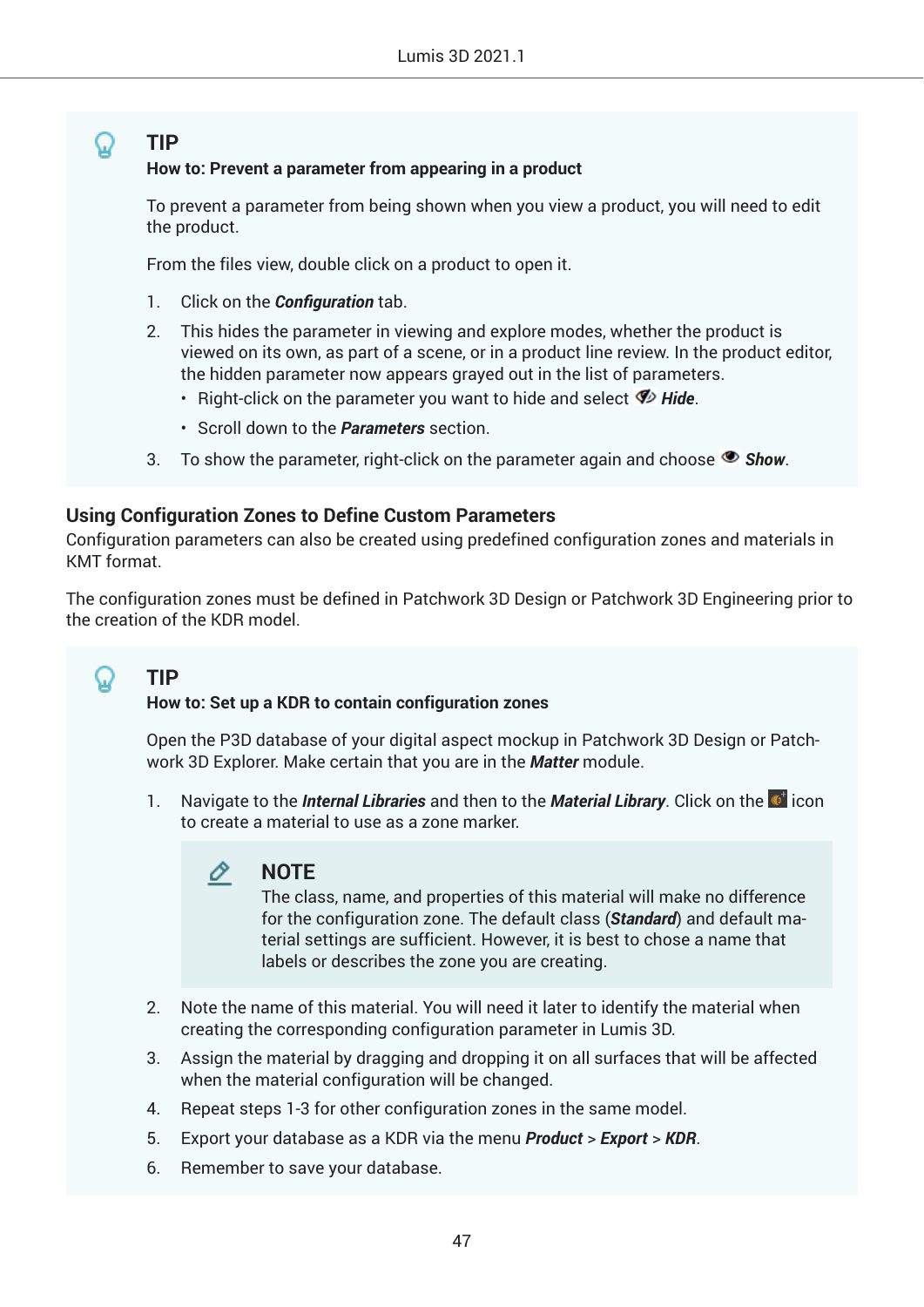> **TIP**
>
> **How to: Prevent a parameter from appearing in a product**
>
> To prevent a parameter from being shown when you view a product, you will need to edit the product.
>
> From the files view, double click on a product to open it.
>
> 1. Click on the ***Configuration*** tab.
> 2. This hides the parameter in viewing and explore modes, whether the product is viewed on its own, as part of a scene, or in a product line review. In the product editor, the hidden parameter now appears grayed out in the list of parameters.
>    - Right-click on the parameter you want to hide and select ***Hide***.
>    - Scroll down to the ***Parameters*** section.
> 3. To show the parameter, right-click on the parameter again and choose ***Show***.

### Using Configuration Zones to Define Custom Parameters

Configuration parameters can also be created using predefined configuration zones and materials in KMT format.

The configuration zones must be defined in Patchwork 3D Design or Patchwork 3D Engineering prior to the creation of the KDR model.

> **TIP**
>
> **How to: Set up a KDR to contain configuration zones**
>
> Open the P3D database of your digital aspect mockup in Patchwork 3D Design or Patchwork 3D Explorer. Make certain that you are in the ***Matter*** module.
>
> 1. Navigate to the ***Internal Libraries*** and then to the ***Material Library***. Click on the icon to create a material to use as a zone marker.
>
>    > **NOTE**
>    >
>    > The class, name, and properties of this material will make no difference for the configuration zone. The default class (***Standard***) and default material settings are sufficient. However, it is best to chose a name that labels or describes the zone you are creating.
>
> 2. Note the name of this material. You will need it later to identify the material when creating the corresponding configuration parameter in Lumis 3D.
> 3. Assign the material by dragging and dropping it on all surfaces that will be affected when the material configuration will be changed.
> 4. Repeat steps 1-3 for other configuration zones in the same model.
> 5. Export your database as a KDR via the menu ***Product*** > ***Export*** > ***KDR***.
> 6. Remember to save your database.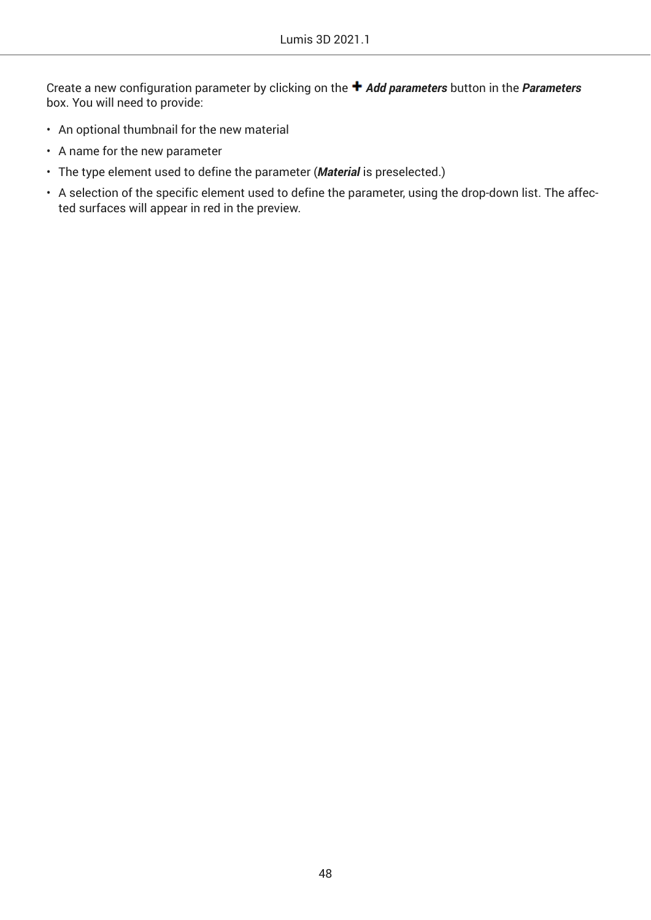Create a new configuration parameter by clicking on the ✚ ***Add parameters*** button in the ***Parameters*** box. You will need to provide:

- An optional thumbnail for the new material
- A name for the new parameter
- The type element used to define the parameter (***Material*** is preselected.)
- A selection of the specific element used to define the parameter, using the drop-down list. The affected surfaces will appear in red in the preview.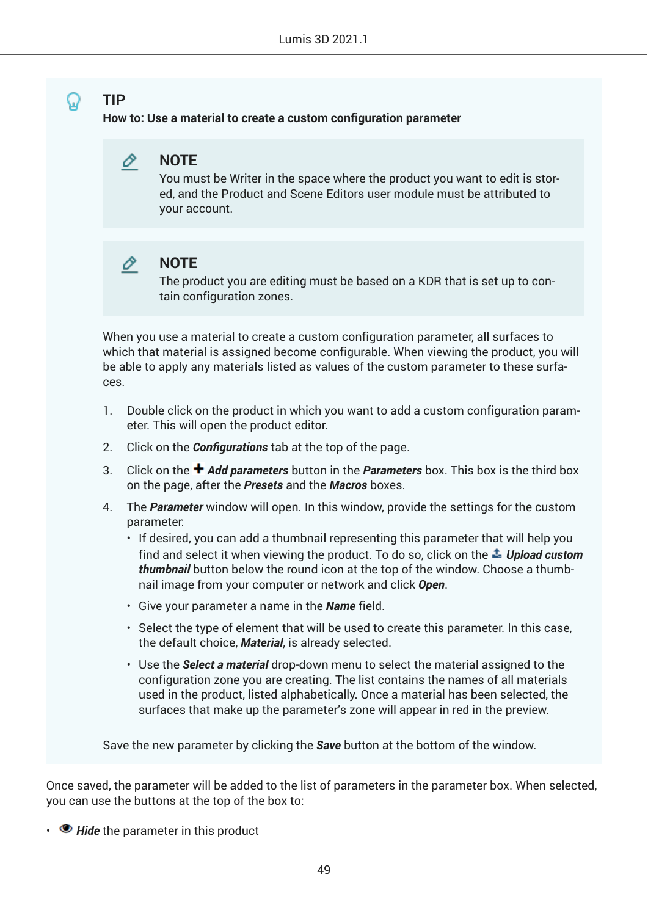> **TIP**
> **How to: Use a material to create a custom configuration parameter**
>
> > **NOTE**
> > You must be Writer in the space where the product you want to edit is stored, and the Product and Scene Editors user module must be attributed to your account.
>
> > **NOTE**
> > The product you are editing must be based on a KDR that is set up to contain configuration zones.
>
> When you use a material to create a custom configuration parameter, all surfaces to which that material is assigned become configurable. When viewing the product, you will be able to apply any materials listed as values of the custom parameter to these surfaces.
>
> 1. Double click on the product in which you want to add a custom configuration parameter. This will open the product editor.
> 2. Click on the ***Configurations*** tab at the top of the page.
> 3. Click on the ✚ ***Add parameters*** button in the ***Parameters*** box. This box is the third box on the page, after the ***Presets*** and the ***Macros*** boxes.
> 4. The ***Parameter*** window will open. In this window, provide the settings for the custom parameter.
>    - If desired, you can add a thumbnail representing this parameter that will help you find and select it when viewing the product. To do so, click on the ***Upload custom thumbnail*** button below the round icon at the top of the window. Choose a thumbnail image from your computer or network and click ***Open***.
>    - Give your parameter a name in the ***Name*** field.
>    - Select the type of element that will be used to create this parameter. In this case, the default choice, ***Material***, is already selected.
>    - Use the ***Select a material*** drop-down menu to select the material assigned to the configuration zone you are creating. The list contains the names of all materials used in the product, listed alphabetically. Once a material has been selected, the surfaces that make up the parameter's zone will appear in red in the preview.
>
> Save the new parameter by clicking the ***Save*** button at the bottom of the window.

Once saved, the parameter will be added to the list of parameters in the parameter box. When selected, you can use the buttons at the top of the box to:

- ***Hide*** the parameter in this product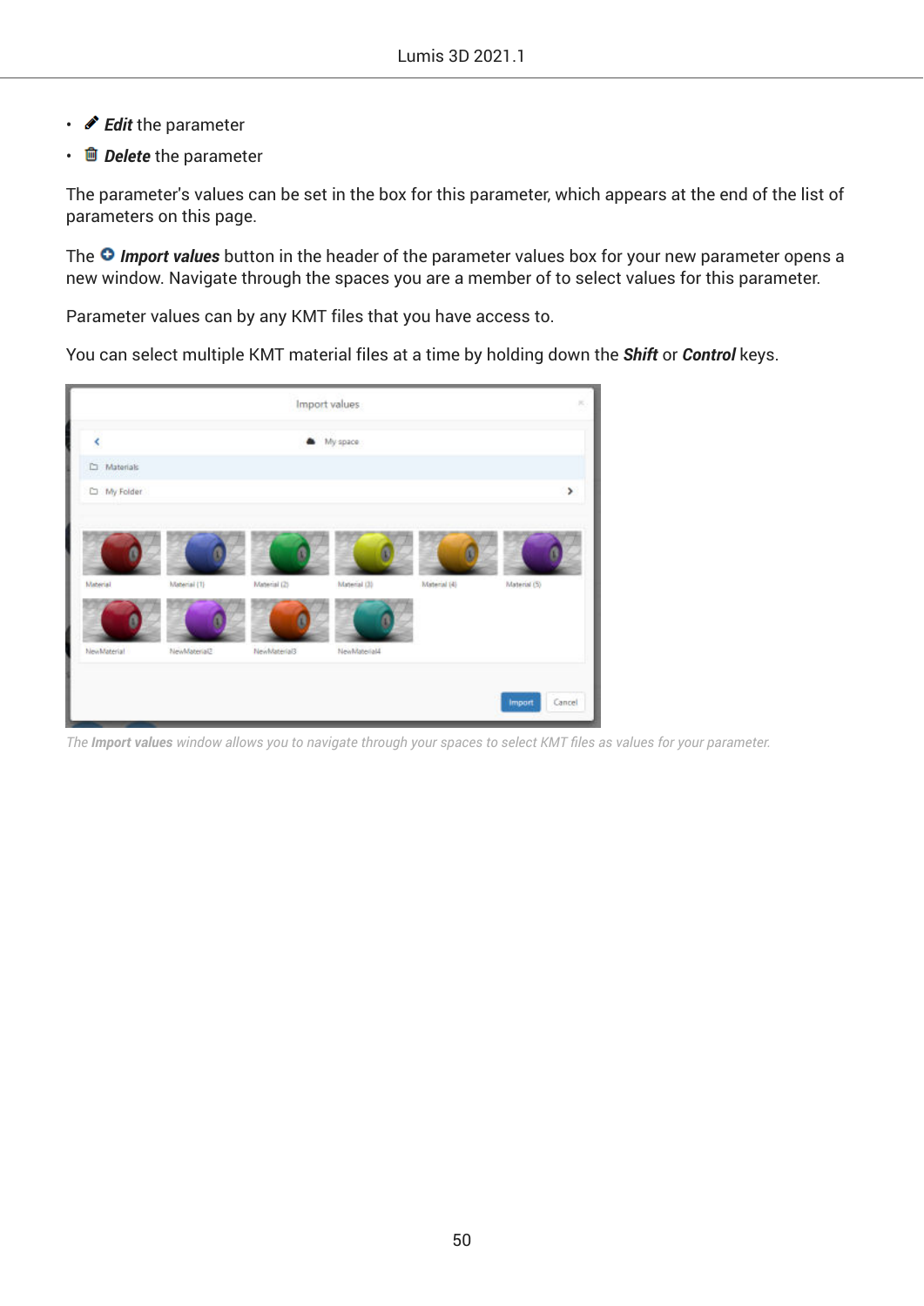- ✏ ***Edit*** the parameter
- 🗑 ***Delete*** the parameter

The parameter's values can be set in the box for this parameter, which appears at the end of the list of parameters on this page.

The ***Import values*** button in the header of the parameter values box for your new parameter opens a new window. Navigate through the spaces you are a member of to select values for this parameter.

Parameter values can by any KMT files that you have access to.

You can select multiple KMT material files at a time by holding down the ***Shift*** or ***Control*** keys.

*The **Import values** window allows you to navigate through your spaces to select KMT files as values for your parameter.*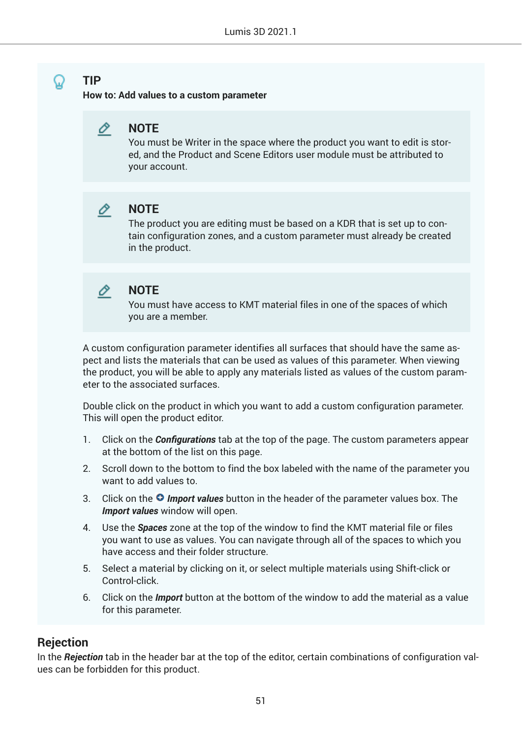**TIP**

**How to: Add values to a custom parameter**

> **NOTE**
>
> You must be Writer in the space where the product you want to edit is stored, and the Product and Scene Editors user module must be attributed to your account.

> **NOTE**
>
> The product you are editing must be based on a KDR that is set up to contain configuration zones, and a custom parameter must already be created in the product.

> **NOTE**
>
> You must have access to KMT material files in one of the spaces of which you are a member.

A custom configuration parameter identifies all surfaces that should have the same aspect and lists the materials that can be used as values of this parameter. When viewing the product, you will be able to apply any materials listed as values of the custom parameter to the associated surfaces.

Double click on the product in which you want to add a custom configuration parameter. This will open the product editor.

1. Click on the ***Configurations*** tab at the top of the page. The custom parameters appear at the bottom of the list on this page.
2. Scroll down to the bottom to find the box labeled with the name of the parameter you want to add values to.
3. Click on the ***Import values*** button in the header of the parameter values box. The ***Import values*** window will open.
4. Use the ***Spaces*** zone at the top of the window to find the KMT material file or files you want to use as values. You can navigate through all of the spaces to which you have access and their folder structure.
5. Select a material by clicking on it, or select multiple materials using Shift-click or Control-click.
6. Click on the ***Import*** button at the bottom of the window to add the material as a value for this parameter.

## Rejection

In the ***Rejection*** tab in the header bar at the top of the editor, certain combinations of configuration values can be forbidden for this product.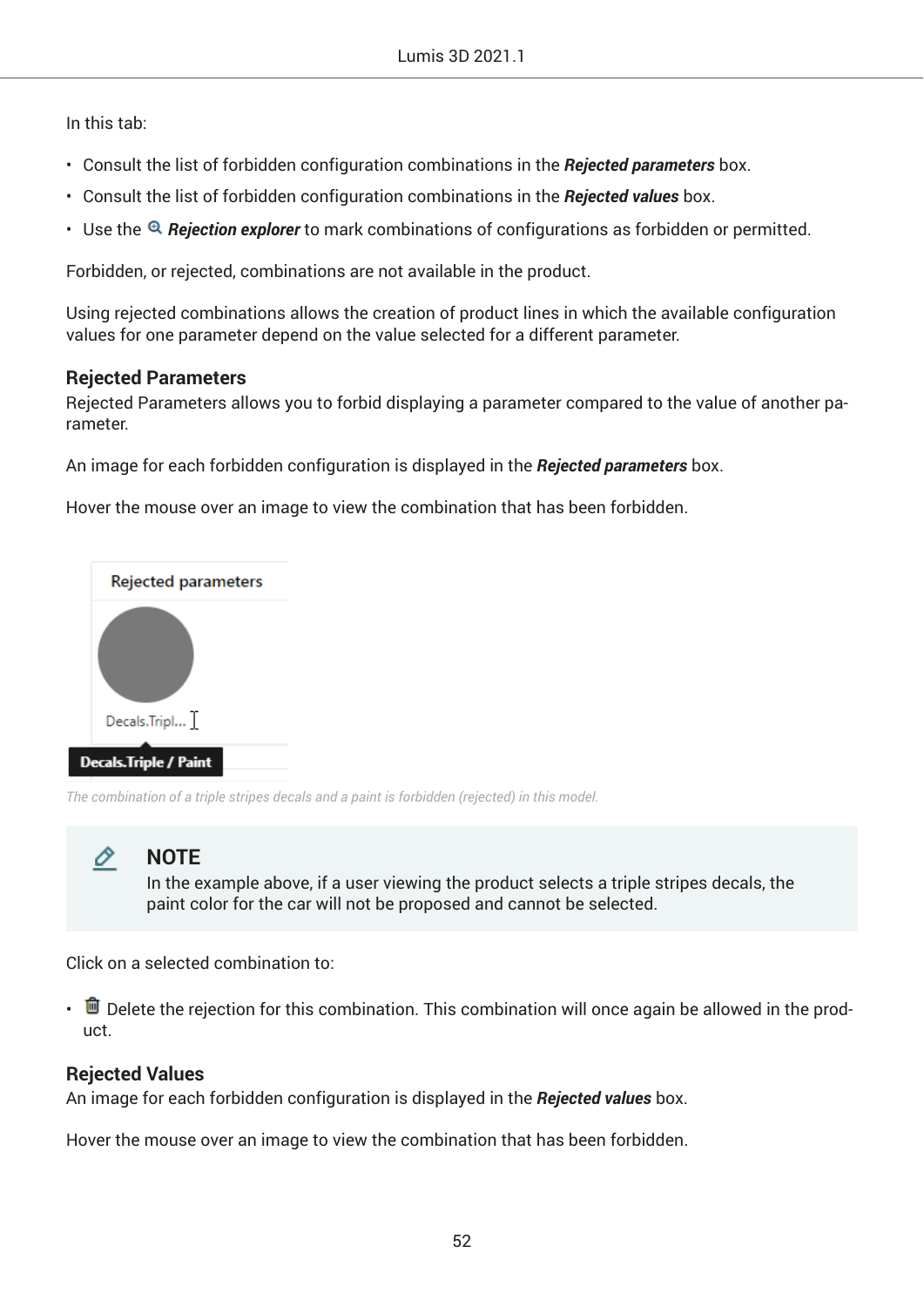In this tab:

- Consult the list of forbidden configuration combinations in the ***Rejected parameters*** box.
- Consult the list of forbidden configuration combinations in the ***Rejected values*** box.
- Use the ***Rejection explorer*** to mark combinations of configurations as forbidden or permitted.

Forbidden, or rejected, combinations are not available in the product.

Using rejected combinations allows the creation of product lines in which the available configuration values for one parameter depend on the value selected for a different parameter.

### Rejected Parameters

Rejected Parameters allows you to forbid displaying a parameter compared to the value of another parameter.

An image for each forbidden configuration is displayed in the ***Rejected parameters*** box.

Hover the mouse over an image to view the combination that has been forbidden.

*The combination of a triple stripes decals and a paint is forbidden (rejected) in this model.*

> **NOTE**
> In the example above, if a user viewing the product selects a triple stripes decals, the paint color for the car will not be proposed and cannot be selected.

Click on a selected combination to:

- Delete the rejection for this combination. This combination will once again be allowed in the product.

### Rejected Values

An image for each forbidden configuration is displayed in the ***Rejected values*** box.

Hover the mouse over an image to view the combination that has been forbidden.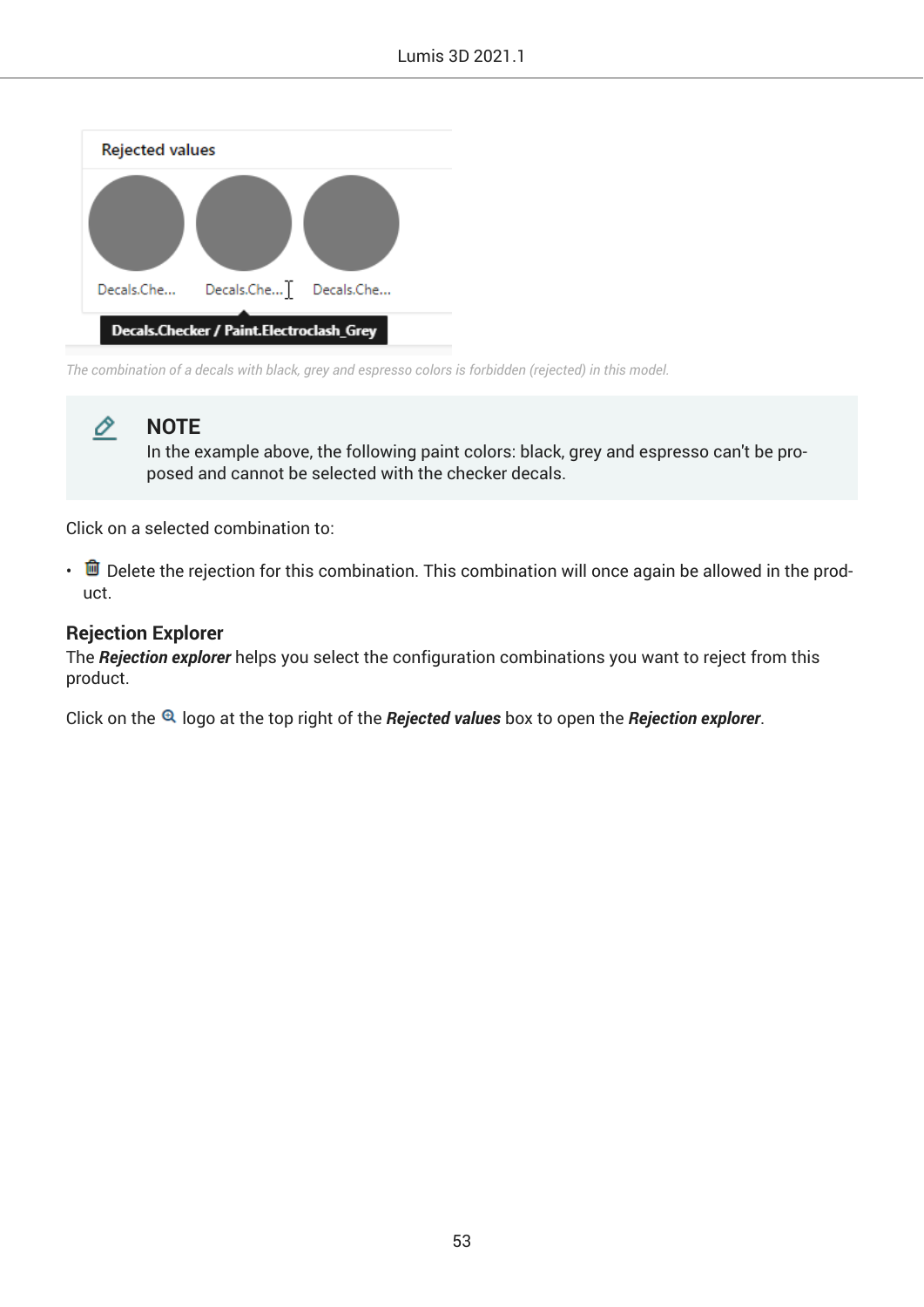The combination of a decals with black, grey and espresso colors is forbidden (rejected) in this model.

> **NOTE**
> In the example above, the following paint colors: black, grey and espresso can't be proposed and cannot be selected with the checker decals.

Click on a selected combination to:

- 🗑 Delete the rejection for this combination. This combination will once again be allowed in the product.

### Rejection Explorer

The ***Rejection explorer*** helps you select the configuration combinations you want to reject from this product.

Click on the 🔍 logo at the top right of the ***Rejected values*** box to open the ***Rejection explorer***.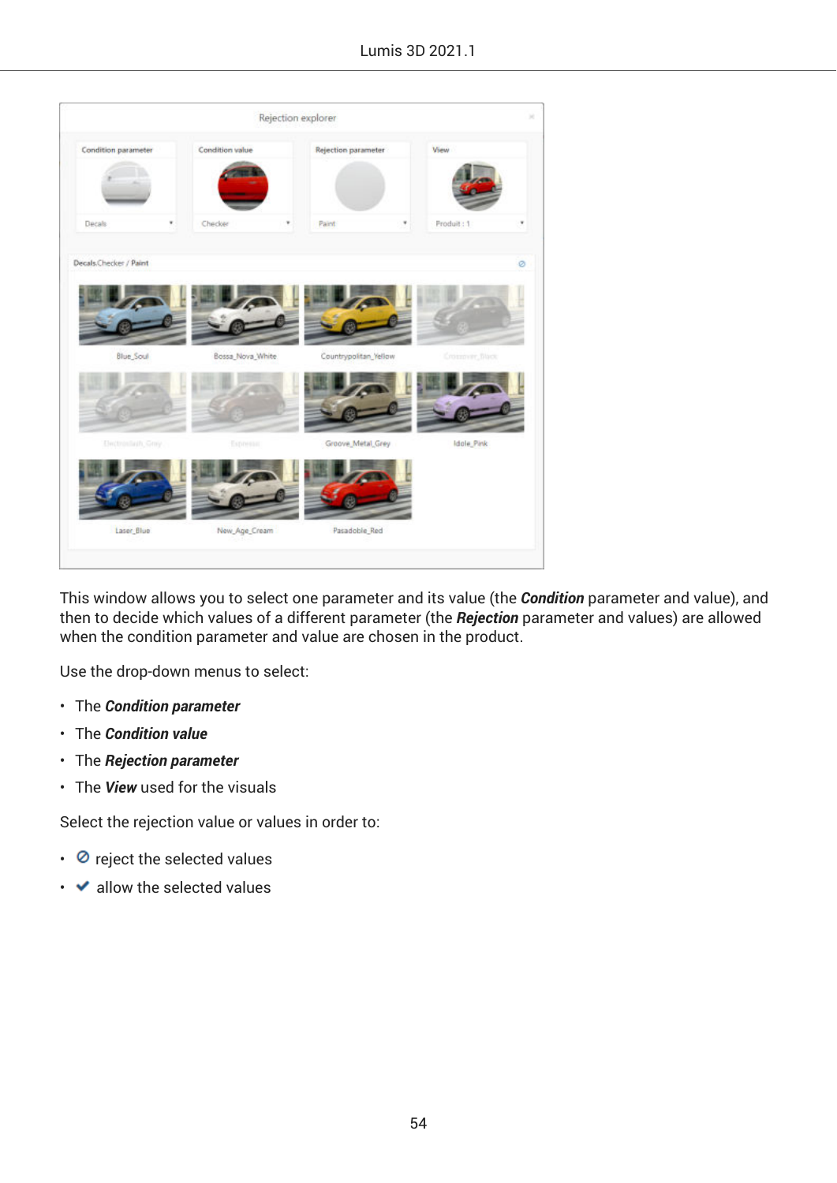This window allows you to select one parameter and its value (the ***Condition*** parameter and value), and then to decide which values of a different parameter (the ***Rejection*** parameter and values) are allowed when the condition parameter and value are chosen in the product.

Use the drop-down menus to select:

- The ***Condition parameter***
- The ***Condition value***
- The ***Rejection parameter***
- The ***View*** used for the visuals

Select the rejection value or values in order to:

- ⊘ reject the selected values
- ✔ allow the selected values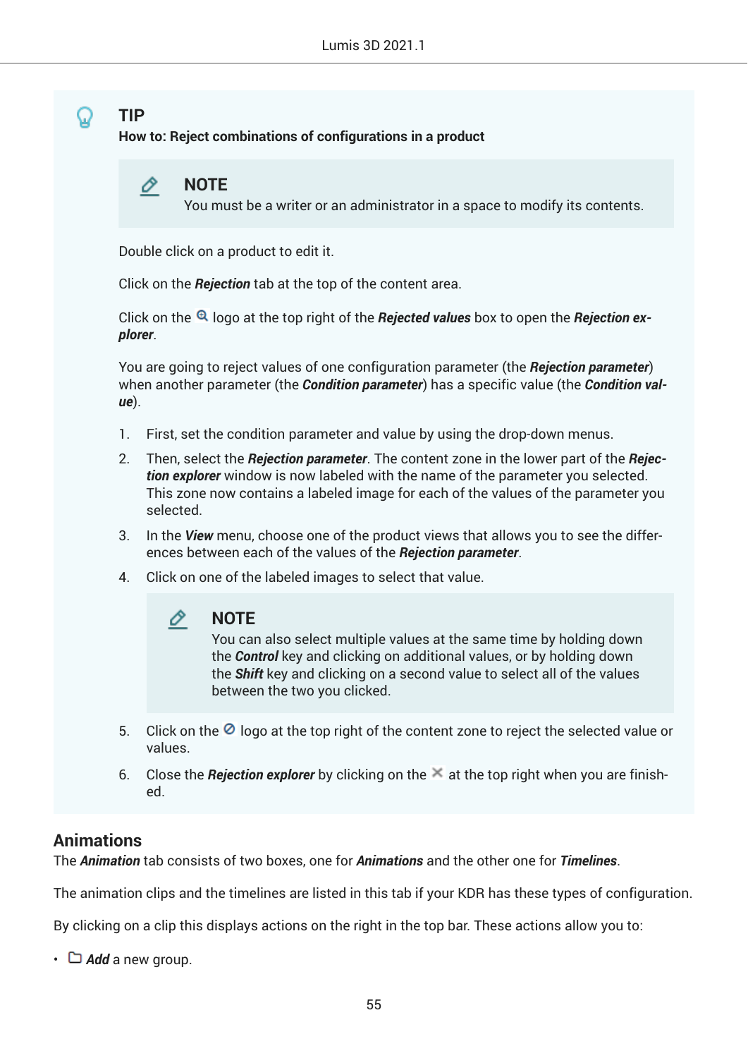> **TIP**
> **How to: Reject combinations of configurations in a product**
>
> > **NOTE**
> > You must be a writer or an administrator in a space to modify its contents.
>
> Double click on a product to edit it.
>
> Click on the ***Rejection*** tab at the top of the content area.
>
> Click on the 🔍 logo at the top right of the ***Rejected values*** box to open the ***Rejection explorer***.
>
> You are going to reject values of one configuration parameter (the ***Rejection parameter***) when another parameter (the ***Condition parameter***) has a specific value (the ***Condition value***).
>
> 1. First, set the condition parameter and value by using the drop-down menus.
> 2. Then, select the ***Rejection parameter***. The content zone in the lower part of the ***Rejection explorer*** window is now labeled with the name of the parameter you selected. This zone now contains a labeled image for each of the values of the parameter you selected.
> 3. In the ***View*** menu, choose one of the product views that allows you to see the differences between each of the values of the ***Rejection parameter***.
> 4. Click on one of the labeled images to select that value.
>
>    > **NOTE**
>    > You can also select multiple values at the same time by holding down the ***Control*** key and clicking on additional values, or by holding down the ***Shift*** key and clicking on a second value to select all of the values between the two you clicked.
>
> 5. Click on the ⊘ logo at the top right of the content zone to reject the selected value or values.
> 6. Close the ***Rejection explorer*** by clicking on the ✕ at the top right when you are finished.

## Animations

The ***Animation*** tab consists of two boxes, one for ***Animations*** and the other one for ***Timelines***.

The animation clips and the timelines are listed in this tab if your KDR has these types of configuration.

By clicking on a clip this displays actions on the right in the top bar. These actions allow you to:

- 🗀 ***Add*** a new group.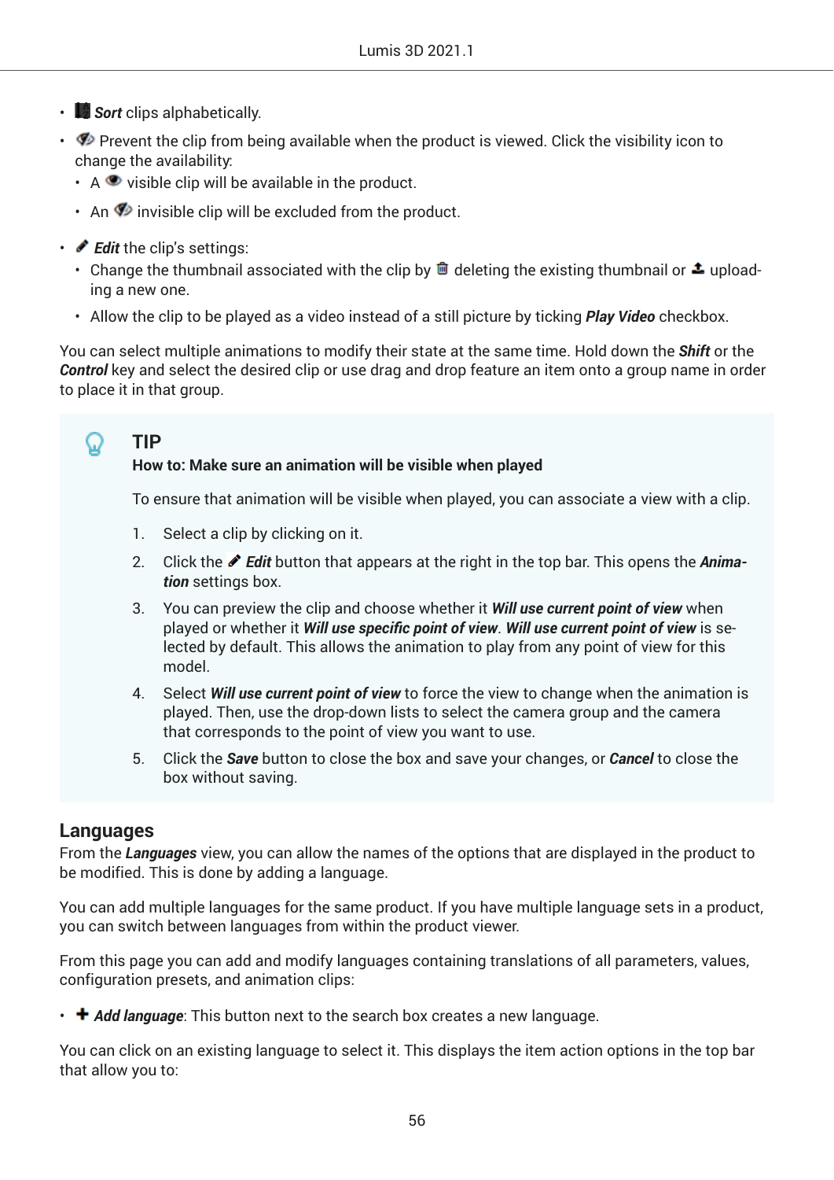- **_Sort_** clips alphabetically.
- Prevent the clip from being available when the product is viewed. Click the visibility icon to change the availability:
  - A visible clip will be available in the product.
  - An invisible clip will be excluded from the product.
- **_Edit_** the clip's settings:
  - Change the thumbnail associated with the clip by deleting the existing thumbnail or uploading a new one.
  - Allow the clip to be played as a video instead of a still picture by ticking **_Play Video_** checkbox.

You can select multiple animations to modify their state at the same time. Hold down the **_Shift_** or the **_Control_** key and select the desired clip or use drag and drop feature an item onto a group name in order to place it in that group.

> **TIP**
>
> **How to: Make sure an animation will be visible when played**
>
> To ensure that animation will be visible when played, you can associate a view with a clip.
>
> 1. Select a clip by clicking on it.
> 2. Click the **_Edit_** button that appears at the right in the top bar. This opens the **_Animation_** settings box.
> 3. You can preview the clip and choose whether it **_Will use current point of view_** when played or whether it **_Will use specific point of view_**. **_Will use current point of view_** is selected by default. This allows the animation to play from any point of view for this model.
> 4. Select **_Will use current point of view_** to force the view to change when the animation is played. Then, use the drop-down lists to select the camera group and the camera that corresponds to the point of view you want to use.
> 5. Click the **_Save_** button to close the box and save your changes, or **_Cancel_** to close the box without saving.

## Languages

From the **_Languages_** view, you can allow the names of the options that are displayed in the product to be modified. This is done by adding a language.

You can add multiple languages for the same product. If you have multiple language sets in a product, you can switch between languages from within the product viewer.

From this page you can add and modify languages containing translations of all parameters, values, configuration presets, and animation clips:

- **_Add language_**: This button next to the search box creates a new language.

You can click on an existing language to select it. This displays the item action options in the top bar that allow you to: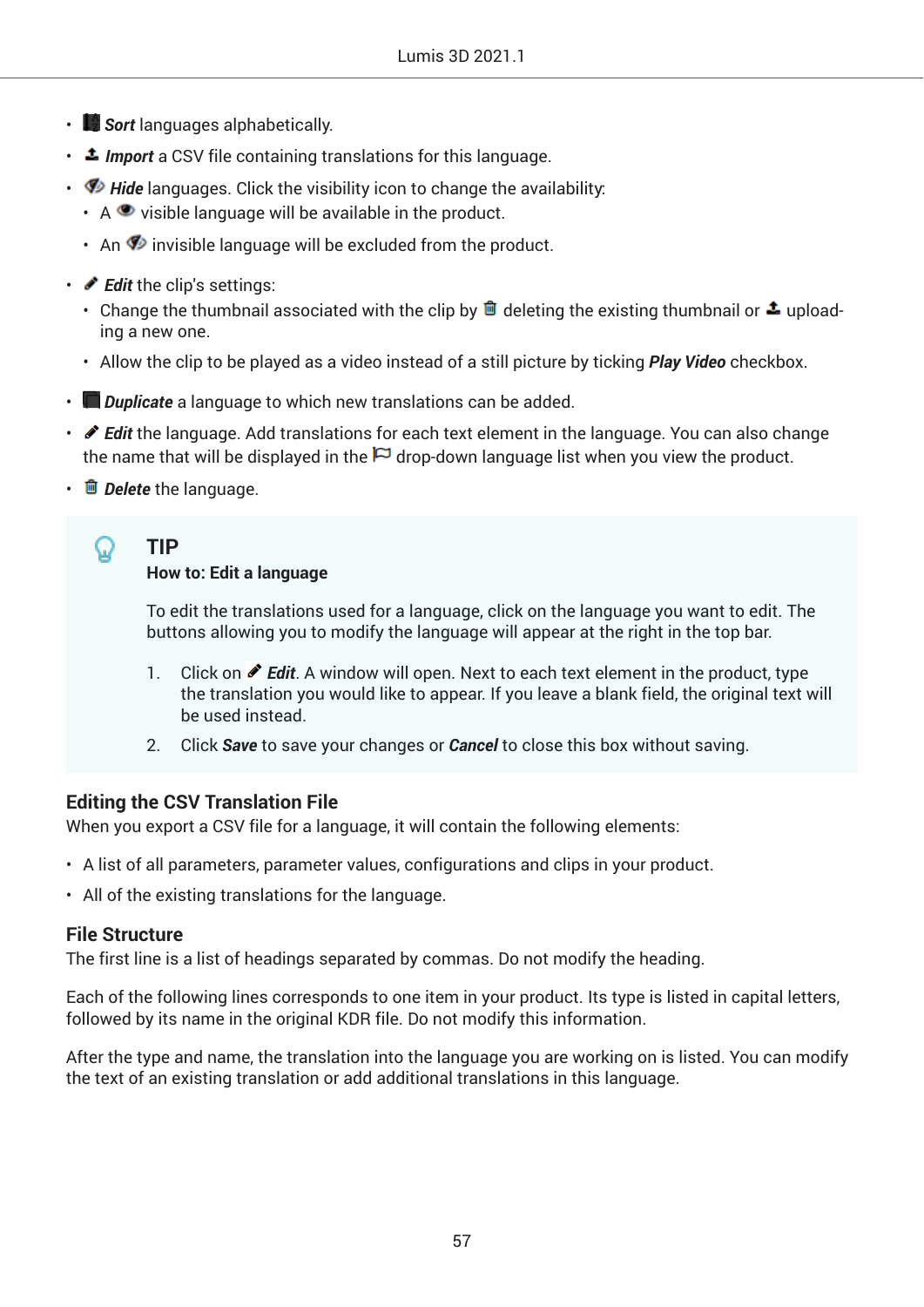- ***Sort*** languages alphabetically.
- ***Import*** a CSV file containing translations for this language.
- ***Hide*** languages. Click the visibility icon to change the availability:
  - A visible language will be available in the product.
  - An invisible language will be excluded from the product.
- ***Edit*** the clip's settings:
  - Change the thumbnail associated with the clip by deleting the existing thumbnail or uploading a new one.
  - Allow the clip to be played as a video instead of a still picture by ticking ***Play Video*** checkbox.
- ***Duplicate*** a language to which new translations can be added.
- ***Edit*** the language. Add translations for each text element in the language. You can also change the name that will be displayed in the drop-down language list when you view the product.
- ***Delete*** the language.

> **TIP**
>
> **How to: Edit a language**
>
> To edit the translations used for a language, click on the language you want to edit. The buttons allowing you to modify the language will appear at the right in the top bar.
>
> 1. Click on ***Edit***. A window will open. Next to each text element in the product, type the translation you would like to appear. If you leave a blank field, the original text will be used instead.
> 2. Click ***Save*** to save your changes or ***Cancel*** to close this box without saving.

### Editing the CSV Translation File

When you export a CSV file for a language, it will contain the following elements:

- A list of all parameters, parameter values, configurations and clips in your product.
- All of the existing translations for the language.

### File Structure

The first line is a list of headings separated by commas. Do not modify the heading.

Each of the following lines corresponds to one item in your product. Its type is listed in capital letters, followed by its name in the original KDR file. Do not modify this information.

After the type and name, the translation into the language you are working on is listed. You can modify the text of an existing translation or add additional translations in this language.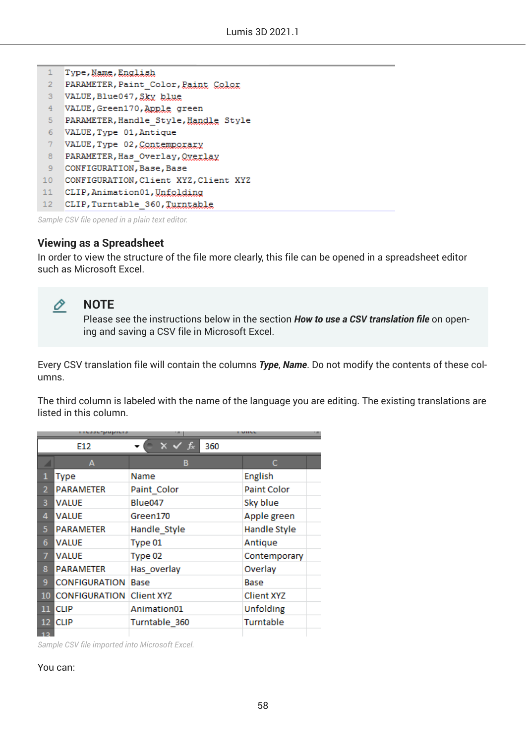```
Type,Name,English
PARAMETER,Paint_Color,Paint Color
VALUE,Blue047,Sky blue
VALUE,Green170,Apple green
PARAMETER,Handle_Style,Handle Style
VALUE,Type 01,Antique
VALUE,Type 02,Contemporary
PARAMETER,Has_Overlay,Overlay
CONFIGURATION,Base,Base
CONFIGURATION,Client XYZ,Client XYZ
CLIP,Animation01,Unfolding
CLIP,Turntable_360,Turntable
```

Sample CSV file opened in a plain text editor.

## Viewing as a Spreadsheet

In order to view the structure of the file more clearly, this file can be opened in a spreadsheet editor such as Microsoft Excel.

> **NOTE**
> Please see the instructions below in the section ***How to use a CSV translation file*** on opening and saving a CSV file in Microsoft Excel.

Every CSV translation file will contain the columns ***Type***, ***Name***. Do not modify the contents of these columns.

The third column is labeled with the name of the language you are editing. The existing translations are listed in this column.

| | A | B | C |
|---|---|---|---|
| 1 | Type | Name | English |
| 2 | PARAMETER | Paint_Color | Paint Color |
| 3 | VALUE | Blue047 | Sky blue |
| 4 | VALUE | Green170 | Apple green |
| 5 | PARAMETER | Handle_Style | Handle Style |
| 6 | VALUE | Type 01 | Antique |
| 7 | VALUE | Type 02 | Contemporary |
| 8 | PARAMETER | Has_overlay | Overlay |
| 9 | CONFIGURATION | Base | Base |
| 10 | CONFIGURATION | Client XYZ | Client XYZ |
| 11 | CLIP | Animation01 | Unfolding |
| 12 | CLIP | Turntable_360 | Turntable |

Sample CSV file imported into Microsoft Excel.

You can: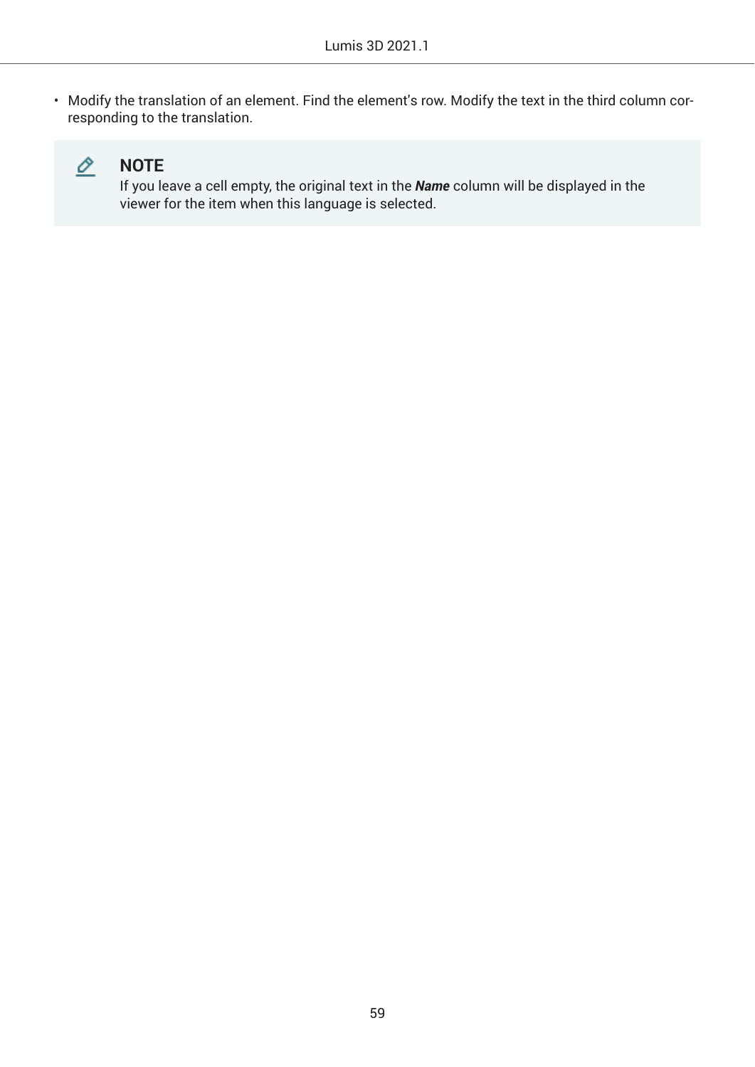- Modify the translation of an element. Find the element's row. Modify the text in the third column corresponding to the translation.

> **NOTE**
> If you leave a cell empty, the original text in the ***Name*** column will be displayed in the viewer for the item when this language is selected.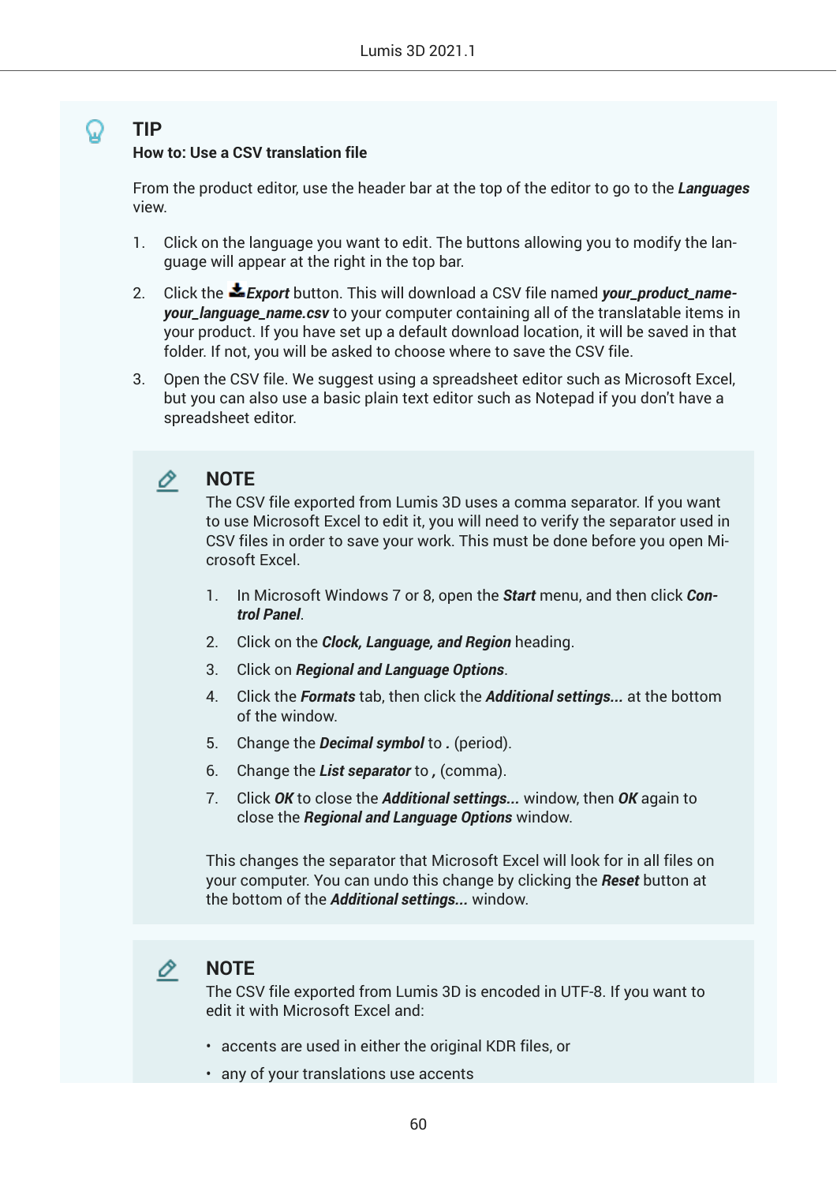> **TIP**
>
> **How to: Use a CSV translation file**
>
> From the product editor, use the header bar at the top of the editor to go to the ***Languages*** view.
>
> 1. Click on the language you want to edit. The buttons allowing you to modify the language will appear at the right in the top bar.
> 2. Click the ***Export*** button. This will download a CSV file named ***your_product_name-your_language_name.csv*** to your computer containing all of the translatable items in your product. If you have set up a default download location, it will be saved in that folder. If not, you will be asked to choose where to save the CSV file.
> 3. Open the CSV file. We suggest using a spreadsheet editor such as Microsoft Excel, but you can also use a basic plain text editor such as Notepad if you don't have a spreadsheet editor.
>
> > **NOTE**
> >
> > The CSV file exported from Lumis 3D uses a comma separator. If you want to use Microsoft Excel to edit it, you will need to verify the separator used in CSV files in order to save your work. This must be done before you open Microsoft Excel.
> >
> > 1. In Microsoft Windows 7 or 8, open the ***Start*** menu, and then click ***Control Panel***.
> > 2. Click on the ***Clock, Language, and Region*** heading.
> > 3. Click on ***Regional and Language Options***.
> > 4. Click the ***Formats*** tab, then click the ***Additional settings...*** at the bottom of the window.
> > 5. Change the ***Decimal symbol*** to ***.*** (period).
> > 6. Change the ***List separator*** to ***,*** (comma).
> > 7. Click ***OK*** to close the ***Additional settings...*** window, then ***OK*** again to close the ***Regional and Language Options*** window.
> >
> > This changes the separator that Microsoft Excel will look for in all files on your computer. You can undo this change by clicking the ***Reset*** button at the bottom of the ***Additional settings...*** window.
>
> > **NOTE**
> >
> > The CSV file exported from Lumis 3D is encoded in UTF-8. If you want to edit it with Microsoft Excel and:
> >
> > - accents are used in either the original KDR files, or
> > - any of your translations use accents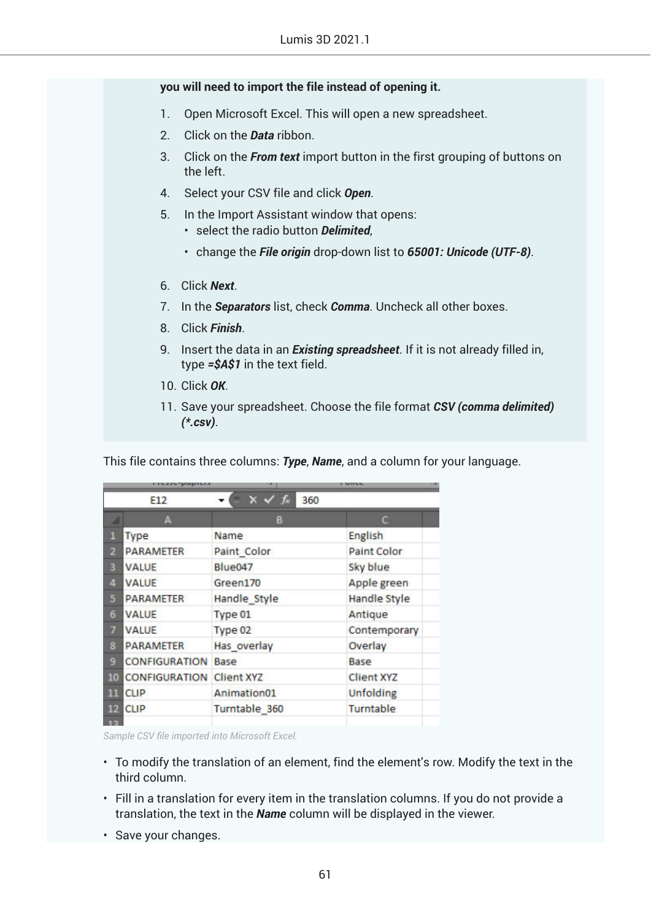**you will need to import the file instead of opening it.**

1. Open Microsoft Excel. This will open a new spreadsheet.
2. Click on the ***Data*** ribbon.
3. Click on the ***From text*** import button in the first grouping of buttons on the left.
4. Select your CSV file and click ***Open***.
5. In the Import Assistant window that opens:
   - select the radio button ***Delimited***,
   - change the ***File origin*** drop-down list to ***65001: Unicode (UTF-8)***.
6. Click ***Next***.
7. In the ***Separators*** list, check ***Comma***. Uncheck all other boxes.
8. Click ***Finish***.
9. Insert the data in an ***Existing spreadsheet***. If it is not already filled in, type ***=$A$1*** in the text field.
10. Click ***OK***.
11. Save your spreadsheet. Choose the file format ***CSV (comma delimited) (*.csv)***.

This file contains three columns: ***Type***, ***Name***, and a column for your language.

| | A | B | C |
|---|---|---|---|
| 1 | Type | Name | English |
| 2 | PARAMETER | Paint_Color | Paint Color |
| 3 | VALUE | Blue047 | Sky blue |
| 4 | VALUE | Green170 | Apple green |
| 5 | PARAMETER | Handle_Style | Handle Style |
| 6 | VALUE | Type 01 | Antique |
| 7 | VALUE | Type 02 | Contemporary |
| 8 | PARAMETER | Has_overlay | Overlay |
| 9 | CONFIGURATION | Base | Base |
| 10 | CONFIGURATION | Client XYZ | Client XYZ |
| 11 | CLIP | Animation01 | Unfolding |
| 12 | CLIP | Turntable_360 | Turntable |

*Sample CSV file imported into Microsoft Excel.*

- To modify the translation of an element, find the element's row. Modify the text in the third column.
- Fill in a translation for every item in the translation columns. If you do not provide a translation, the text in the ***Name*** column will be displayed in the viewer.
- Save your changes.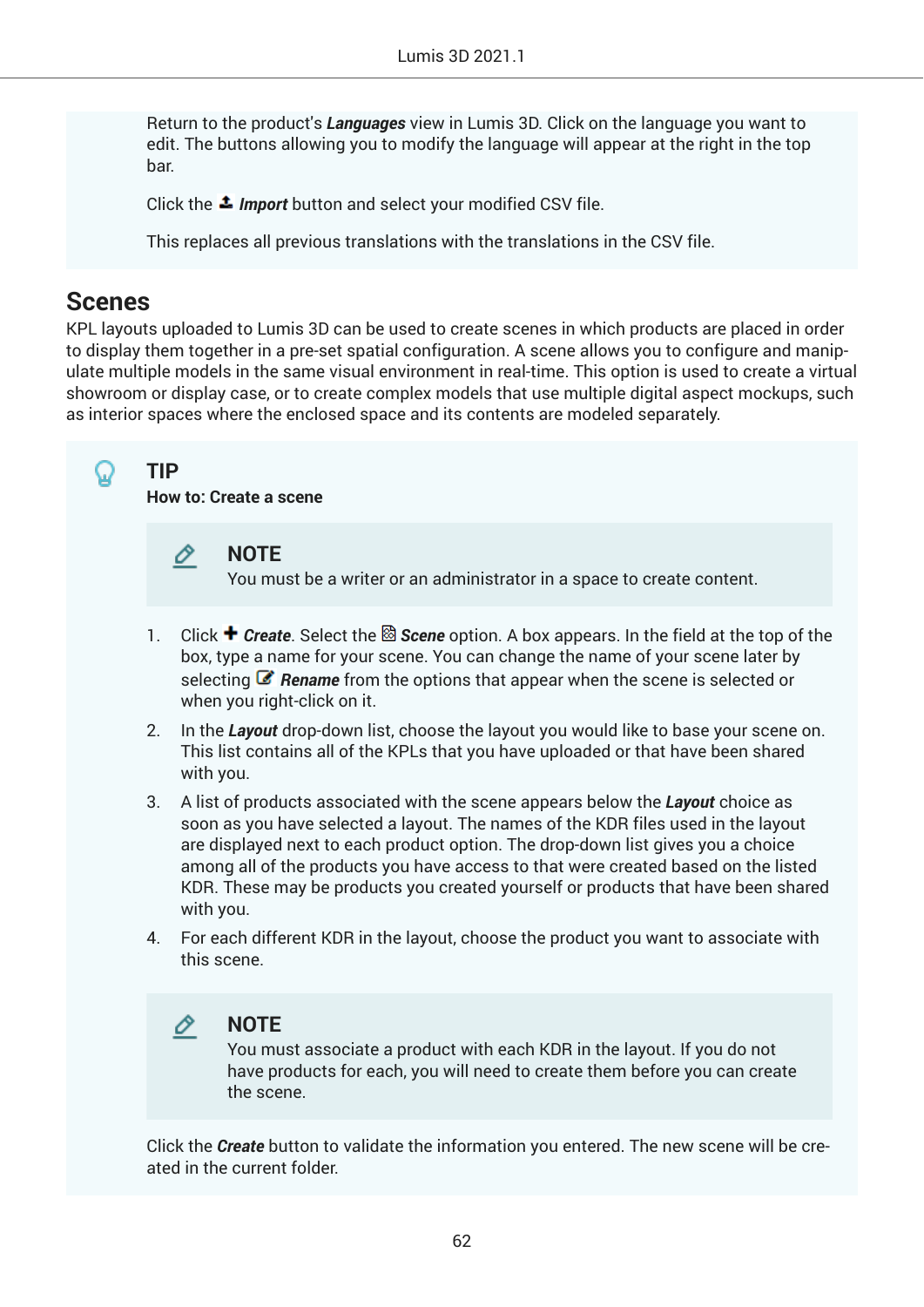Return to the product's ***Languages*** view in Lumis 3D. Click on the language you want to edit. The buttons allowing you to modify the language will appear at the right in the top bar.

Click the ***Import*** button and select your modified CSV file.

This replaces all previous translations with the translations in the CSV file.

## Scenes

KPL layouts uploaded to Lumis 3D can be used to create scenes in which products are placed in order to display them together in a pre-set spatial configuration. A scene allows you to configure and manipulate multiple models in the same visual environment in real-time. This option is used to create a virtual showroom or display case, or to create complex models that use multiple digital aspect mockups, such as interior spaces where the enclosed space and its contents are modeled separately.

> **TIP**
>
> **How to: Create a scene**
>
> > **NOTE**
> > You must be a writer or an administrator in a space to create content.
>
> 1. Click ***Create***. Select the ***Scene*** option. A box appears. In the field at the top of the box, type a name for your scene. You can change the name of your scene later by selecting ***Rename*** from the options that appear when the scene is selected or when you right-click on it.
> 2. In the ***Layout*** drop-down list, choose the layout you would like to base your scene on. This list contains all of the KPLs that you have uploaded or that have been shared with you.
> 3. A list of products associated with the scene appears below the ***Layout*** choice as soon as you have selected a layout. The names of the KDR files used in the layout are displayed next to each product option. The drop-down list gives you a choice among all of the products you have access to that were created based on the listed KDR. These may be products you created yourself or products that have been shared with you.
> 4. For each different KDR in the layout, choose the product you want to associate with this scene.
>
> > **NOTE**
> > You must associate a product with each KDR in the layout. If you do not have products for each, you will need to create them before you can create the scene.
>
> Click the ***Create*** button to validate the information you entered. The new scene will be created in the current folder.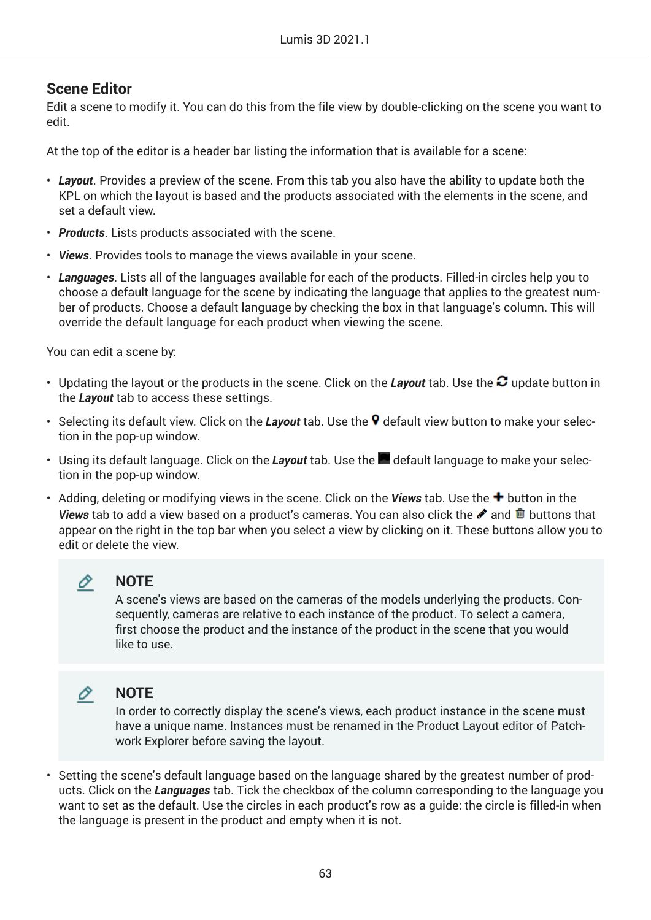## Scene Editor

Edit a scene to modify it. You can do this from the file view by double-clicking on the scene you want to edit.

At the top of the editor is a header bar listing the information that is available for a scene:

- ***Layout***. Provides a preview of the scene. From this tab you also have the ability to update both the KPL on which the layout is based and the products associated with the elements in the scene, and set a default view.
- ***Products***. Lists products associated with the scene.
- ***Views***. Provides tools to manage the views available in your scene.
- ***Languages***. Lists all of the languages available for each of the products. Filled-in circles help you to choose a default language for the scene by indicating the language that applies to the greatest number of products. Choose a default language by checking the box in that language's column. This will override the default language for each product when viewing the scene.

You can edit a scene by:

- Updating the layout or the products in the scene. Click on the ***Layout*** tab. Use the update button in the ***Layout*** tab to access these settings.
- Selecting its default view. Click on the ***Layout*** tab. Use the default view button to make your selection in the pop-up window.
- Using its default language. Click on the ***Layout*** tab. Use the default language to make your selection in the pop-up window.
- Adding, deleting or modifying views in the scene. Click on the ***Views*** tab. Use the button in the ***Views*** tab to add a view based on a product's cameras. You can also click the and buttons that appear on the right in the top bar when you select a view by clicking on it. These buttons allow you to edit or delete the view.

> **NOTE**
>
> A scene's views are based on the cameras of the models underlying the products. Consequently, cameras are relative to each instance of the product. To select a camera, first choose the product and the instance of the product in the scene that you would like to use.

> **NOTE**
>
> In order to correctly display the scene's views, each product instance in the scene must have a unique name. Instances must be renamed in the Product Layout editor of Patchwork Explorer before saving the layout.

- Setting the scene's default language based on the language shared by the greatest number of products. Click on the ***Languages*** tab. Tick the checkbox of the column corresponding to the language you want to set as the default. Use the circles in each product's row as a guide: the circle is filled-in when the language is present in the product and empty when it is not.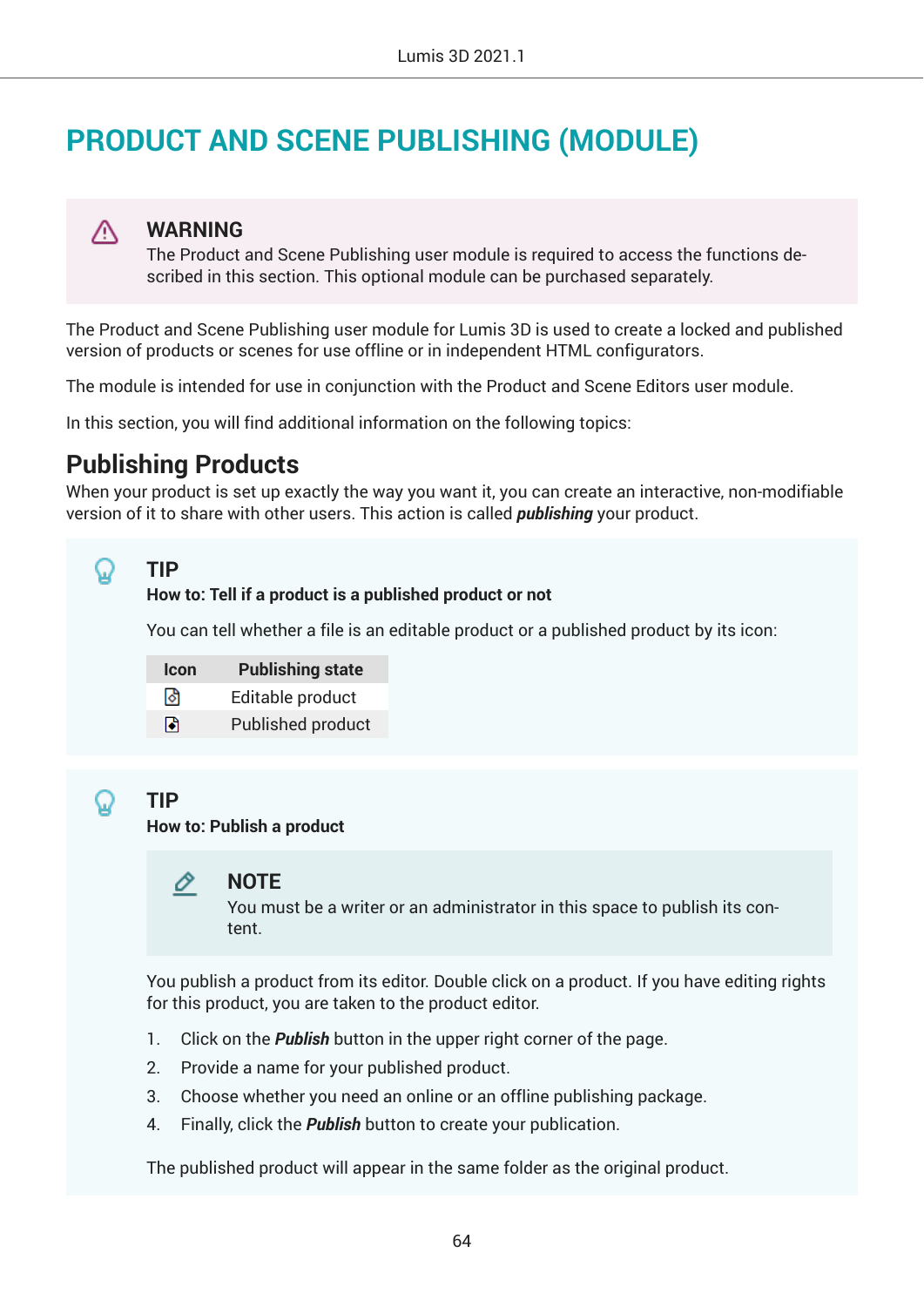# PRODUCT AND SCENE PUBLISHING (MODULE)

> **WARNING**
> The Product and Scene Publishing user module is required to access the functions described in this section. This optional module can be purchased separately.

The Product and Scene Publishing user module for Lumis 3D is used to create a locked and published version of products or scenes for use offline or in independent HTML configurators.

The module is intended for use in conjunction with the Product and Scene Editors user module.

In this section, you will find additional information on the following topics:

## Publishing Products

When your product is set up exactly the way you want it, you can create an interactive, non-modifiable version of it to share with other users. This action is called ***publishing*** your product.

> **TIP**
> **How to: Tell if a product is a published product or not**
>
> You can tell whether a file is an editable product or a published product by its icon:
>
> | Icon | Publishing state |
> | --- | --- |
> |  | Editable product |
> |  | Published product |

> **TIP**
> **How to: Publish a product**
>
> > **NOTE**
> > You must be a writer or an administrator in this space to publish its content.
>
> You publish a product from its editor. Double click on a product. If you have editing rights for this product, you are taken to the product editor.
>
> 1. Click on the ***Publish*** button in the upper right corner of the page.
> 2. Provide a name for your published product.
> 3. Choose whether you need an online or an offline publishing package.
> 4. Finally, click the ***Publish*** button to create your publication.
>
> The published product will appear in the same folder as the original product.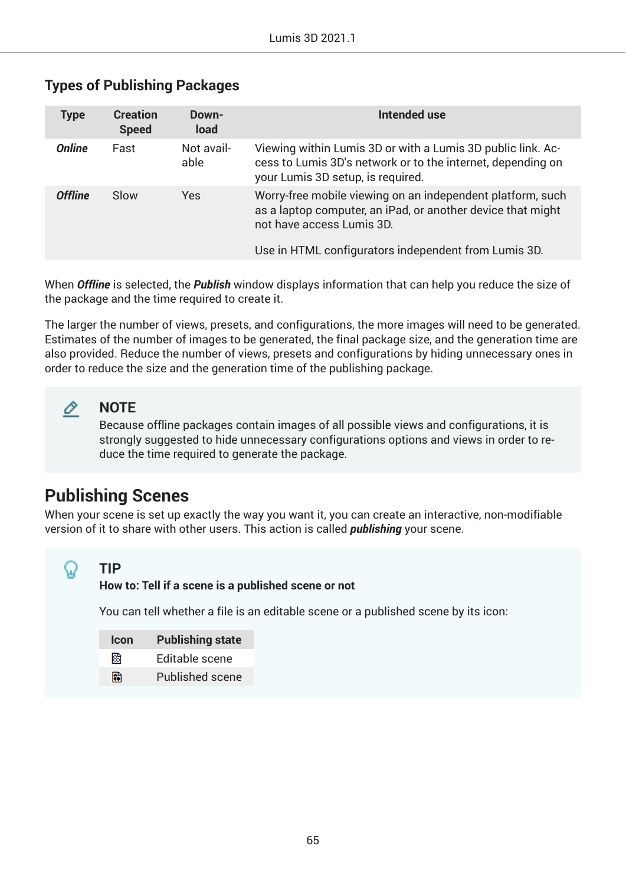## Types of Publishing Packages

| Type | Creation Speed | Download | Intended use |
|---|---|---|---|
| ***Online*** | Fast | Not available | Viewing within Lumis 3D or with a Lumis 3D public link. Access to Lumis 3D's network or to the internet, depending on your Lumis 3D setup, is required. |
| ***Offline*** | Slow | Yes | Worry-free mobile viewing on an independent platform, such as a laptop computer, an iPad, or another device that might not have access Lumis 3D.<br><br>Use in HTML configurators independent from Lumis 3D. |

When ***Offline*** is selected, the ***Publish*** window displays information that can help you reduce the size of the package and the time required to create it.

The larger the number of views, presets, and configurations, the more images will need to be generated. Estimates of the number of images to be generated, the final package size, and the generation time are also provided. Reduce the number of views, presets and configurations by hiding unnecessary ones in order to reduce the size and the generation time of the publishing package.

> **NOTE**
>
> Because offline packages contain images of all possible views and configurations, it is strongly suggested to hide unnecessary configurations options and views in order to reduce the time required to generate the package.

# Publishing Scenes

When your scene is set up exactly the way you want it, you can create an interactive, non-modifiable version of it to share with other users. This action is called ***publishing*** your scene.

> **TIP**
>
> **How to: Tell if a scene is a published scene or not**
>
> You can tell whether a file is an editable scene or a published scene by its icon:
>
> | Icon | Publishing state |
> |---|---|
> | | Editable scene |
> | | Published scene |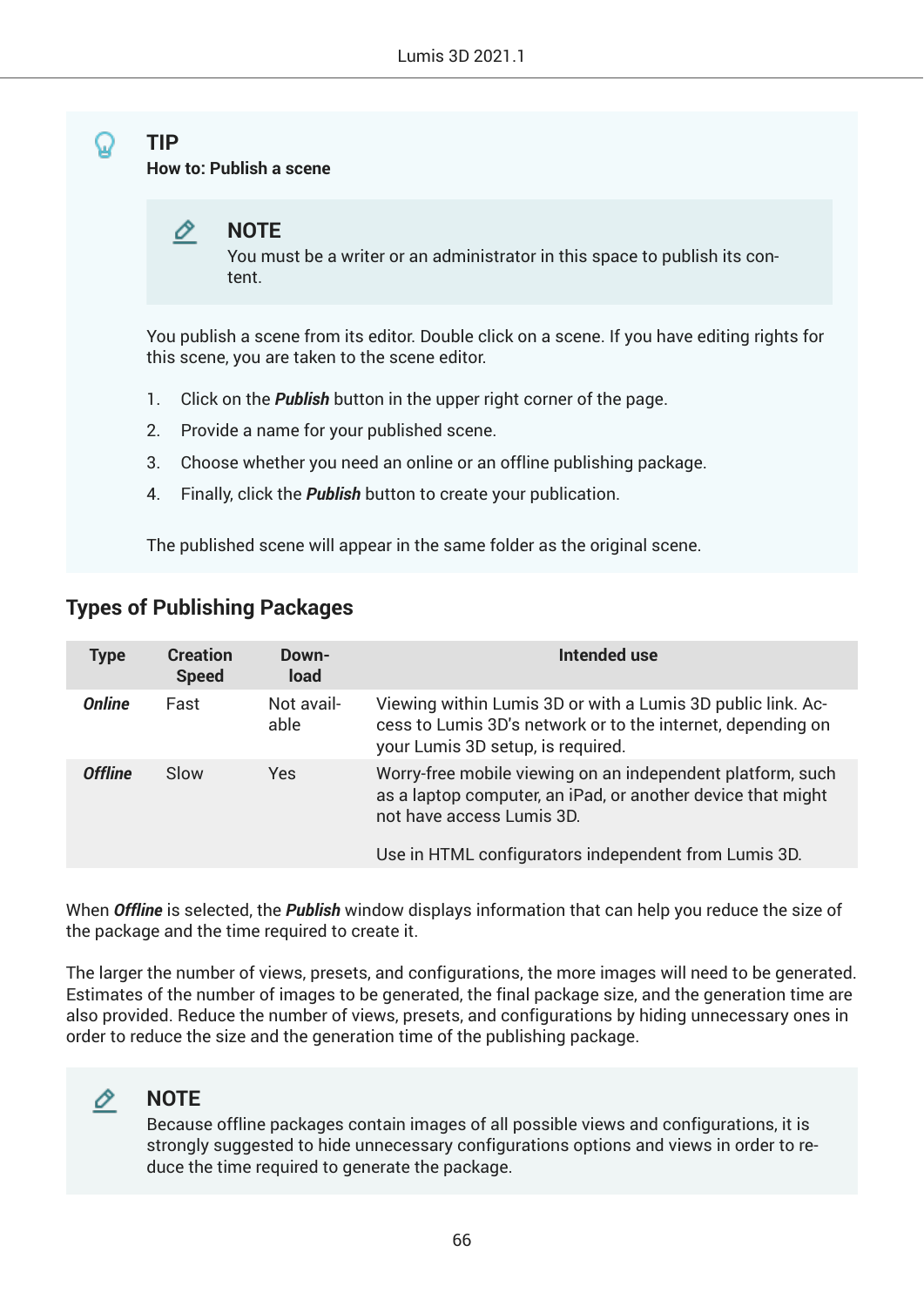> **TIP**
>
> **How to: Publish a scene**
>
> > **NOTE**
> >
> > You must be a writer or an administrator in this space to publish its content.
>
> You publish a scene from its editor. Double click on a scene. If you have editing rights for this scene, you are taken to the scene editor.
>
> 1. Click on the ***Publish*** button in the upper right corner of the page.
> 2. Provide a name for your published scene.
> 3. Choose whether you need an online or an offline publishing package.
> 4. Finally, click the ***Publish*** button to create your publication.
>
> The published scene will appear in the same folder as the original scene.

## Types of Publishing Packages

| Type | Creation Speed | Download | Intended use |
|---|---|---|---|
| ***Online*** | Fast | Not available | Viewing within Lumis 3D or with a Lumis 3D public link. Access to Lumis 3D's network or to the internet, depending on your Lumis 3D setup, is required. |
| ***Offline*** | Slow | Yes | Worry-free mobile viewing on an independent platform, such as a laptop computer, an iPad, or another device that might not have access Lumis 3D.<br><br>Use in HTML configurators independent from Lumis 3D. |

When ***Offline*** is selected, the ***Publish*** window displays information that can help you reduce the size of the package and the time required to create it.

The larger the number of views, presets, and configurations, the more images will need to be generated. Estimates of the number of images to be generated, the final package size, and the generation time are also provided. Reduce the number of views, presets, and configurations by hiding unnecessary ones in order to reduce the size and the generation time of the publishing package.

> **NOTE**
>
> Because offline packages contain images of all possible views and configurations, it is strongly suggested to hide unnecessary configurations options and views in order to reduce the time required to generate the package.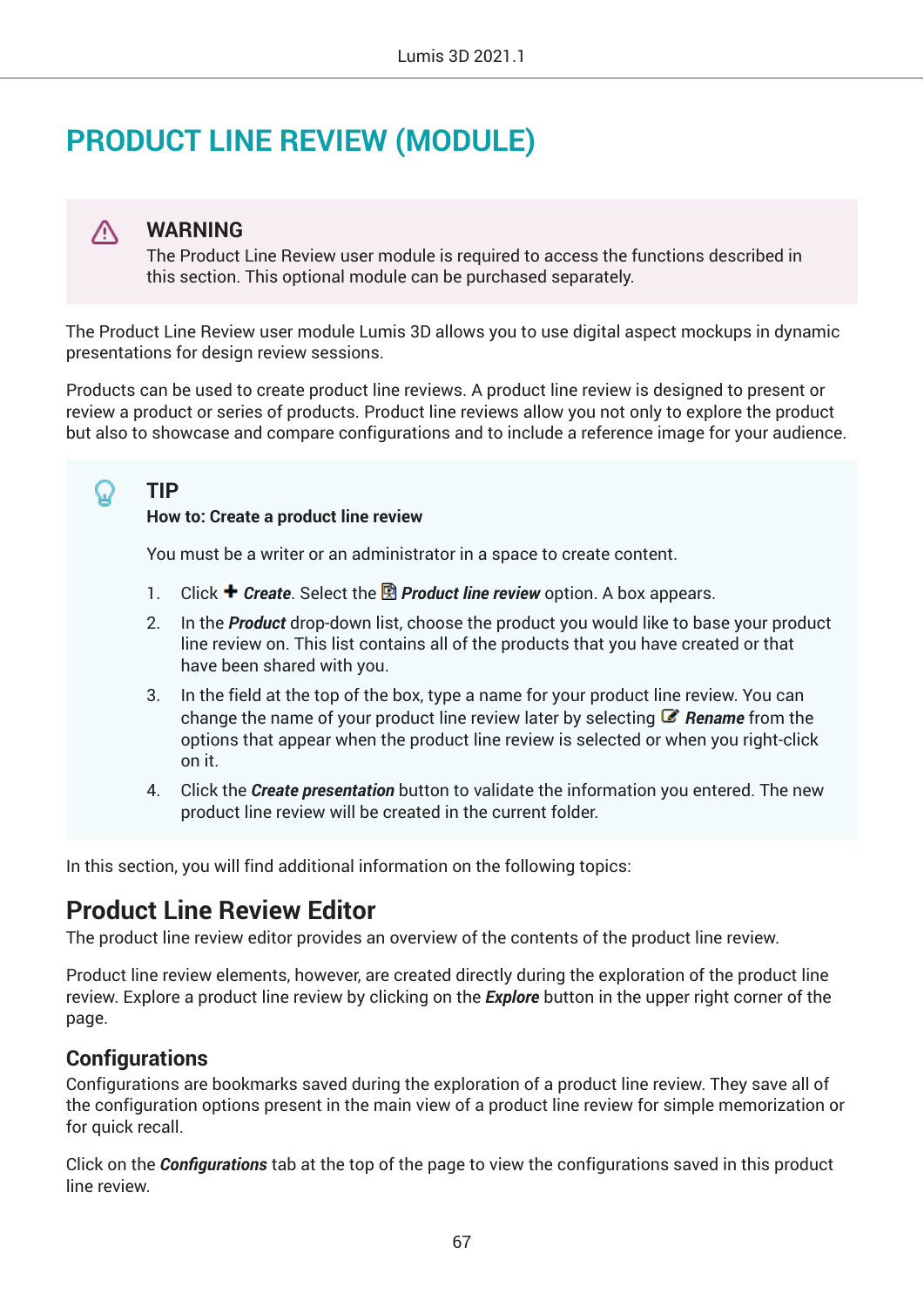# PRODUCT LINE REVIEW (MODULE)

> **WARNING**
> The Product Line Review user module is required to access the functions described in this section. This optional module can be purchased separately.

The Product Line Review user module Lumis 3D allows you to use digital aspect mockups in dynamic presentations for design review sessions.

Products can be used to create product line reviews. A product line review is designed to present or review a product or series of products. Product line reviews allow you not only to explore the product but also to showcase and compare configurations and to include a reference image for your audience.

> **TIP**
> **How to: Create a product line review**
>
> You must be a writer or an administrator in a space to create content.
>
> 1. Click ✚ ***Create***. Select the ***Product line review*** option. A box appears.
> 2. In the ***Product*** drop-down list, choose the product you would like to base your product line review on. This list contains all of the products that you have created or that have been shared with you.
> 3. In the field at the top of the box, type a name for your product line review. You can change the name of your product line review later by selecting ***Rename*** from the options that appear when the product line review is selected or when you right-click on it.
> 4. Click the ***Create presentation*** button to validate the information you entered. The new product line review will be created in the current folder.

In this section, you will find additional information on the following topics:

## Product Line Review Editor

The product line review editor provides an overview of the contents of the product line review.

Product line review elements, however, are created directly during the exploration of the product line review. Explore a product line review by clicking on the ***Explore*** button in the upper right corner of the page.

### Configurations

Configurations are bookmarks saved during the exploration of a product line review. They save all of the configuration options present in the main view of a product line review for simple memorization or for quick recall.

Click on the ***Configurations*** tab at the top of the page to view the configurations saved in this product line review.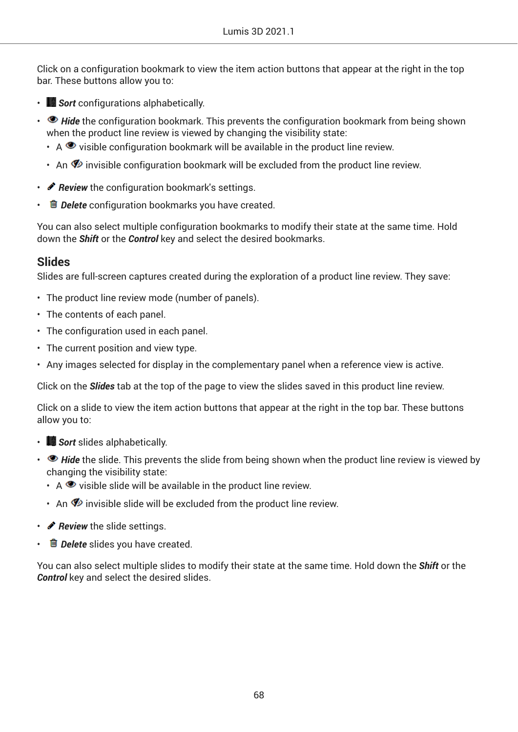Click on a configuration bookmark to view the item action buttons that appear at the right in the top bar. These buttons allow you to:

- ***Sort*** configurations alphabetically.
- ***Hide*** the configuration bookmark. This prevents the configuration bookmark from being shown when the product line review is viewed by changing the visibility state:
  - A visible configuration bookmark will be available in the product line review.
  - An invisible configuration bookmark will be excluded from the product line review.
- ***Review*** the configuration bookmark's settings.
- ***Delete*** configuration bookmarks you have created.

You can also select multiple configuration bookmarks to modify their state at the same time. Hold down the ***Shift*** or the ***Control*** key and select the desired bookmarks.

## Slides

Slides are full-screen captures created during the exploration of a product line review. They save:

- The product line review mode (number of panels).
- The contents of each panel.
- The configuration used in each panel.
- The current position and view type.
- Any images selected for display in the complementary panel when a reference view is active.

Click on the ***Slides*** tab at the top of the page to view the slides saved in this product line review.

Click on a slide to view the item action buttons that appear at the right in the top bar. These buttons allow you to:

- ***Sort*** slides alphabetically.
- ***Hide*** the slide. This prevents the slide from being shown when the product line review is viewed by changing the visibility state:
  - A visible slide will be available in the product line review.
  - An invisible slide will be excluded from the product line review.
- ***Review*** the slide settings.
- ***Delete*** slides you have created.

You can also select multiple slides to modify their state at the same time. Hold down the ***Shift*** or the ***Control*** key and select the desired slides.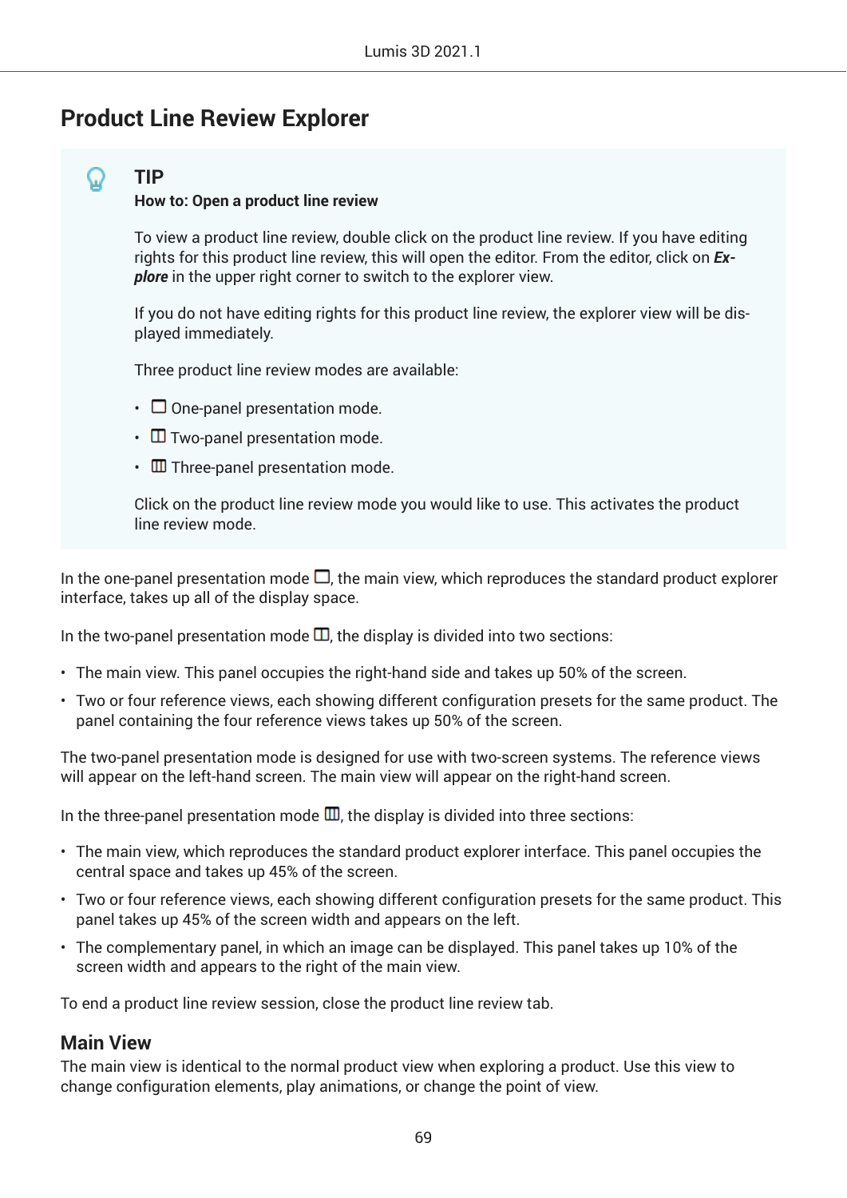# Product Line Review Explorer

> **TIP**
>
> **How to: Open a product line review**
>
> To view a product line review, double click on the product line review. If you have editing rights for this product line review, this will open the editor. From the editor, click on ***Explore*** in the upper right corner to switch to the explorer view.
>
> If you do not have editing rights for this product line review, the explorer view will be displayed immediately.
>
> Three product line review modes are available:
>
> - One-panel presentation mode.
> - Two-panel presentation mode.
> - Three-panel presentation mode.
>
> Click on the product line review mode you would like to use. This activates the product line review mode.

In the one-panel presentation mode, the main view, which reproduces the standard product explorer interface, takes up all of the display space.

In the two-panel presentation mode, the display is divided into two sections:

- The main view. This panel occupies the right-hand side and takes up 50% of the screen.
- Two or four reference views, each showing different configuration presets for the same product. The panel containing the four reference views takes up 50% of the screen.

The two-panel presentation mode is designed for use with two-screen systems. The reference views will appear on the left-hand screen. The main view will appear on the right-hand screen.

In the three-panel presentation mode, the display is divided into three sections:

- The main view, which reproduces the standard product explorer interface. This panel occupies the central space and takes up 45% of the screen.
- Two or four reference views, each showing different configuration presets for the same product. This panel takes up 45% of the screen width and appears on the left.
- The complementary panel, in which an image can be displayed. This panel takes up 10% of the screen width and appears to the right of the main view.

To end a product line review session, close the product line review tab.

## Main View

The main view is identical to the normal product view when exploring a product. Use this view to change configuration elements, play animations, or change the point of view.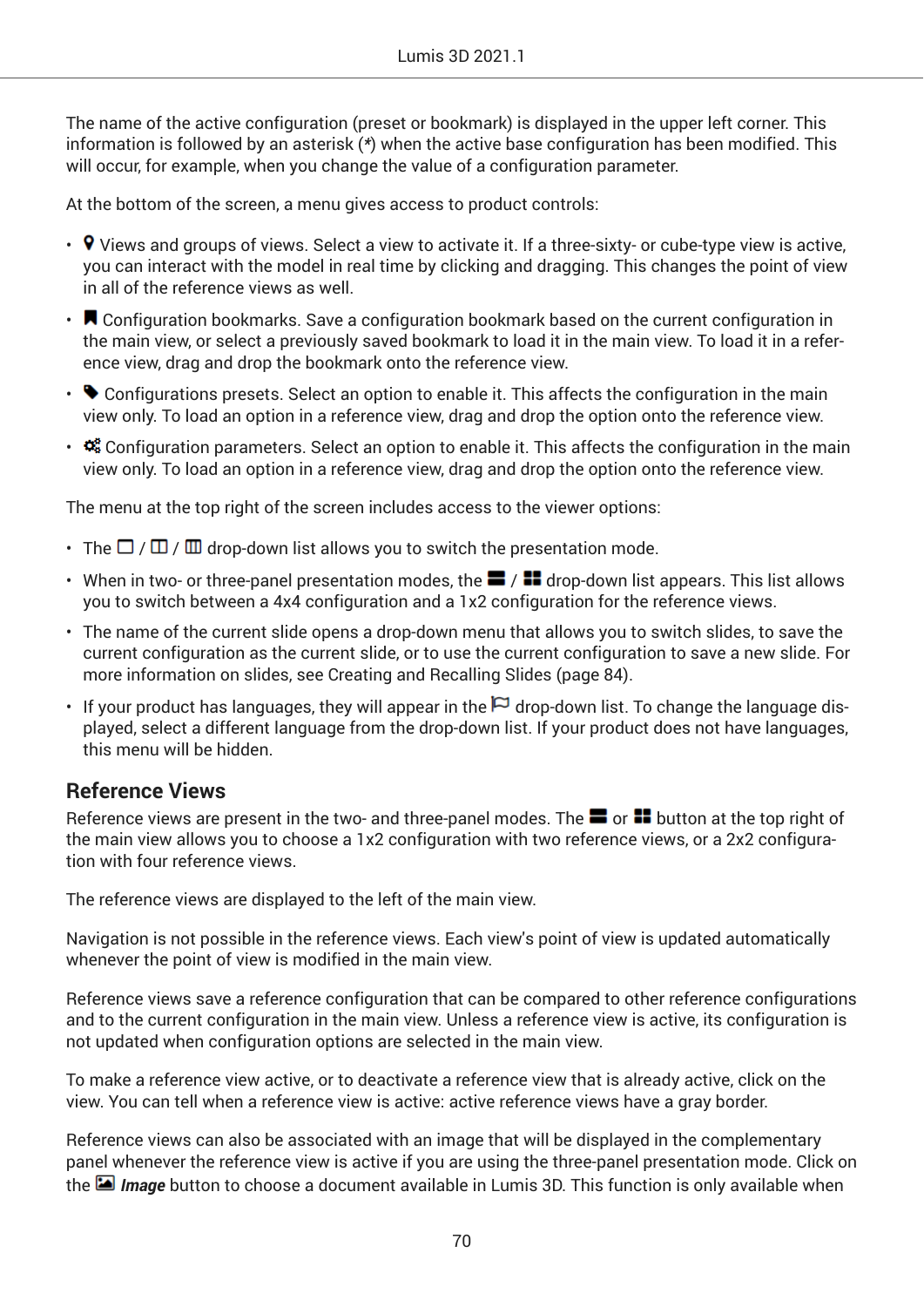The name of the active configuration (preset or bookmark) is displayed in the upper left corner. This information is followed by an asterisk (*) when the active base configuration has been modified. This will occur, for example, when you change the value of a configuration parameter.

At the bottom of the screen, a menu gives access to product controls:

- Views and groups of views. Select a view to activate it. If a three-sixty- or cube-type view is active, you can interact with the model in real time by clicking and dragging. This changes the point of view in all of the reference views as well.
- Configuration bookmarks. Save a configuration bookmark based on the current configuration in the main view, or select a previously saved bookmark to load it in the main view. To load it in a reference view, drag and drop the bookmark onto the reference view.
- Configurations presets. Select an option to enable it. This affects the configuration in the main view only. To load an option in a reference view, drag and drop the option onto the reference view.
- Configuration parameters. Select an option to enable it. This affects the configuration in the main view only. To load an option in a reference view, drag and drop the option onto the reference view.

The menu at the top right of the screen includes access to the viewer options:

- The / / drop-down list allows you to switch the presentation mode.
- When in two- or three-panel presentation modes, the / drop-down list appears. This list allows you to switch between a 4x4 configuration and a 1x2 configuration for the reference views.
- The name of the current slide opens a drop-down menu that allows you to switch slides, to save the current configuration as the current slide, or to use the current configuration to save a new slide. For more information on slides, see Creating and Recalling Slides (page 84).
- If your product has languages, they will appear in the drop-down list. To change the language displayed, select a different language from the drop-down list. If your product does not have languages, this menu will be hidden.

## Reference Views

Reference views are present in the two- and three-panel modes. The or button at the top right of the main view allows you to choose a 1x2 configuration with two reference views, or a 2x2 configuration with four reference views.

The reference views are displayed to the left of the main view.

Navigation is not possible in the reference views. Each view's point of view is updated automatically whenever the point of view is modified in the main view.

Reference views save a reference configuration that can be compared to other reference configurations and to the current configuration in the main view. Unless a reference view is active, its configuration is not updated when configuration options are selected in the main view.

To make a reference view active, or to deactivate a reference view that is already active, click on the view. You can tell when a reference view is active: active reference views have a gray border.

Reference views can also be associated with an image that will be displayed in the complementary panel whenever the reference view is active if you are using the three-panel presentation mode. Click on the ***Image*** button to choose a document available in Lumis 3D. This function is only available when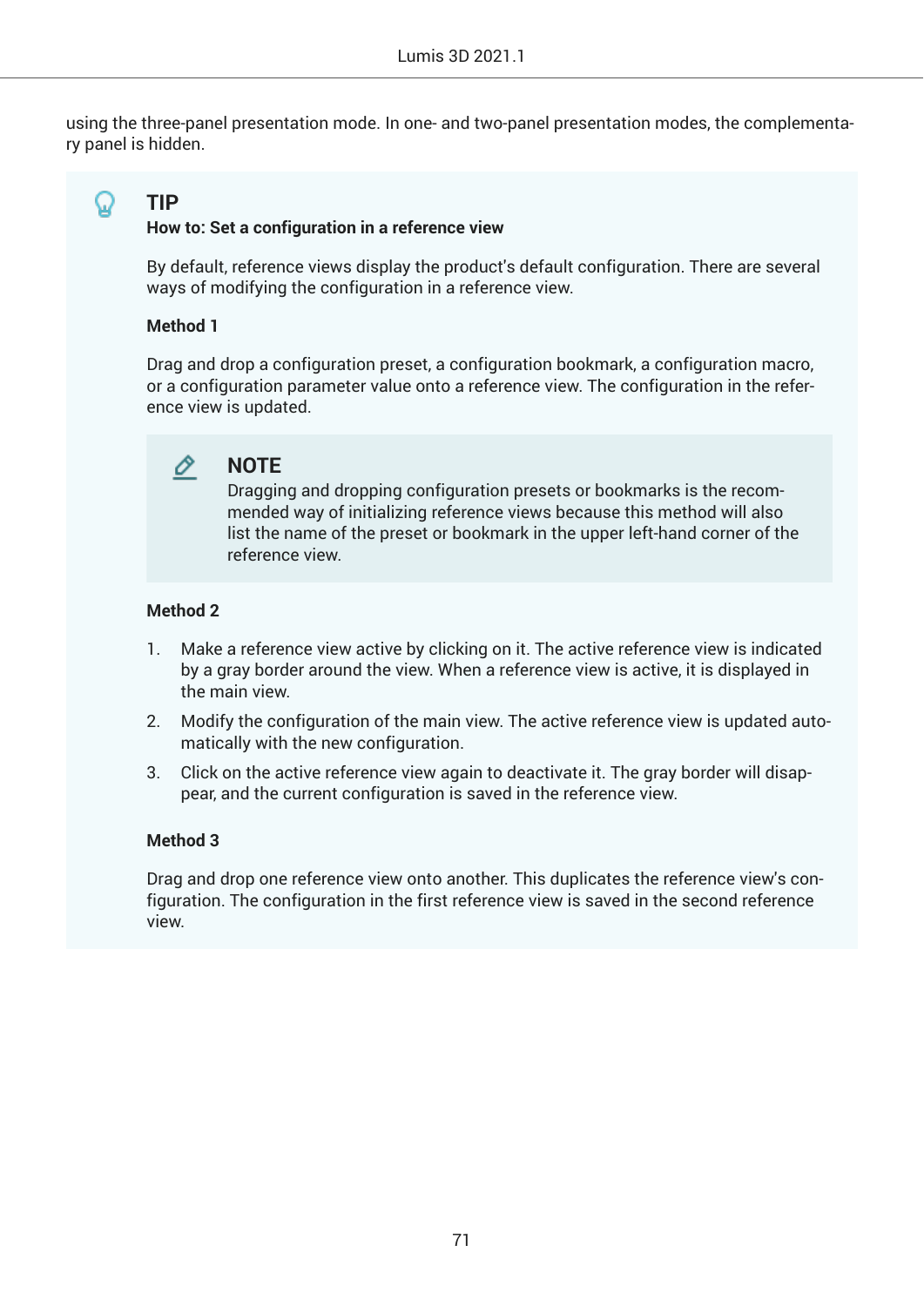using the three-panel presentation mode. In one- and two-panel presentation modes, the complementary panel is hidden.

> **TIP**
>
> **How to: Set a configuration in a reference view**
>
> By default, reference views display the product's default configuration. There are several ways of modifying the configuration in a reference view.
>
> **Method 1**
>
> Drag and drop a configuration preset, a configuration bookmark, a configuration macro, or a configuration parameter value onto a reference view. The configuration in the reference view is updated.
>
> > **NOTE**
> >
> > Dragging and dropping configuration presets or bookmarks is the recommended way of initializing reference views because this method will also list the name of the preset or bookmark in the upper left-hand corner of the reference view.
>
> **Method 2**
>
> 1. Make a reference view active by clicking on it. The active reference view is indicated by a gray border around the view. When a reference view is active, it is displayed in the main view.
> 2. Modify the configuration of the main view. The active reference view is updated automatically with the new configuration.
> 3. Click on the active reference view again to deactivate it. The gray border will disappear, and the current configuration is saved in the reference view.
>
> **Method 3**
>
> Drag and drop one reference view onto another. This duplicates the reference view's configuration. The configuration in the first reference view is saved in the second reference view.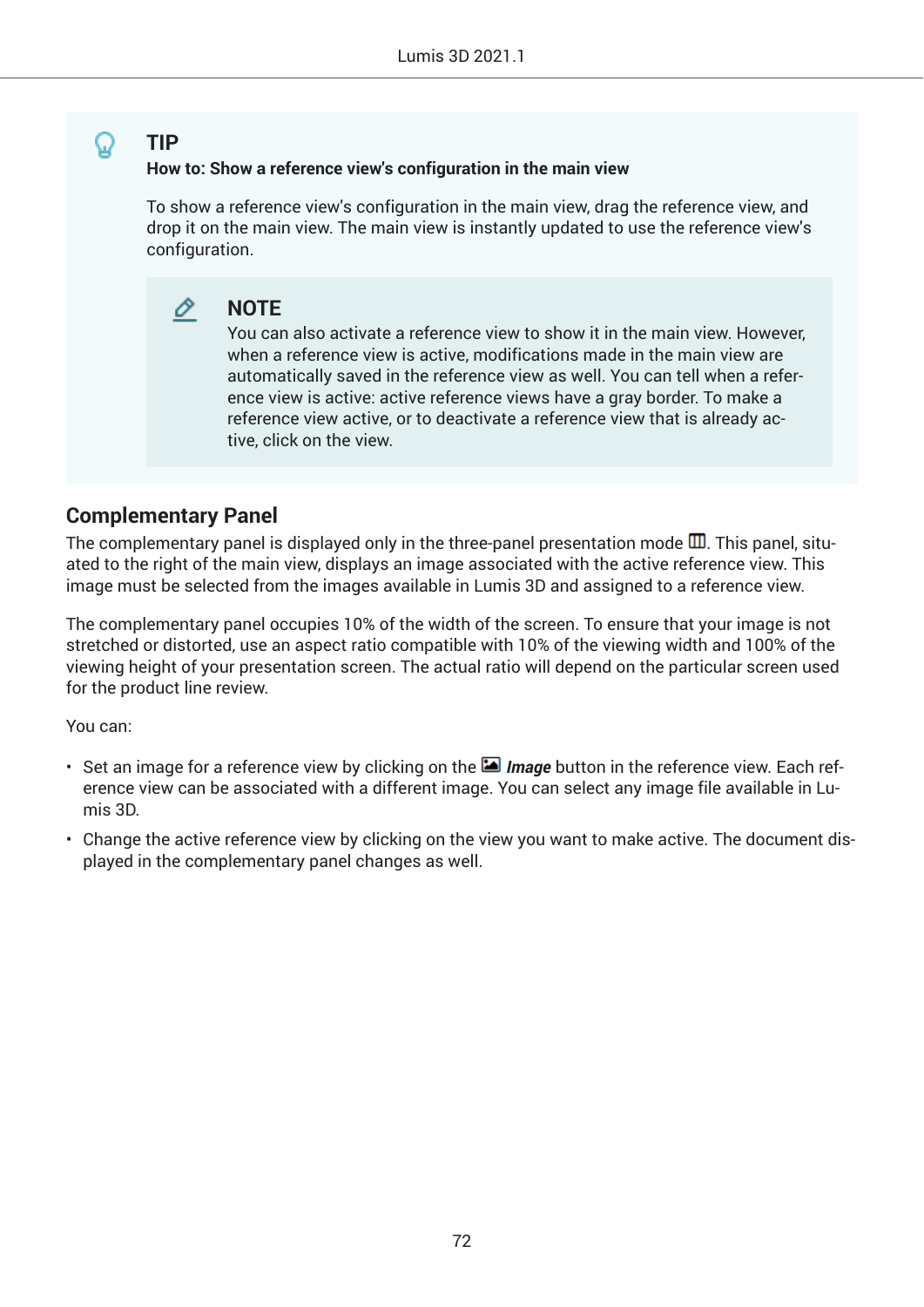> **TIP**
>
> **How to: Show a reference view's configuration in the main view**
>
> To show a reference view's configuration in the main view, drag the reference view, and drop it on the main view. The main view is instantly updated to use the reference view's configuration.
>
> > **NOTE**
> >
> > You can also activate a reference view to show it in the main view. However, when a reference view is active, modifications made in the main view are automatically saved in the reference view as well. You can tell when a reference view is active: active reference views have a gray border. To make a reference view active, or to deactivate a reference view that is already active, click on the view.

## Complementary Panel

The complementary panel is displayed only in the three-panel presentation mode. This panel, situated to the right of the main view, displays an image associated with the active reference view. This image must be selected from the images available in Lumis 3D and assigned to a reference view.

The complementary panel occupies 10% of the width of the screen. To ensure that your image is not stretched or distorted, use an aspect ratio compatible with 10% of the viewing width and 100% of the viewing height of your presentation screen. The actual ratio will depend on the particular screen used for the product line review.

You can:

- Set an image for a reference view by clicking on the ***Image*** button in the reference view. Each reference view can be associated with a different image. You can select any image file available in Lumis 3D.
- Change the active reference view by clicking on the view you want to make active. The document displayed in the complementary panel changes as well.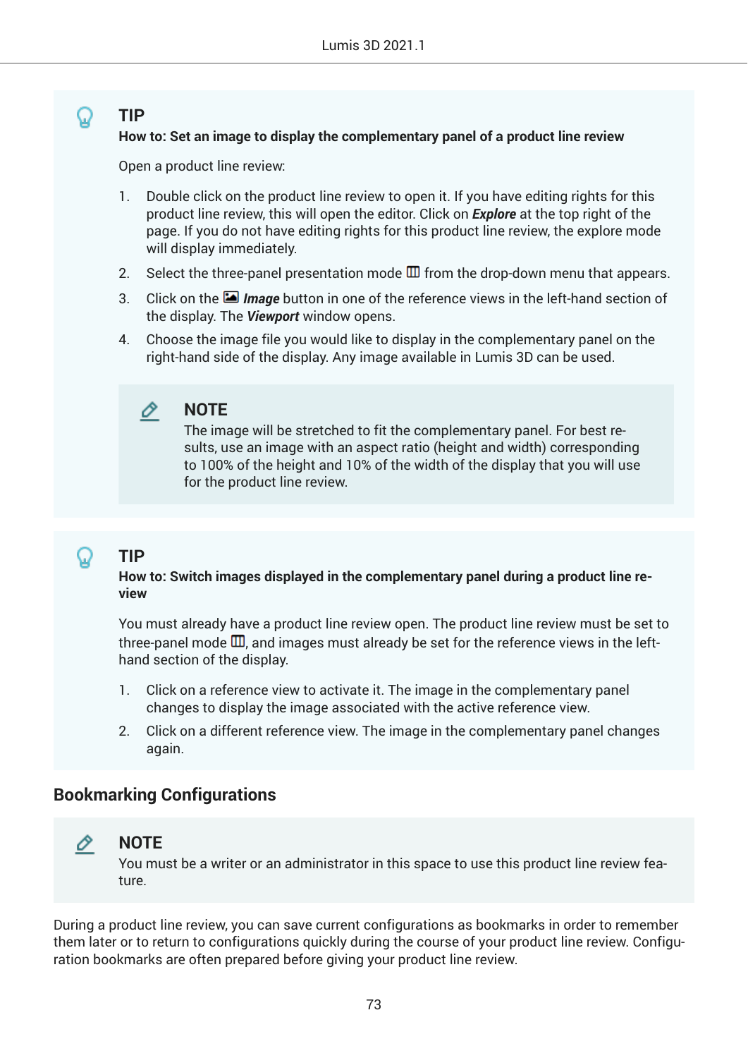> **TIP**
>
> **How to: Set an image to display the complementary panel of a product line review**
>
> Open a product line review:
>
> 1. Double click on the product line review to open it. If you have editing rights for this product line review, this will open the editor. Click on ***Explore*** at the top right of the page. If you do not have editing rights for this product line review, the explore mode will display immediately.
> 2. Select the three-panel presentation mode from the drop-down menu that appears.
> 3. Click on the ***Image*** button in one of the reference views in the left-hand section of the display. The ***Viewport*** window opens.
> 4. Choose the image file you would like to display in the complementary panel on the right-hand side of the display. Any image available in Lumis 3D can be used.
>
> > **NOTE**
> >
> > The image will be stretched to fit the complementary panel. For best results, use an image with an aspect ratio (height and width) corresponding to 100% of the height and 10% of the width of the display that you will use for the product line review.

> **TIP**
>
> **How to: Switch images displayed in the complementary panel during a product line review**
>
> You must already have a product line review open. The product line review must be set to three-panel mode, and images must already be set for the reference views in the left-hand section of the display.
>
> 1. Click on a reference view to activate it. The image in the complementary panel changes to display the image associated with the active reference view.
> 2. Click on a different reference view. The image in the complementary panel changes again.

## Bookmarking Configurations

> **NOTE**
>
> You must be a writer or an administrator in this space to use this product line review feature.

During a product line review, you can save current configurations as bookmarks in order to remember them later or to return to configurations quickly during the course of your product line review. Configuration bookmarks are often prepared before giving your product line review.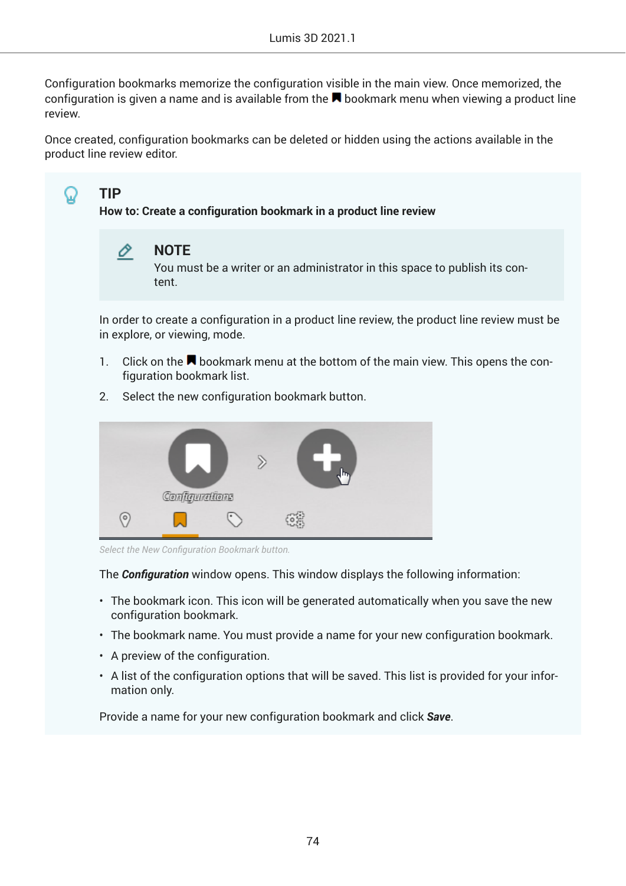Configuration bookmarks memorize the configuration visible in the main view. Once memorized, the configuration is given a name and is available from the bookmark menu when viewing a product line review.

Once created, configuration bookmarks can be deleted or hidden using the actions available in the product line review editor.

> **TIP**
>
> **How to: Create a configuration bookmark in a product line review**
>
> > **NOTE**
> >
> > You must be a writer or an administrator in this space to publish its content.
>
> In order to create a configuration in a product line review, the product line review must be in explore, or viewing, mode.
>
> 1. Click on the bookmark menu at the bottom of the main view. This opens the configuration bookmark list.
> 2. Select the new configuration bookmark button.
>
> *Select the New Configuration Bookmark button.*
>
> The ***Configuration*** window opens. This window displays the following information:
>
> - The bookmark icon. This icon will be generated automatically when you save the new configuration bookmark.
> - The bookmark name. You must provide a name for your new configuration bookmark.
> - A preview of the configuration.
> - A list of the configuration options that will be saved. This list is provided for your information only.
>
> Provide a name for your new configuration bookmark and click ***Save***.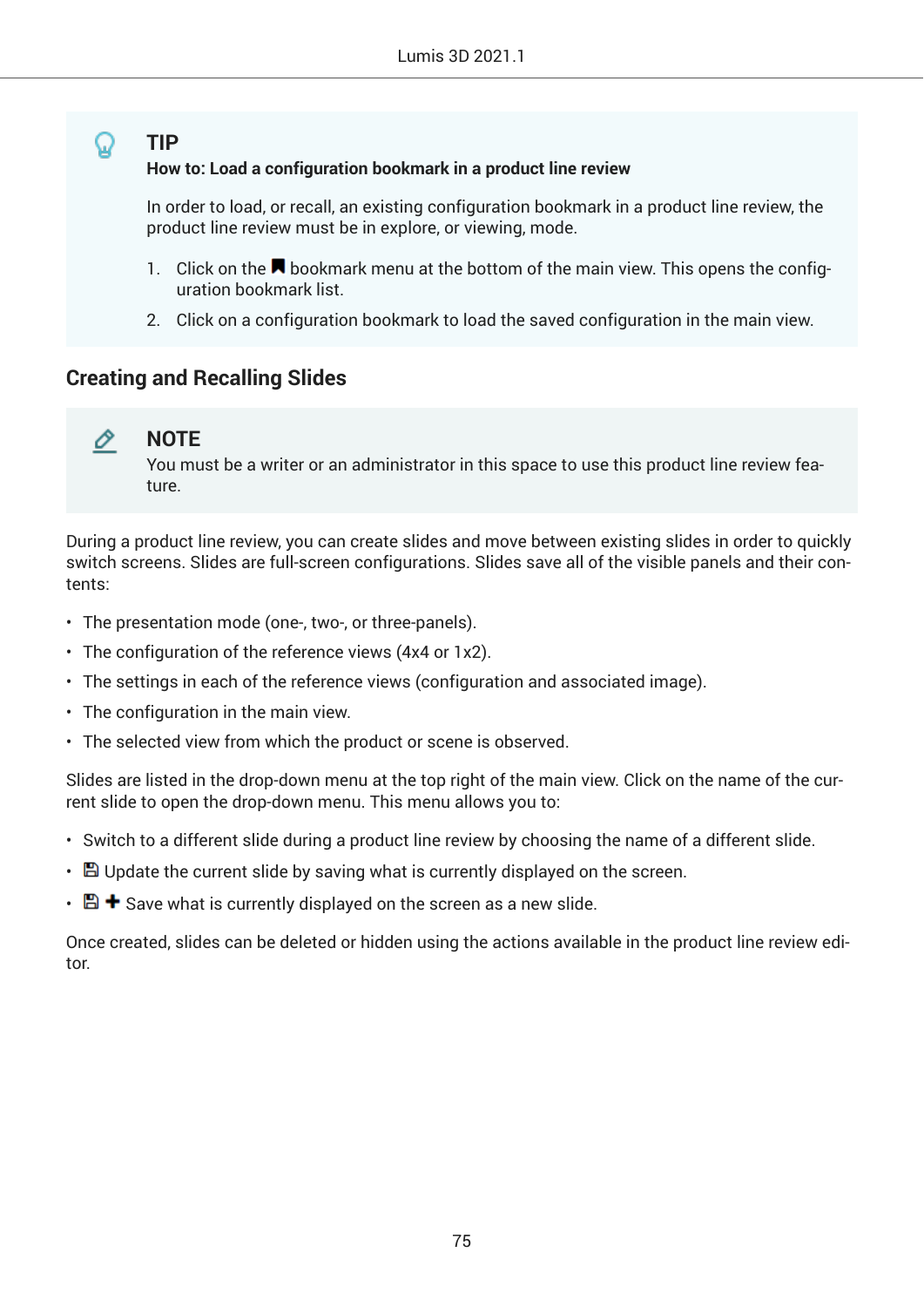> **TIP**
>
> **How to: Load a configuration bookmark in a product line review**
>
> In order to load, or recall, an existing configuration bookmark in a product line review, the product line review must be in explore, or viewing, mode.
>
> 1. Click on the bookmark menu at the bottom of the main view. This opens the configuration bookmark list.
> 2. Click on a configuration bookmark to load the saved configuration in the main view.

## Creating and Recalling Slides

> **NOTE**
>
> You must be a writer or an administrator in this space to use this product line review feature.

During a product line review, you can create slides and move between existing slides in order to quickly switch screens. Slides are full-screen configurations. Slides save all of the visible panels and their contents:

- The presentation mode (one-, two-, or three-panels).
- The configuration of the reference views (4x4 or 1x2).
- The settings in each of the reference views (configuration and associated image).
- The configuration in the main view.
- The selected view from which the product or scene is observed.

Slides are listed in the drop-down menu at the top right of the main view. Click on the name of the current slide to open the drop-down menu. This menu allows you to:

- Switch to a different slide during a product line review by choosing the name of a different slide.
- Update the current slide by saving what is currently displayed on the screen.
- Save what is currently displayed on the screen as a new slide.

Once created, slides can be deleted or hidden using the actions available in the product line review editor.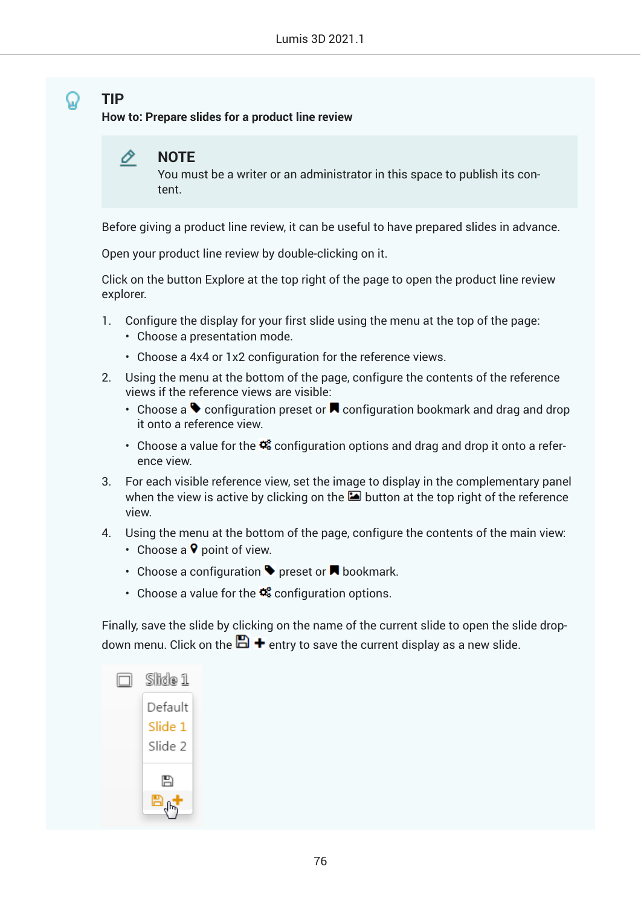**TIP**

**How to: Prepare slides for a product line review**

> **NOTE**
>
> You must be a writer or an administrator in this space to publish its content.

Before giving a product line review, it can be useful to have prepared slides in advance.

Open your product line review by double-clicking on it.

Click on the button Explore at the top right of the page to open the product line review explorer.

1. Configure the display for your first slide using the menu at the top of the page:
   - Choose a presentation mode.
   - Choose a 4x4 or 1x2 configuration for the reference views.
2. Using the menu at the bottom of the page, configure the contents of the reference views if the reference views are visible:
   - Choose a configuration preset or configuration bookmark and drag and drop it onto a reference view.
   - Choose a value for the configuration options and drag and drop it onto a reference view.
3. For each visible reference view, set the image to display in the complementary panel when the view is active by clicking on the button at the top right of the reference view.
4. Using the menu at the bottom of the page, configure the contents of the main view:
   - Choose a point of view.
   - Choose a configuration preset or bookmark.
   - Choose a value for the configuration options.

Finally, save the slide by clicking on the name of the current slide to open the slide drop-down menu. Click on the + entry to save the current display as a new slide.

Slide 1

Default
Slide 1
Slide 2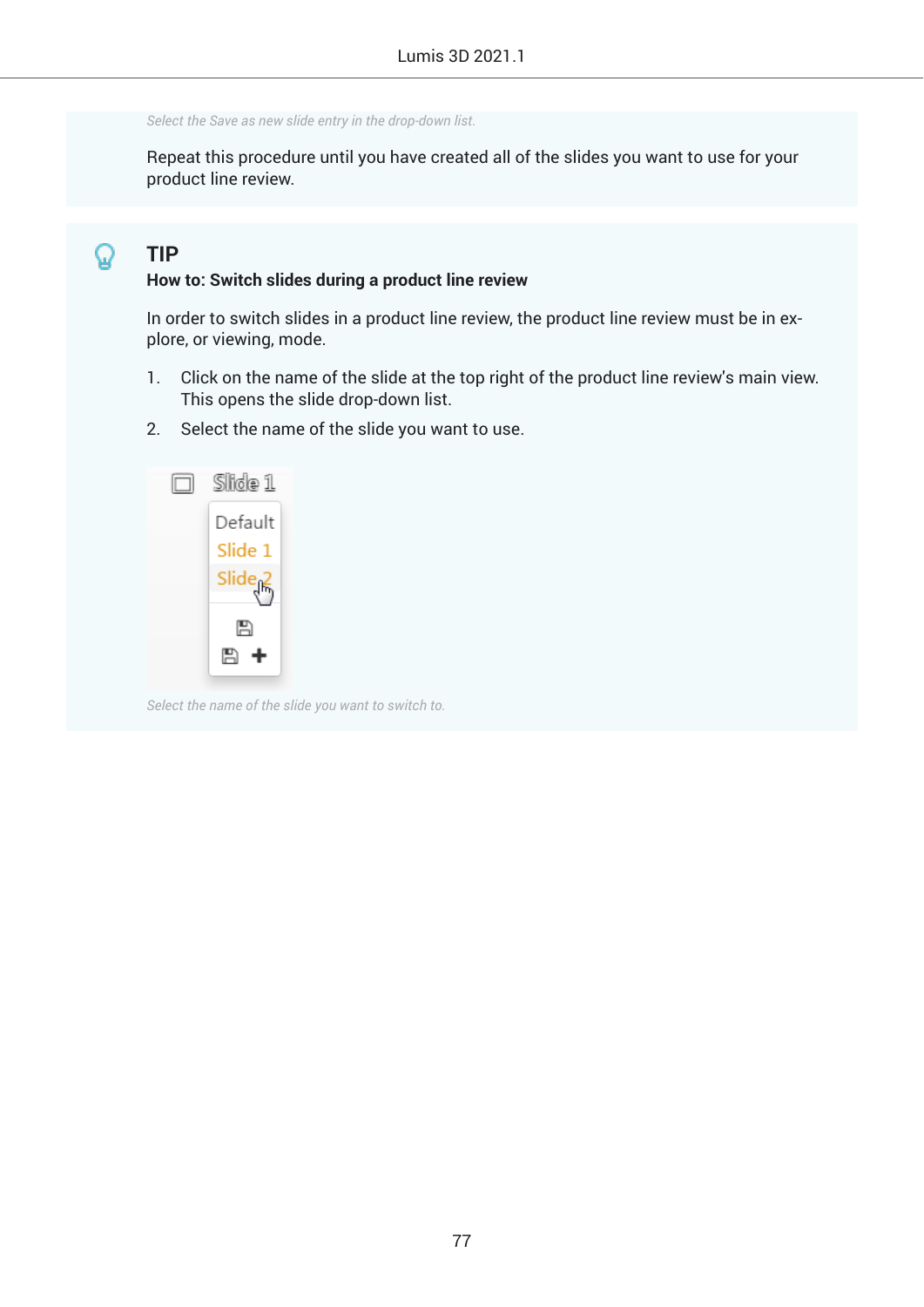*Select the Save as new slide entry in the drop-down list.*

Repeat this procedure until you have created all of the slides you want to use for your product line review.

**TIP**

**How to: Switch slides during a product line review**

In order to switch slides in a product line review, the product line review must be in explore, or viewing, mode.

1. Click on the name of the slide at the top right of the product line review's main view. This opens the slide drop-down list.
2. Select the name of the slide you want to use.

*Select the name of the slide you want to switch to.*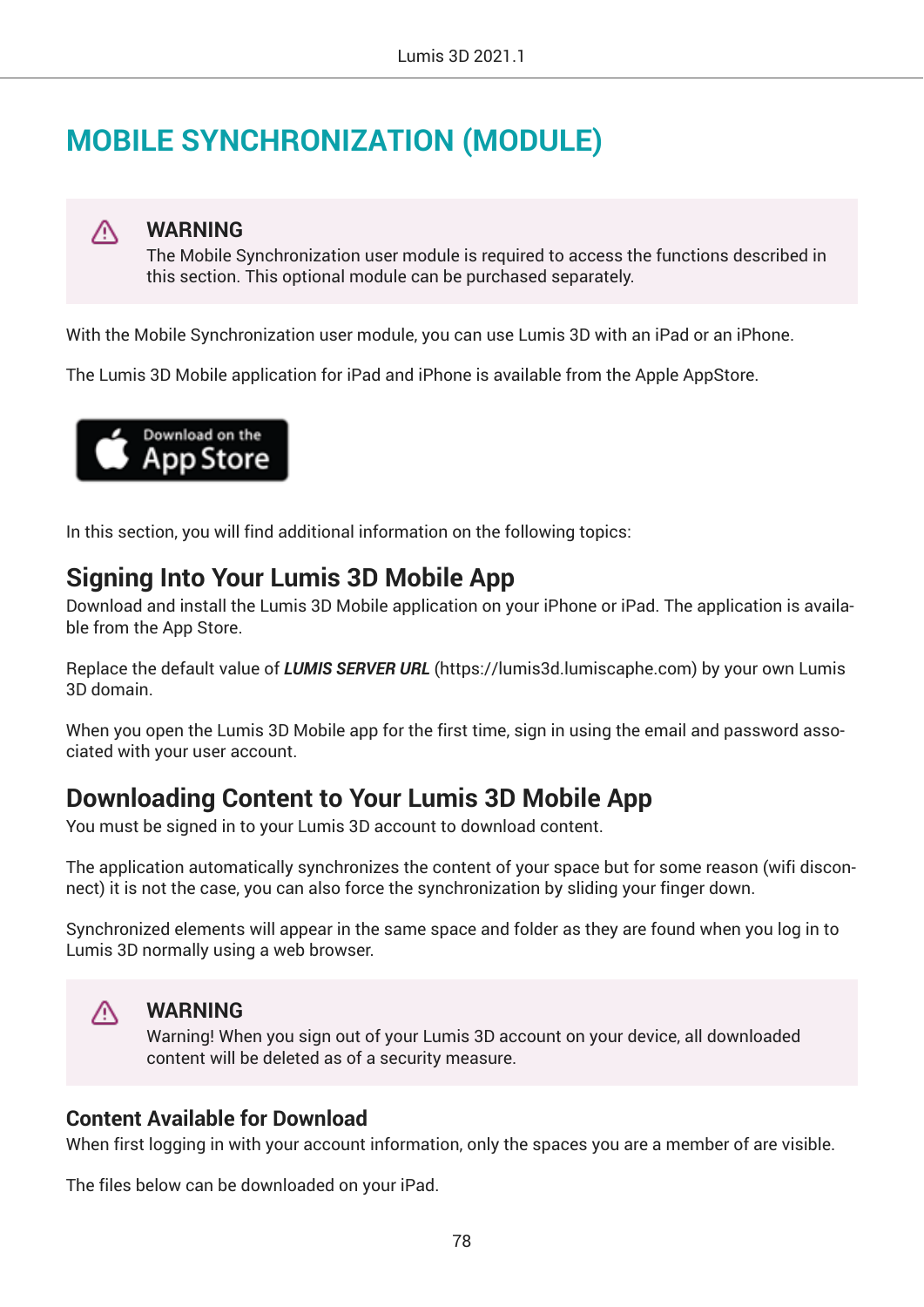# MOBILE SYNCHRONIZATION (MODULE)

> ⚠ **WARNING**
> The Mobile Synchronization user module is required to access the functions described in this section. This optional module can be purchased separately.

With the Mobile Synchronization user module, you can use Lumis 3D with an iPad or an iPhone.

The Lumis 3D Mobile application for iPad and iPhone is available from the Apple AppStore.

In this section, you will find additional information on the following topics:

## Signing Into Your Lumis 3D Mobile App

Download and install the Lumis 3D Mobile application on your iPhone or iPad. The application is available from the App Store.

Replace the default value of ***LUMIS SERVER URL*** (https://lumis3d.lumiscaphe.com) by your own Lumis 3D domain.

When you open the Lumis 3D Mobile app for the first time, sign in using the email and password associated with your user account.

## Downloading Content to Your Lumis 3D Mobile App

You must be signed in to your Lumis 3D account to download content.

The application automatically synchronizes the content of your space but for some reason (wifi disconnect) it is not the case, you can also force the synchronization by sliding your finger down.

Synchronized elements will appear in the same space and folder as they are found when you log in to Lumis 3D normally using a web browser.

> ⚠ **WARNING**
> Warning! When you sign out of your Lumis 3D account on your device, all downloaded content will be deleted as of a security measure.

### Content Available for Download

When first logging in with your account information, only the spaces you are a member of are visible.

The files below can be downloaded on your iPad.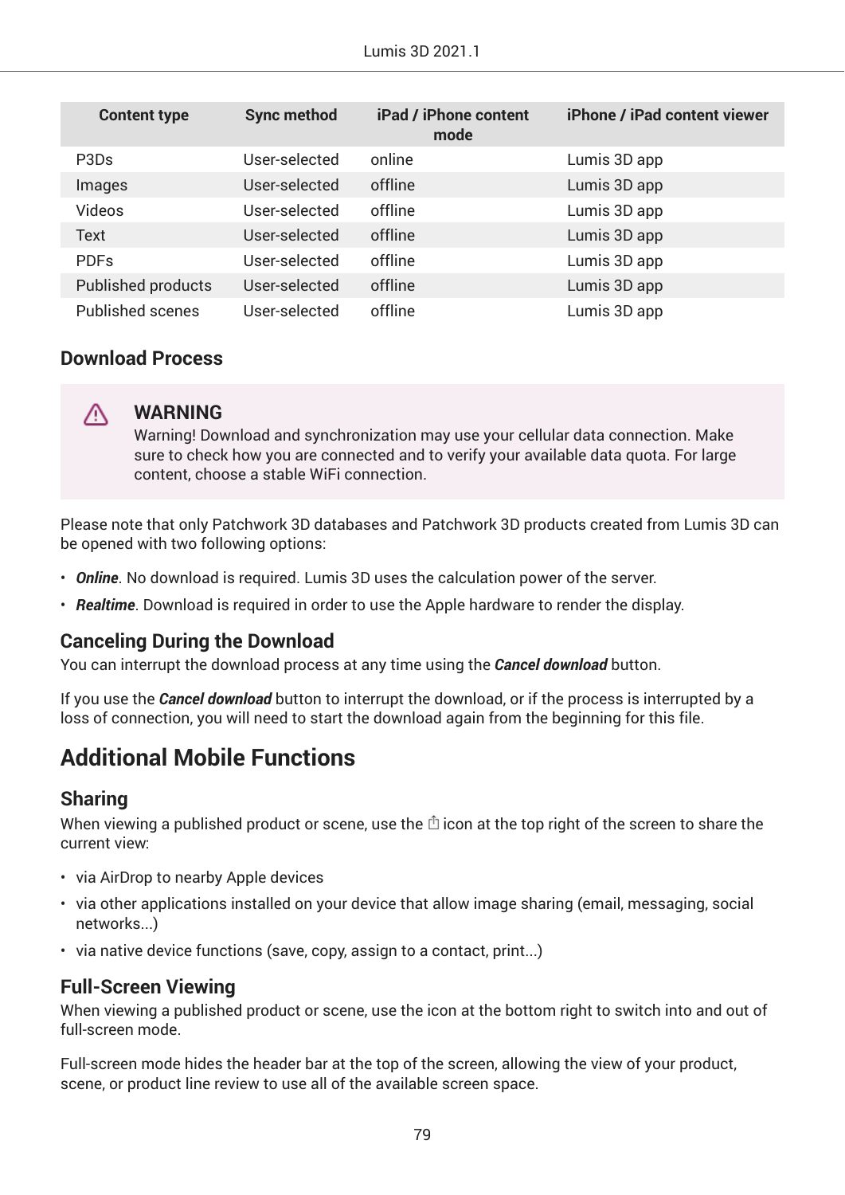| Content type | Sync method | iPad / iPhone content mode | iPhone / iPad content viewer |
|---|---|---|---|
| P3Ds | User-selected | online | Lumis 3D app |
| Images | User-selected | offline | Lumis 3D app |
| Videos | User-selected | offline | Lumis 3D app |
| Text | User-selected | offline | Lumis 3D app |
| PDFs | User-selected | offline | Lumis 3D app |
| Published products | User-selected | offline | Lumis 3D app |
| Published scenes | User-selected | offline | Lumis 3D app |

### Download Process

> ⚠ **WARNING**
> Warning! Download and synchronization may use your cellular data connection. Make sure to check how you are connected and to verify your available data quota. For large content, choose a stable WiFi connection.

Please note that only Patchwork 3D databases and Patchwork 3D products created from Lumis 3D can be opened with two following options:

- ***Online***. No download is required. Lumis 3D uses the calculation power of the server.
- ***Realtime***. Download is required in order to use the Apple hardware to render the display.

### Canceling During the Download

You can interrupt the download process at any time using the ***Cancel download*** button.

If you use the ***Cancel download*** button to interrupt the download, or if the process is interrupted by a loss of connection, you will need to start the download again from the beginning for this file.

## Additional Mobile Functions

### Sharing

When viewing a published product or scene, use the icon at the top right of the screen to share the current view:

- via AirDrop to nearby Apple devices
- via other applications installed on your device that allow image sharing (email, messaging, social networks...)
- via native device functions (save, copy, assign to a contact, print...)

### Full-Screen Viewing

When viewing a published product or scene, use the icon at the bottom right to switch into and out of full-screen mode.

Full-screen mode hides the header bar at the top of the screen, allowing the view of your product, scene, or product line review to use all of the available screen space.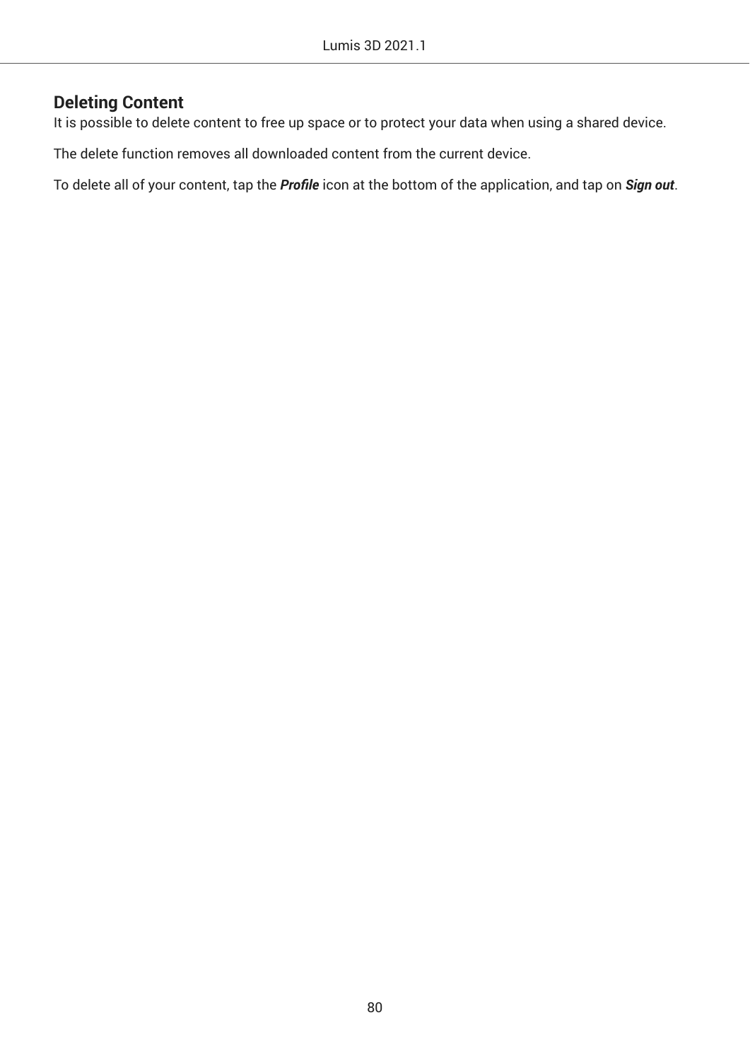## Deleting Content

It is possible to delete content to free up space or to protect your data when using a shared device.

The delete function removes all downloaded content from the current device.

To delete all of your content, tap the ***Profile*** icon at the bottom of the application, and tap on ***Sign out***.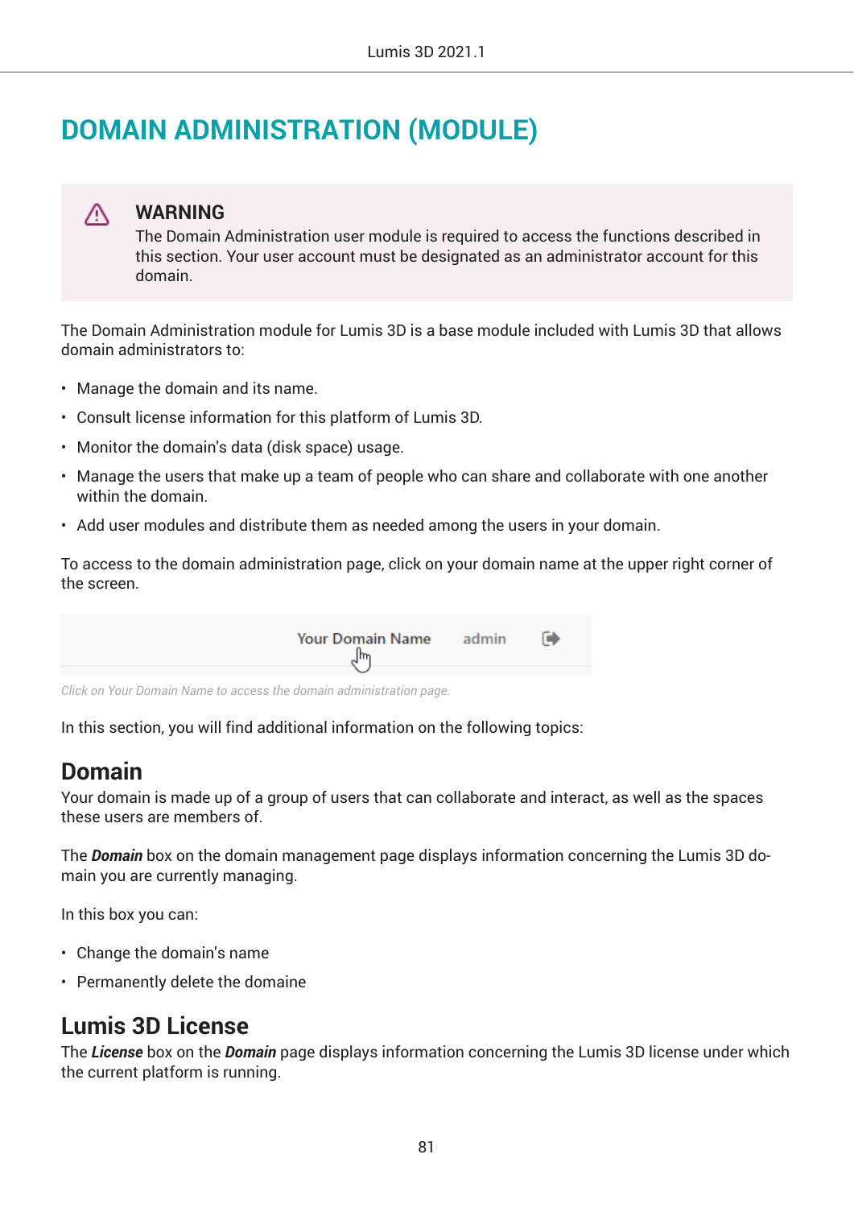# DOMAIN ADMINISTRATION (MODULE)

> **WARNING**
> The Domain Administration user module is required to access the functions described in this section. Your user account must be designated as an administrator account for this domain.

The Domain Administration module for Lumis 3D is a base module included with Lumis 3D that allows domain administrators to:

- Manage the domain and its name.
- Consult license information for this platform of Lumis 3D.
- Monitor the domain's data (disk space) usage.
- Manage the users that make up a team of people who can share and collaborate with one another within the domain.
- Add user modules and distribute them as needed among the users in your domain.

To access to the domain administration page, click on your domain name at the upper right corner of the screen.

Your Domain Name admin

*Click on Your Domain Name to access the domain administration page.*

In this section, you will find additional information on the following topics:

## Domain

Your domain is made up of a group of users that can collaborate and interact, as well as the spaces these users are members of.

The ***Domain*** box on the domain management page displays information concerning the Lumis 3D domain you are currently managing.

In this box you can:

- Change the domain's name
- Permanently delete the domaine

## Lumis 3D License

The ***License*** box on the ***Domain*** page displays information concerning the Lumis 3D license under which the current platform is running.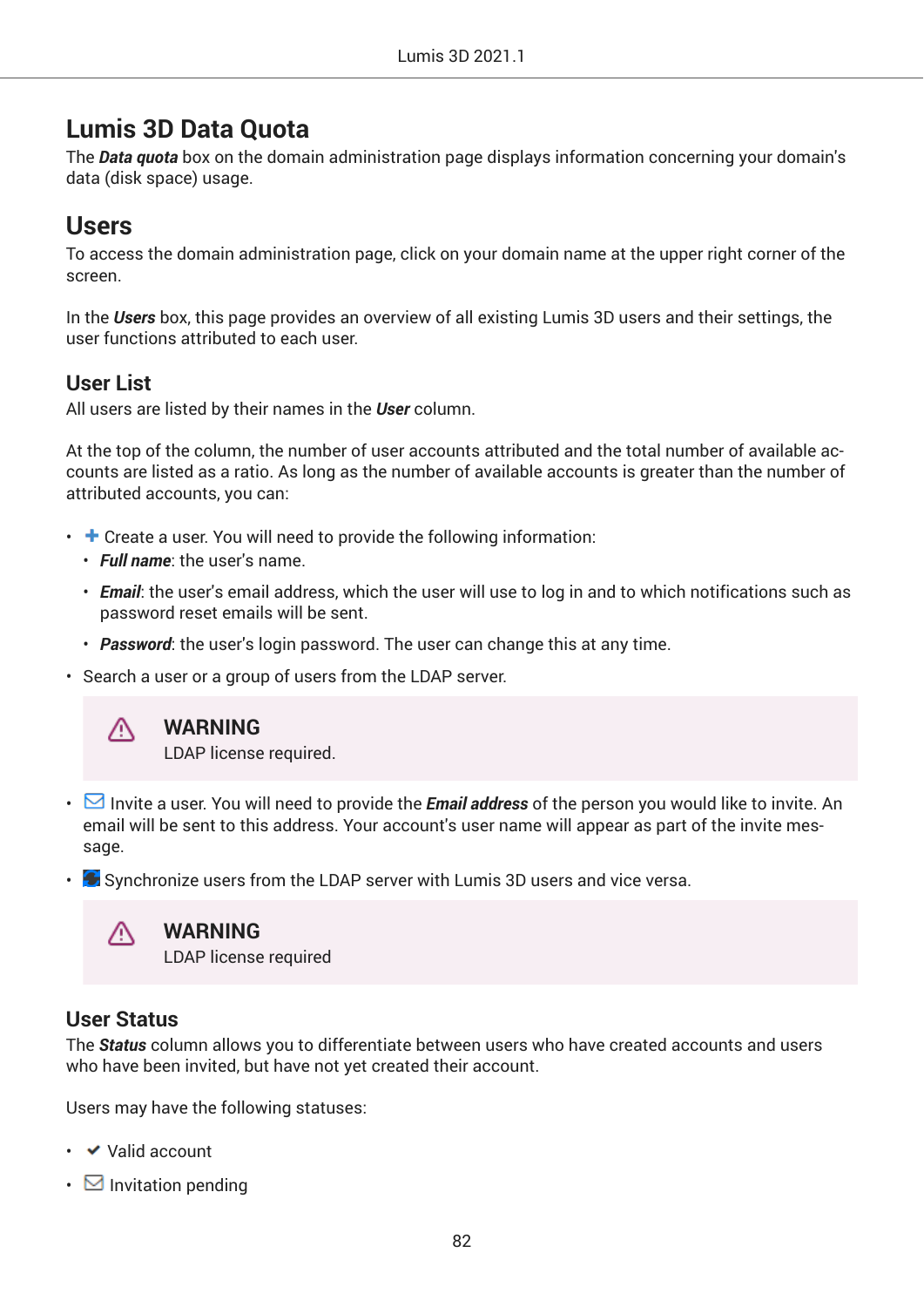# Lumis 3D Data Quota

The ***Data quota*** box on the domain administration page displays information concerning your domain's data (disk space) usage.

# Users

To access the domain administration page, click on your domain name at the upper right corner of the screen.

In the ***Users*** box, this page provides an overview of all existing Lumis 3D users and their settings, the user functions attributed to each user.

## User List

All users are listed by their names in the ***User*** column.

At the top of the column, the number of user accounts attributed and the total number of available accounts are listed as a ratio. As long as the number of available accounts is greater than the number of attributed accounts, you can:

- ✚ Create a user. You will need to provide the following information:
  - ***Full name***: the user's name.
  - ***Email***: the user's email address, which the user will use to log in and to which notifications such as password reset emails will be sent.
  - ***Password***: the user's login password. The user can change this at any time.
- Search a user or a group of users from the LDAP server.

> **WARNING**
> LDAP license required.

- ✉ Invite a user. You will need to provide the ***Email address*** of the person you would like to invite. An email will be sent to this address. Your account's user name will appear as part of the invite message.
- Synchronize users from the LDAP server with Lumis 3D users and vice versa.

> **WARNING**
> LDAP license required

## User Status

The ***Status*** column allows you to differentiate between users who have created accounts and users who have been invited, but have not yet created their account.

Users may have the following statuses:

- ✔ Valid account
- ✉ Invitation pending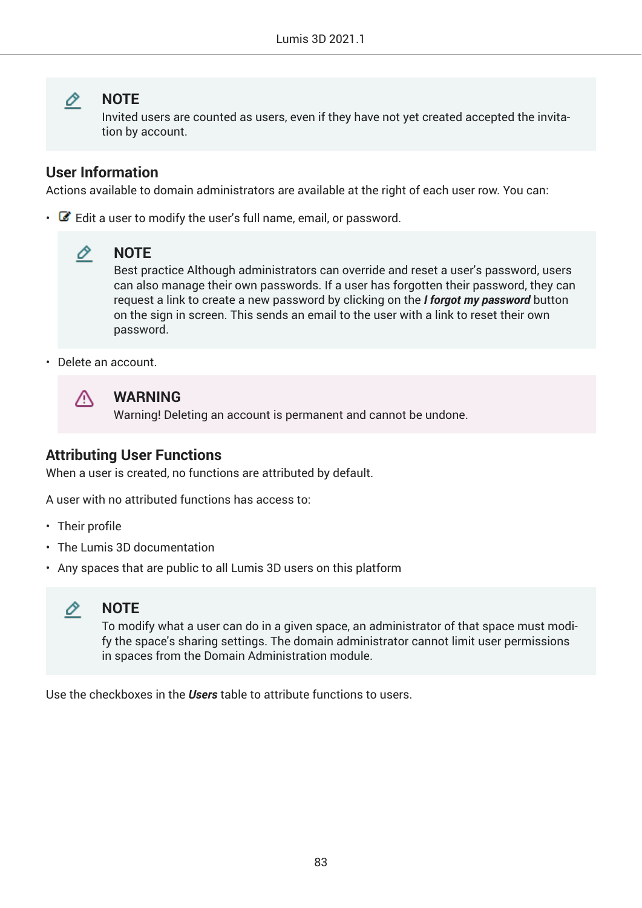> **NOTE**
> Invited users are counted as users, even if they have not yet created accepted the invitation by account.

## User Information

Actions available to domain administrators are available at the right of each user row. You can:

- Edit a user to modify the user's full name, email, or password.

  > **NOTE**
  > Best practice Although administrators can override and reset a user's password, users can also manage their own passwords. If a user has forgotten their password, they can request a link to create a new password by clicking on the ***I forgot my password*** button on the sign in screen. This sends an email to the user with a link to reset their own password.

- Delete an account.

  > **WARNING**
  > Warning! Deleting an account is permanent and cannot be undone.

## Attributing User Functions

When a user is created, no functions are attributed by default.

A user with no attributed functions has access to:

- Their profile
- The Lumis 3D documentation
- Any spaces that are public to all Lumis 3D users on this platform

> **NOTE**
> To modify what a user can do in a given space, an administrator of that space must modify the space's sharing settings. The domain administrator cannot limit user permissions in spaces from the Domain Administration module.

Use the checkboxes in the ***Users*** table to attribute functions to users.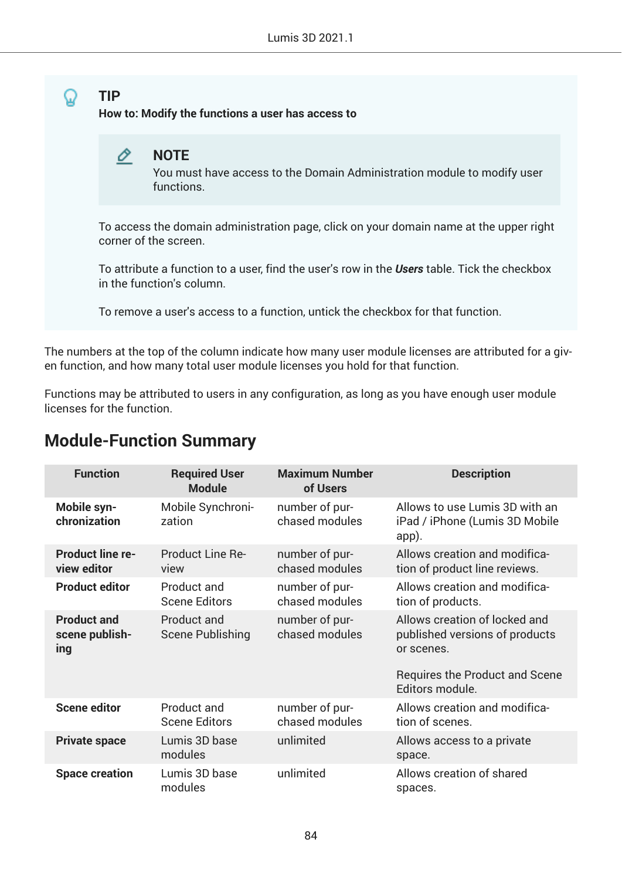> **TIP**
>
> **How to: Modify the functions a user has access to**
>
> > **NOTE**
> >
> > You must have access to the Domain Administration module to modify user functions.
>
> To access the domain administration page, click on your domain name at the upper right corner of the screen.
>
> To attribute a function to a user, find the user's row in the ***Users*** table. Tick the checkbox in the function's column.
>
> To remove a user's access to a function, untick the checkbox for that function.

The numbers at the top of the column indicate how many user module licenses are attributed for a given function, and how many total user module licenses you hold for that function.

Functions may be attributed to users in any configuration, as long as you have enough user module licenses for the function.

## Module-Function Summary

| Function | Required User Module | Maximum Number of Users | Description |
|---|---|---|---|
| **Mobile synchronization** | Mobile Synchronization | number of purchased modules | Allows to use Lumis 3D with an iPad / iPhone (Lumis 3D Mobile app). |
| **Product line review editor** | Product Line Review | number of purchased modules | Allows creation and modification of product line reviews. |
| **Product editor** | Product and Scene Editors | number of purchased modules | Allows creation and modification of products. |
| **Product and scene publishing** | Product and Scene Publishing | number of purchased modules | Allows creation of locked and published versions of products or scenes. Requires the Product and Scene Editors module. |
| **Scene editor** | Product and Scene Editors | number of purchased modules | Allows creation and modification of scenes. |
| **Private space** | Lumis 3D base modules | unlimited | Allows access to a private space. |
| **Space creation** | Lumis 3D base modules | unlimited | Allows creation of shared spaces. |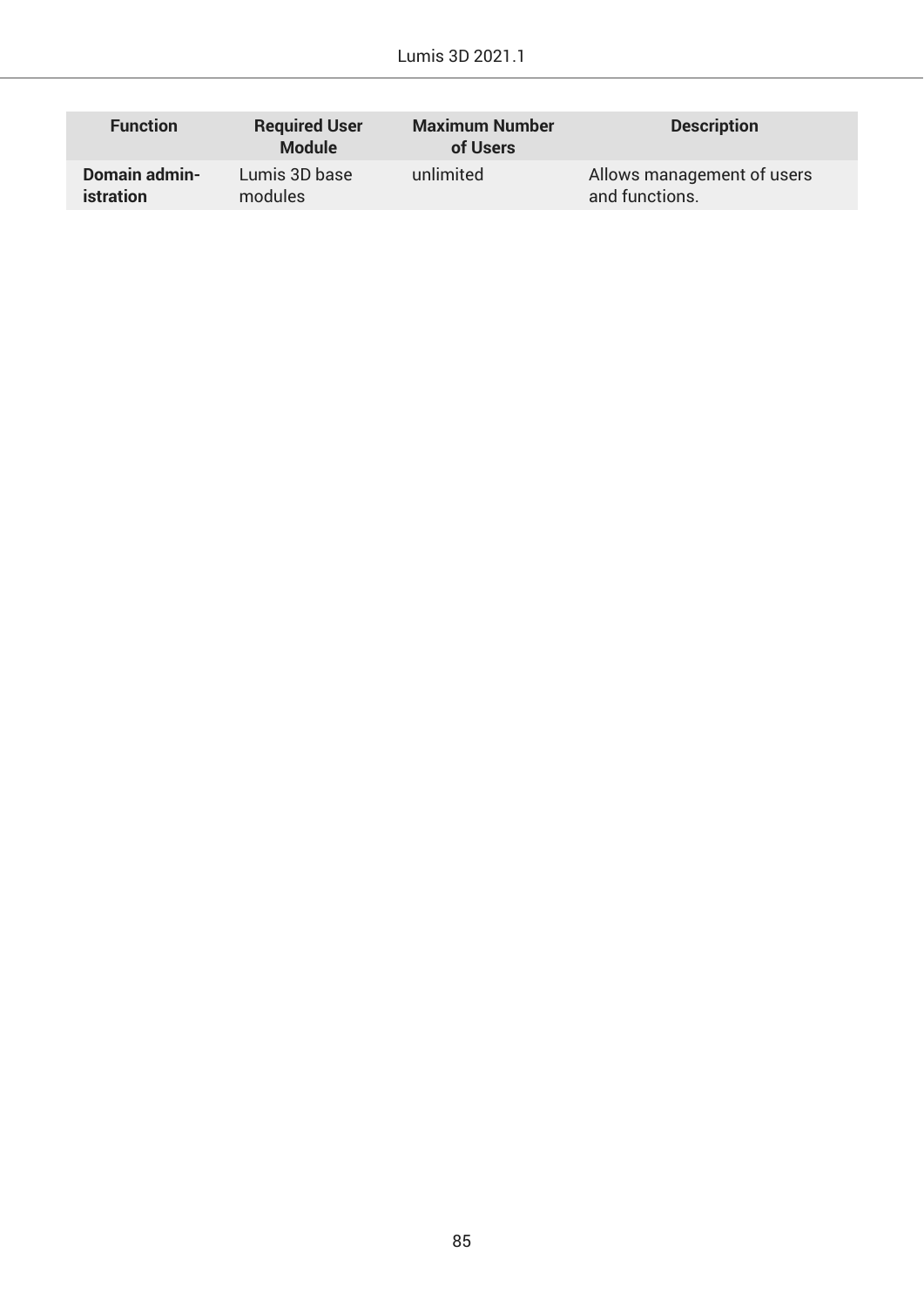| Function | Required User Module | Maximum Number of Users | Description |
| --- | --- | --- | --- |
| **Domain administration** | Lumis 3D base modules | unlimited | Allows management of users and functions. |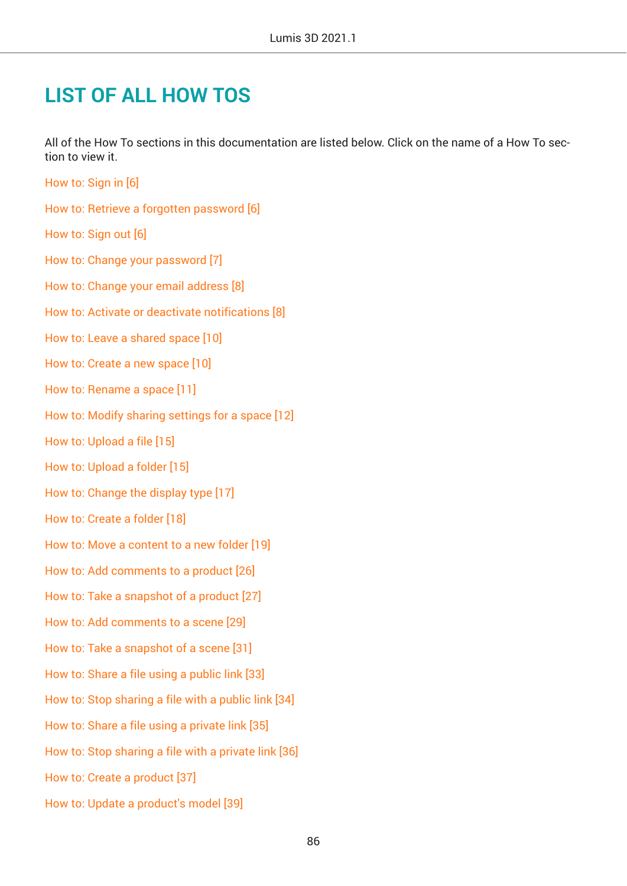# LIST OF ALL HOW TOS

All of the How To sections in this documentation are listed below. Click on the name of a How To section to view it.

How to: Sign in [6]

How to: Retrieve a forgotten password [6]

How to: Sign out [6]

How to: Change your password [7]

How to: Change your email address [8]

How to: Activate or deactivate notifications [8]

How to: Leave a shared space [10]

How to: Create a new space [10]

How to: Rename a space [11]

How to: Modify sharing settings for a space [12]

How to: Upload a file [15]

How to: Upload a folder [15]

How to: Change the display type [17]

How to: Create a folder [18]

How to: Move a content to a new folder [19]

How to: Add comments to a product [26]

How to: Take a snapshot of a product [27]

How to: Add comments to a scene [29]

How to: Take a snapshot of a scene [31]

How to: Share a file using a public link [33]

How to: Stop sharing a file with a public link [34]

How to: Share a file using a private link [35]

How to: Stop sharing a file with a private link [36]

How to: Create a product [37]

How to: Update a product's model [39]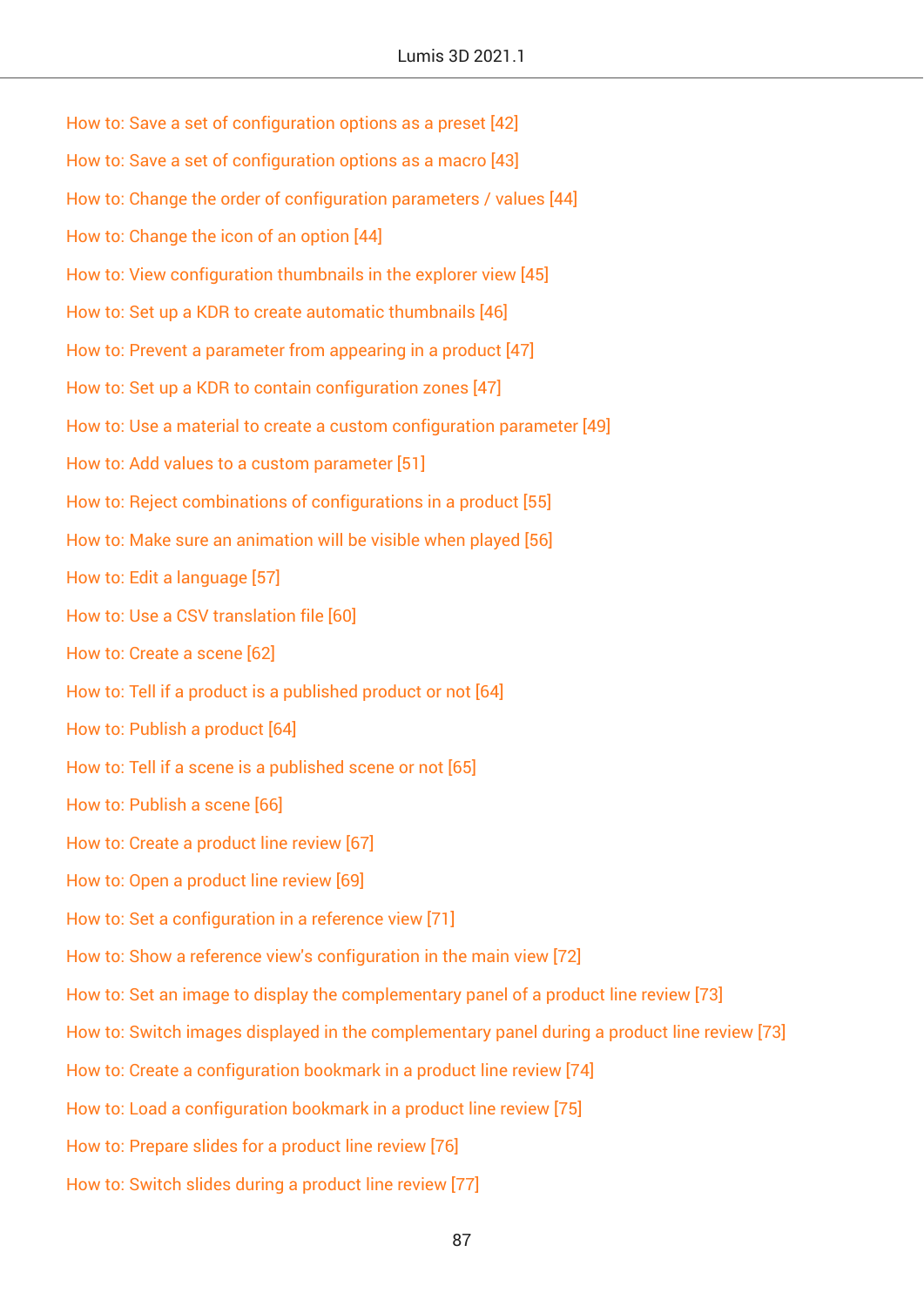How to: Save a set of configuration options as a preset [42]

How to: Save a set of configuration options as a macro [43]

How to: Change the order of configuration parameters / values [44]

How to: Change the icon of an option [44]

How to: View configuration thumbnails in the explorer view [45]

How to: Set up a KDR to create automatic thumbnails [46]

How to: Prevent a parameter from appearing in a product [47]

How to: Set up a KDR to contain configuration zones [47]

How to: Use a material to create a custom configuration parameter [49]

How to: Add values to a custom parameter [51]

How to: Reject combinations of configurations in a product [55]

How to: Make sure an animation will be visible when played [56]

How to: Edit a language [57]

How to: Use a CSV translation file [60]

How to: Create a scene [62]

How to: Tell if a product is a published product or not [64]

How to: Publish a product [64]

How to: Tell if a scene is a published scene or not [65]

How to: Publish a scene [66]

How to: Create a product line review [67]

How to: Open a product line review [69]

How to: Set a configuration in a reference view [71]

How to: Show a reference view's configuration in the main view [72]

How to: Set an image to display the complementary panel of a product line review [73]

How to: Switch images displayed in the complementary panel during a product line review [73]

How to: Create a configuration bookmark in a product line review [74]

How to: Load a configuration bookmark in a product line review [75]

How to: Prepare slides for a product line review [76]

How to: Switch slides during a product line review [77]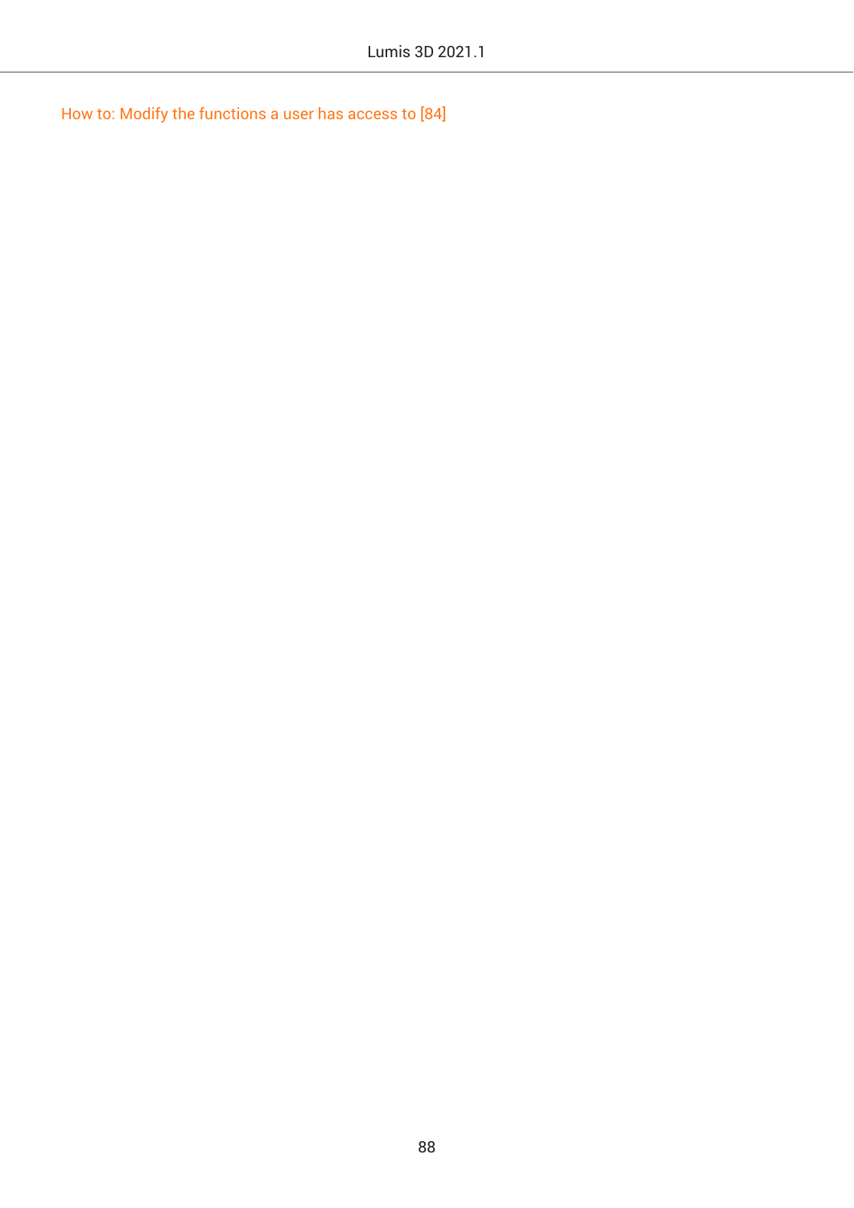How to: Modify the functions a user has access to [84]